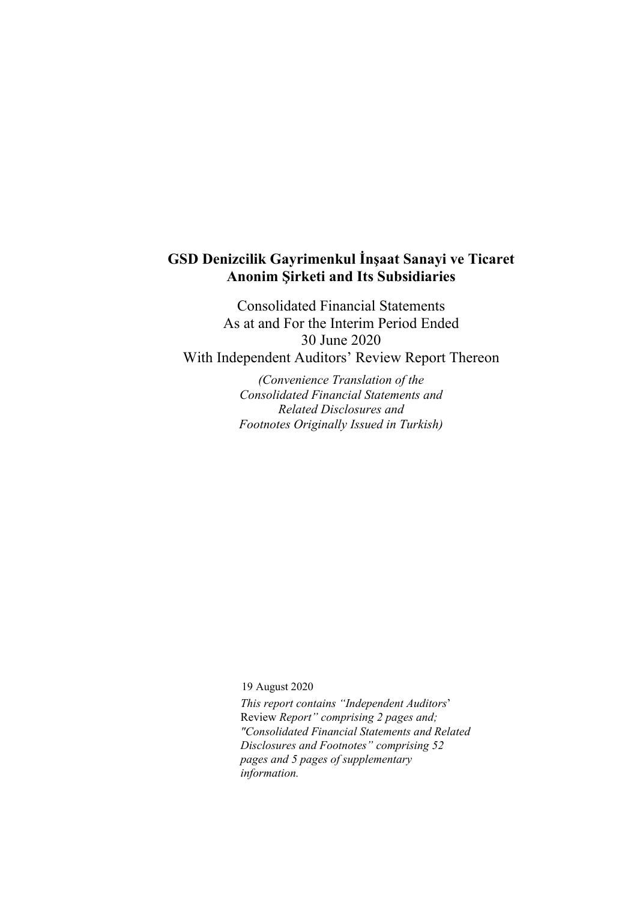# GSD Denizcilik Gayrimenkul İnşaat Sanayi ve Ticaret Anonim Şirketi and Its Subsidiaries

Consolidated Financial Statements
As at and For the Interim Period Ended
30 June 2020
With Independent Auditors' Review Report Thereon

*(Convenience Translation of the Consolidated Financial Statements and Related Disclosures and Footnotes Originally Issued in Turkish)*

19 August 2020

*This report contains "Independent Auditors'* Review *Report" comprising 2 pages and; "Consolidated Financial Statements and Related Disclosures and Footnotes" comprising 52 pages and 5 pages of supplementary information.*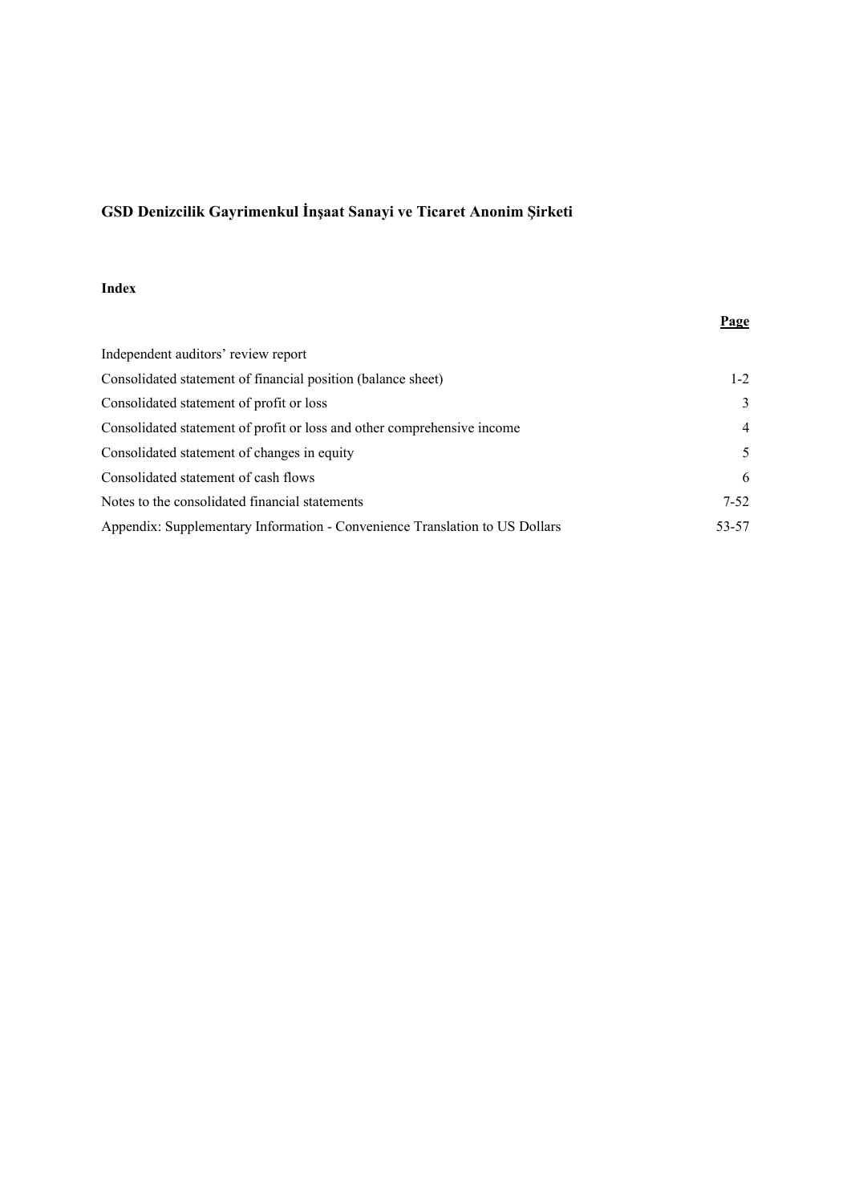**GSD Denizcilik Gayrimenkul İnşaat Sanayi ve Ticaret Anonim Şirketi**

**Index**

| | **Page** |
|---|---|
| Independent auditors' review report | |
| Consolidated statement of financial position (balance sheet) | 1-2 |
| Consolidated statement of profit or loss | 3 |
| Consolidated statement of profit or loss and other comprehensive income | 4 |
| Consolidated statement of changes in equity | 5 |
| Consolidated statement of cash flows | 6 |
| Notes to the consolidated financial statements | 7-52 |
| Appendix: Supplementary Information - Convenience Translation to US Dollars | 53-57 |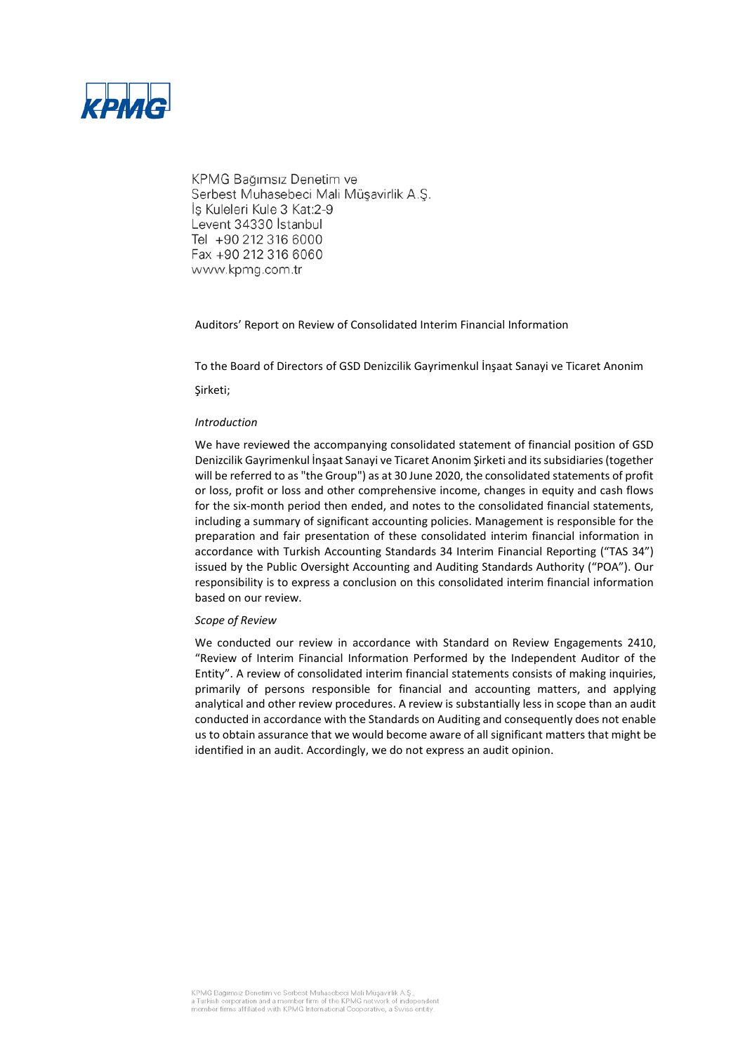KPMG Bağımsız Denetim ve
Serbest Muhasebeci Mali Müşavirlik A.Ş.
İş Kuleleri Kule 3 Kat:2-9
Levent 34330 İstanbul
Tel +90 212 316 6000
Fax +90 212 316 6060
www.kpmg.com.tr

Auditors' Report on Review of Consolidated Interim Financial Information

To the Board of Directors of GSD Denizcilik Gayrimenkul İnşaat Sanayi ve Ticaret Anonim Şirketi;

*Introduction*

We have reviewed the accompanying consolidated statement of financial position of GSD Denizcilik Gayrimenkul İnşaat Sanayi ve Ticaret Anonim Şirketi and its subsidiaries (together will be referred to as "the Group") as at 30 June 2020, the consolidated statements of profit or loss, profit or loss and other comprehensive income, changes in equity and cash flows for the six-month period then ended, and notes to the consolidated financial statements, including a summary of significant accounting policies. Management is responsible for the preparation and fair presentation of these consolidated interim financial information in accordance with Turkish Accounting Standards 34 Interim Financial Reporting ("TAS 34") issued by the Public Oversight Accounting and Auditing Standards Authority ("POA"). Our responsibility is to express a conclusion on this consolidated interim financial information based on our review.

*Scope of Review*

We conducted our review in accordance with Standard on Review Engagements 2410, "Review of Interim Financial Information Performed by the Independent Auditor of the Entity". A review of consolidated interim financial statements consists of making inquiries, primarily of persons responsible for financial and accounting matters, and applying analytical and other review procedures. A review is substantially less in scope than an audit conducted in accordance with the Standards on Auditing and consequently does not enable us to obtain assurance that we would become aware of all significant matters that might be identified in an audit. Accordingly, we do not express an audit opinion.

KPMG Bağımsız Denetim ve Serbest Muhasebeci Mali Müşavirlik A.Ş.,
a Turkish corporation and a member firm of the KPMG network of independent
member firms affiliated with KPMG International Cooperative, a Swiss entity.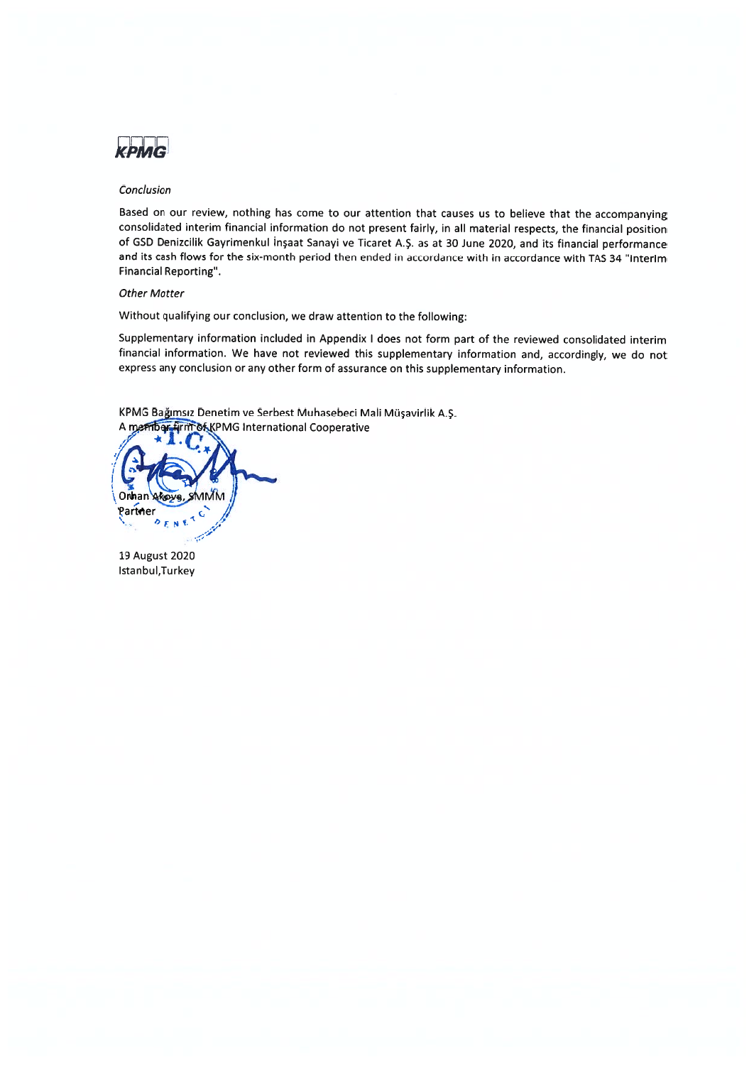KPMG

*Conclusion*

Based on our review, nothing has come to our attention that causes us to believe that the accompanying consolidated interim financial information do not present fairly, in all material respects, the financial position of GSD Denizcilik Gayrimenkul İnşaat Sanayi ve Ticaret A.Ş. as at 30 June 2020, and its financial performance and its cash flows for the six-month period then ended in accordance with in accordance with TAS 34 "Interim Financial Reporting".

*Other Matter*

Without qualifying our conclusion, we draw attention to the following:

Supplementary information included in Appendix I does not form part of the reviewed consolidated interim financial information. We have not reviewed this supplementary information and, accordingly, we do not express any conclusion or any other form of assurance on this supplementary information.

KPMG Bağımsız Denetim ve Serbest Muhasebeci Mali Müşavirlik A.Ş.
A member firm of KPMG International Cooperative

Orhan Akova, SMMM
Partner

19 August 2020
Istanbul,Turkey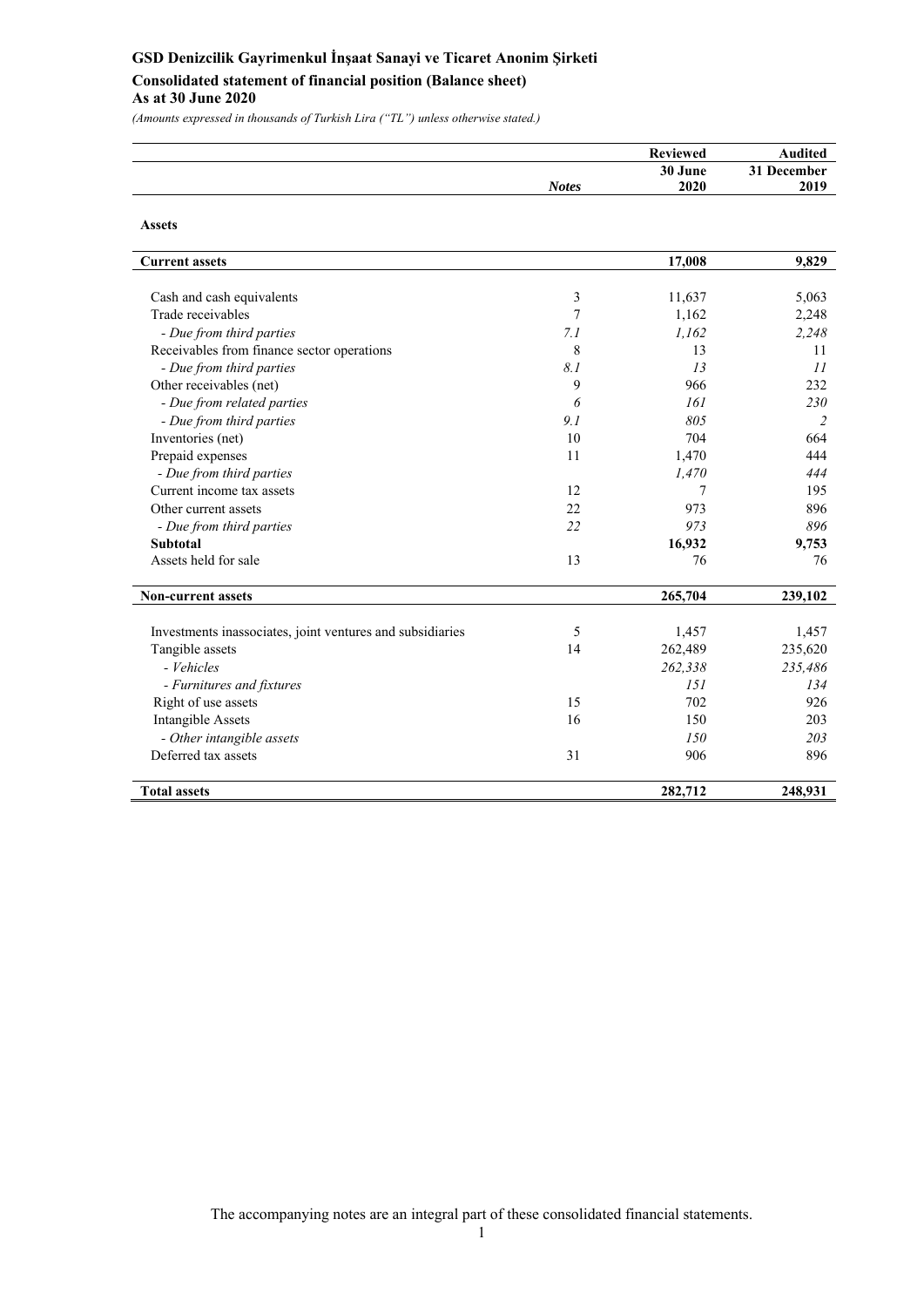# GSD Denizcilik Gayrimenkul İnşaat Sanayi ve Ticaret Anonim Şirketi

## Consolidated statement of financial position (Balance sheet)

**As at 30 June 2020**

*(Amounts expressed in thousands of Turkish Lira ("TL") unless otherwise stated.)*

| | *Notes* | **Reviewed** **30 June 2020** | **Audited** **31 December 2019** |
|---|---|---|---|
| **Assets** | | | |
| **Current assets** | | **17,008** | **9,829** |
| Cash and cash equivalents | 3 | 11,637 | 5,063 |
| Trade receivables | 7 | 1,162 | 2,248 |
| *- Due from third parties* | *7.1* | *1,162* | *2,248* |
| Receivables from finance sector operations | 8 | 13 | 11 |
| *- Due from third parties* | *8.1* | *13* | *11* |
| Other receivables (net) | 9 | 966 | 232 |
| *- Due from related parties* | *6* | *161* | *230* |
| *- Due from third parties* | *9.1* | *805* | *2* |
| Inventories (net) | 10 | 704 | 664 |
| Prepaid expenses | 11 | 1,470 | 444 |
| *- Due from third parties* | | *1,470* | *444* |
| Current income tax assets | 12 | 7 | 195 |
| Other current assets | 22 | 973 | 896 |
| *- Due from third parties* | *22* | *973* | *896* |
| **Subtotal** | | **16,932** | **9,753** |
| Assets held for sale | 13 | 76 | 76 |
| **Non-current assets** | | **265,704** | **239,102** |
| Investments inassociates, joint ventures and subsidiaries | 5 | 1,457 | 1,457 |
| Tangible assets | 14 | 262,489 | 235,620 |
| *- Vehicles* | | *262,338* | *235,486* |
| *- Furnitures and fixtures* | | *151* | *134* |
| Right of use assets | 15 | 702 | 926 |
| Intangible Assets | 16 | 150 | 203 |
| *- Other intangible assets* | | *150* | *203* |
| Deferred tax assets | 31 | 906 | 896 |
| **Total assets** | | **282,712** | **248,931** |

The accompanying notes are an integral part of these consolidated financial statements.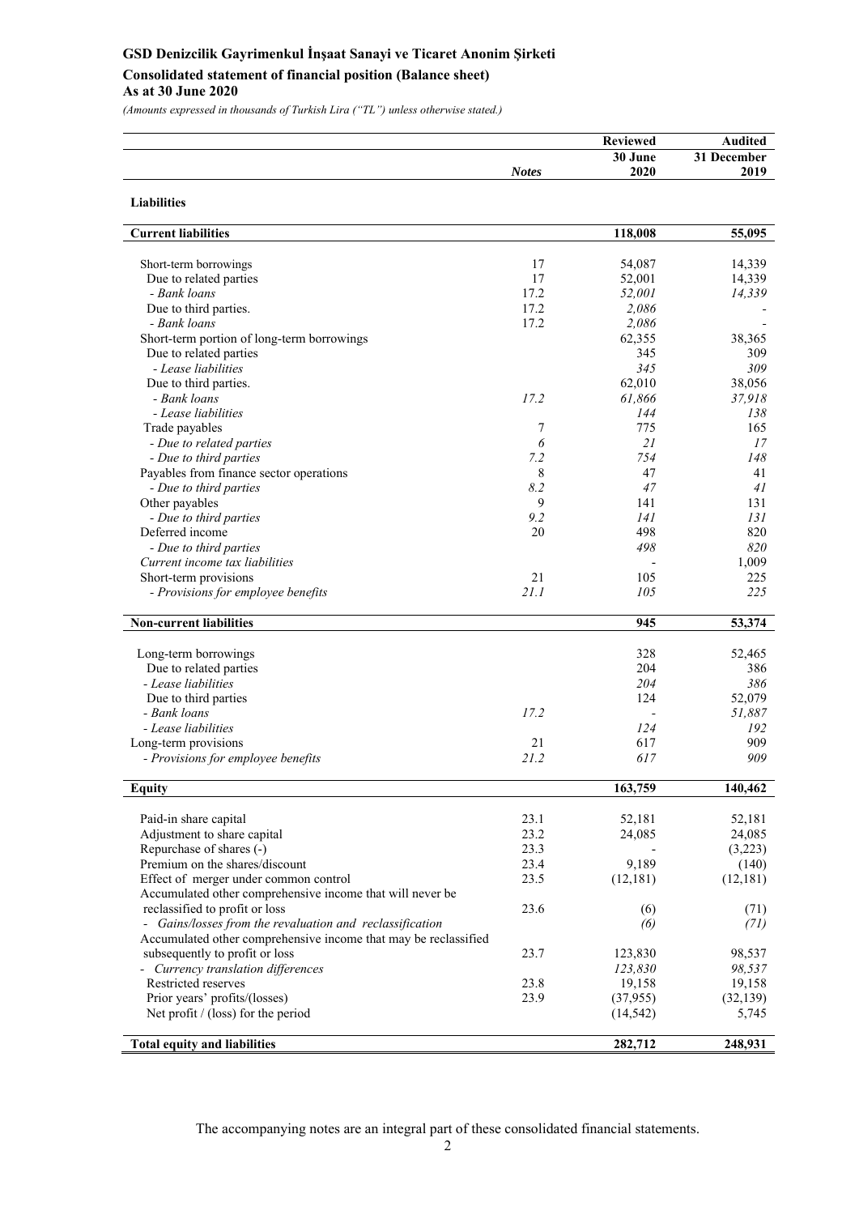# GSD Denizcilik Gayrimenkul İnşaat Sanayi ve Ticaret Anonim Şirketi

## Consolidated statement of financial position (Balance sheet)

### As at 30 June 2020

*(Amounts expressed in thousands of Turkish Lira ("TL") unless otherwise stated.)*

| | Notes | Reviewed 30 June 2020 | Audited 31 December 2019 |
|---|---|---|---|
| **Liabilities** | | | |
| **Current liabilities** | | **118,008** | **55,095** |
| Short-term borrowings | 17 | 54,087 | 14,339 |
| Due to related parties | 17 | 52,001 | 14,339 |
| *- Bank loans* | 17.2 | *52,001* | *14,339* |
| Due to third parties. | 17.2 | 2,086 | - |
| *- Bank loans* | 17.2 | *2,086* | - |
| Short-term portion of long-term borrowings | | 62,355 | 38,365 |
| Due to related parties | | 345 | 309 |
| *- Lease liabilities* | | *345* | *309* |
| Due to third parties. | | 62,010 | 38,056 |
| *- Bank loans* | *17.2* | *61,866* | *37,918* |
| *- Lease liabilities* | | *144* | *138* |
| Trade payables | 7 | 775 | 165 |
| *- Due to related parties* | *6* | *21* | *17* |
| *- Due to third parties* | *7.2* | *754* | *148* |
| Payables from finance sector operations | 8 | 47 | 41 |
| *- Due to third parties* | *8.2* | *47* | *41* |
| Other payables | 9 | 141 | 131 |
| *- Due to third parties* | *9.2* | *141* | *131* |
| Deferred income | 20 | 498 | 820 |
| *- Due to third parties* | | *498* | *820* |
| *Current income tax liabilities* | | - | 1,009 |
| Short-term provisions | 21 | 105 | 225 |
| *- Provisions for employee benefits* | *21.1* | *105* | *225* |
| **Non-current liabilities** | | **945** | **53,374** |
| Long-term borrowings | | 328 | 52,465 |
| Due to related parties | | 204 | 386 |
| *- Lease liabilities* | | *204* | *386* |
| Due to third parties | | 124 | 52,079 |
| *- Bank loans* | *17.2* | - | *51,887* |
| *- Lease liabilities* | | *124* | *192* |
| Long-term provisions | 21 | 617 | 909 |
| *- Provisions for employee benefits* | *21.2* | *617* | *909* |
| **Equity** | | **163,759** | **140,462** |
| Paid-in share capital | 23.1 | 52,181 | 52,181 |
| Adjustment to share capital | 23.2 | 24,085 | 24,085 |
| Repurchase of shares (-) | 23.3 | - | (3,223) |
| Premium on the shares/discount | 23.4 | 9,189 | (140) |
| Effect of merger under common control | 23.5 | (12,181) | (12,181) |
| Accumulated other comprehensive income that will never be reclassified to profit or loss | 23.6 | (6) | (71) |
| *- Gains/losses from the revaluation and reclassification* | | *(6)* | *(71)* |
| Accumulated other comprehensive income that may be reclassified subsequently to profit or loss | 23.7 | 123,830 | 98,537 |
| *- Currency translation differences* | | *123,830* | *98,537* |
| Restricted reserves | 23.8 | 19,158 | 19,158 |
| Prior years' profits/(losses) | 23.9 | (37,955) | (32,139) |
| Net profit / (loss) for the period | | (14,542) | 5,745 |
| **Total equity and liabilities** | | **282,712** | **248,931** |

The accompanying notes are an integral part of these consolidated financial statements.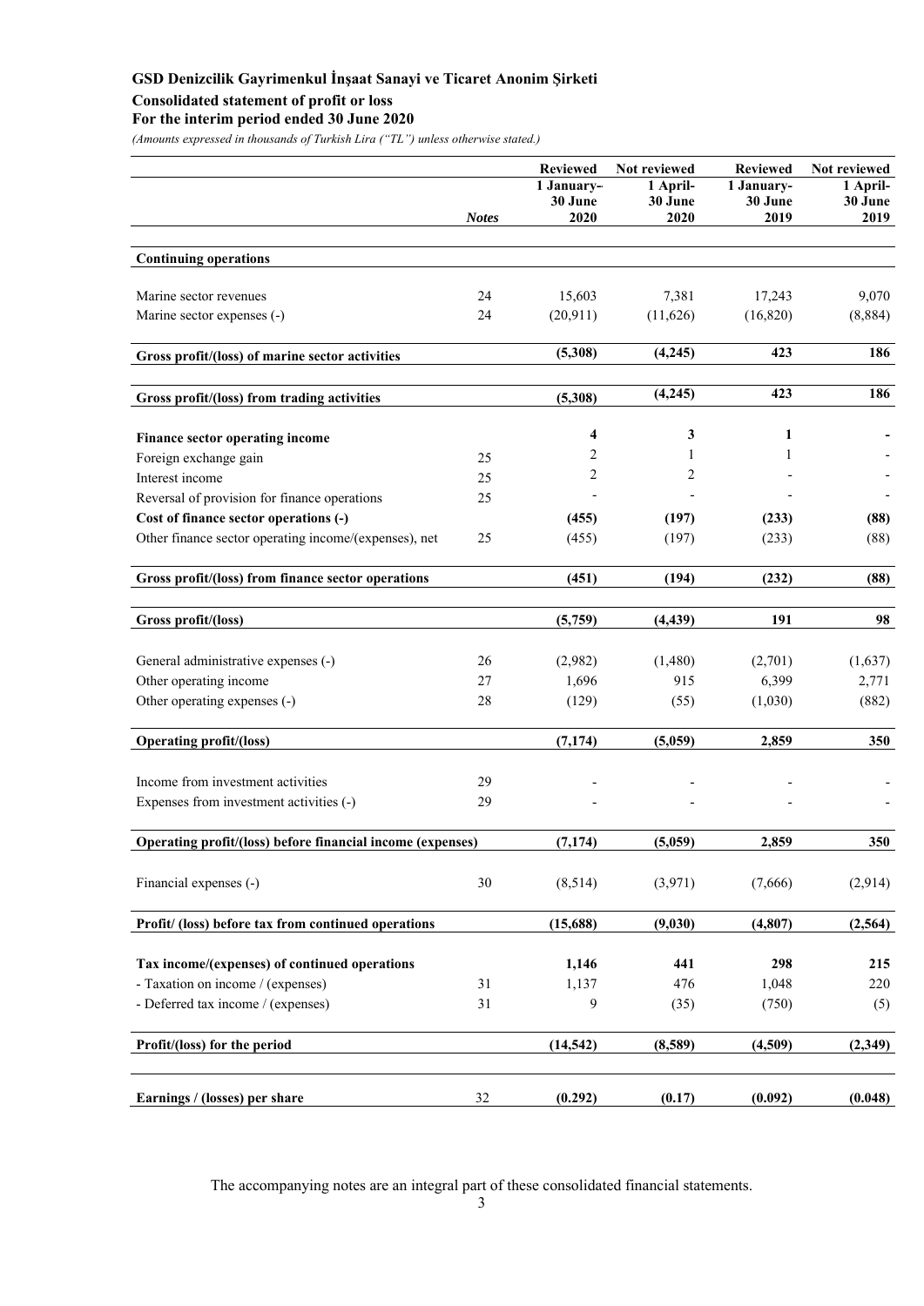**GSD Denizcilik Gayrimenkul İnşaat Sanayi ve Ticaret Anonim Şirketi**

**Consolidated statement of profit or loss**

**For the interim period ended 30 June 2020**

*(Amounts expressed in thousands of Turkish Lira ("TL") unless otherwise stated.)*

| | Notes | Reviewed 1 January-30 June 2020 | Not reviewed 1 April-30 June 2020 | Reviewed 1 January-30 June 2019 | Not reviewed 1 April-30 June 2019 |
|---|---|---|---|---|---|
| **Continuing operations** | | | | | |
| Marine sector revenues | 24 | 15,603 | 7,381 | 17,243 | 9,070 |
| Marine sector expenses (-) | 24 | (20,911) | (11,626) | (16,820) | (8,884) |
| **Gross profit/(loss) of marine sector activities** | | **(5,308)** | **(4,245)** | **423** | **186** |
| **Gross profit/(loss) from trading activities** | | **(5,308)** | **(4,245)** | **423** | **186** |
| **Finance sector operating income** | | **4** | **3** | **1** | **-** |
| Foreign exchange gain | 25 | 2 | 1 | 1 | - |
| Interest income | 25 | 2 | 2 | - | - |
| Reversal of provision for finance operations | 25 | - | - | - | - |
| **Cost of finance sector operations (-)** | | **(455)** | **(197)** | **(233)** | **(88)** |
| Other finance sector operating income/(expenses), net | 25 | (455) | (197) | (233) | (88) |
| **Gross profit/(loss) from finance sector operations** | | **(451)** | **(194)** | **(232)** | **(88)** |
| **Gross profit/(loss)** | | **(5,759)** | **(4,439)** | **191** | **98** |
| General administrative expenses (-) | 26 | (2,982) | (1,480) | (2,701) | (1,637) |
| Other operating income | 27 | 1,696 | 915 | 6,399 | 2,771 |
| Other operating expenses (-) | 28 | (129) | (55) | (1,030) | (882) |
| **Operating profit/(loss)** | | **(7,174)** | **(5,059)** | **2,859** | **350** |
| Income from investment activities | 29 | - | - | - | - |
| Expenses from investment activities (-) | 29 | - | - | - | - |
| **Operating profit/(loss) before financial income (expenses)** | | **(7,174)** | **(5,059)** | **2,859** | **350** |
| Financial expenses (-) | 30 | (8,514) | (3,971) | (7,666) | (2,914) |
| **Profit/ (loss) before tax from continued operations** | | **(15,688)** | **(9,030)** | **(4,807)** | **(2,564)** |
| **Tax income/(expenses) of continued operations** | | **1,146** | **441** | **298** | **215** |
| - Taxation on income / (expenses) | 31 | 1,137 | 476 | 1,048 | 220 |
| - Deferred tax income / (expenses) | 31 | 9 | (35) | (750) | (5) |
| **Profit/(loss) for the period** | | **(14,542)** | **(8,589)** | **(4,509)** | **(2,349)** |
| **Earnings / (losses) per share** | 32 | **(0.292)** | **(0.17)** | **(0.092)** | **(0.048)** |

The accompanying notes are an integral part of these consolidated financial statements.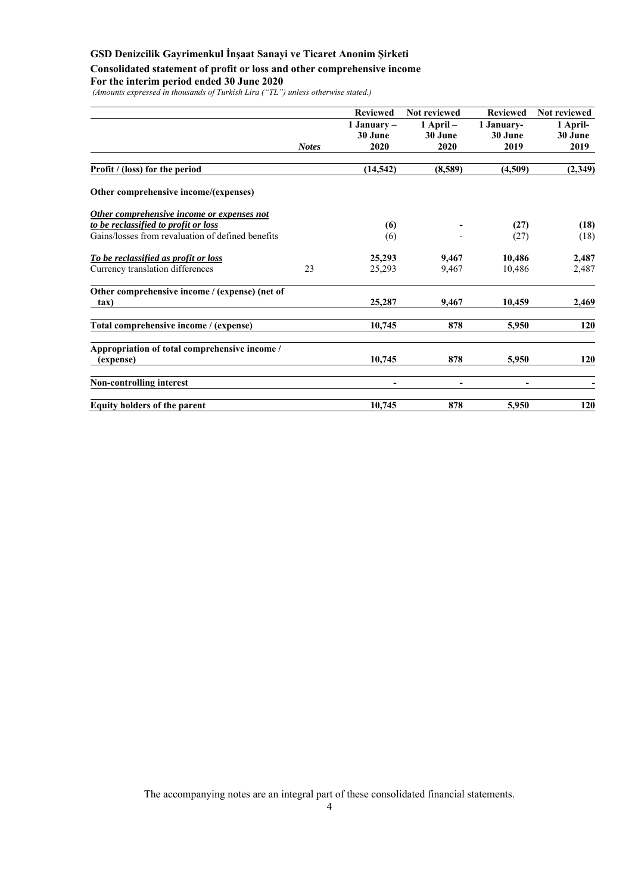**GSD Denizcilik Gayrimenkul İnşaat Sanayi ve Ticaret Anonim Şirketi**

**Consolidated statement of profit or loss and other comprehensive income**

**For the interim period ended 30 June 2020**

*(Amounts expressed in thousands of Turkish Lira ("TL") unless otherwise stated.)*

| | *Notes* | Reviewed<br>1 January –<br>30 June<br>2020 | Not reviewed<br>1 April –<br>30 June<br>2020 | Reviewed<br>1 January-<br>30 June<br>2019 | Not reviewed<br>1 April-<br>30 June<br>2019 |
|---|---|---|---|---|---|
| **Profit / (loss) for the period** | | **(14,542)** | **(8,589)** | **(4,509)** | **(2,349)** |
| **Other comprehensive income/(expenses)** | | | | | |
| ***Other comprehensive income or expenses not to be reclassified to profit or loss*** | | **(6)** | **-** | **(27)** | **(18)** |
| Gains/losses from revaluation of defined benefits | | (6) | - | (27) | (18) |
| ***To be reclassified as profit or loss*** | | **25,293** | **9,467** | **10,486** | **2,487** |
| Currency translation differences | 23 | 25,293 | 9,467 | 10,486 | 2,487 |
| **Other comprehensive income / (expense) (net of tax)** | | **25,287** | **9,467** | **10,459** | **2,469** |
| **Total comprehensive income / (expense)** | | **10,745** | **878** | **5,950** | **120** |
| **Appropriation of total comprehensive income / (expense)** | | **10,745** | **878** | **5,950** | **120** |
| **Non-controlling interest** | | **-** | **-** | **-** | **-** |
| **Equity holders of the parent** | | **10,745** | **878** | **5,950** | **120** |

The accompanying notes are an integral part of these consolidated financial statements.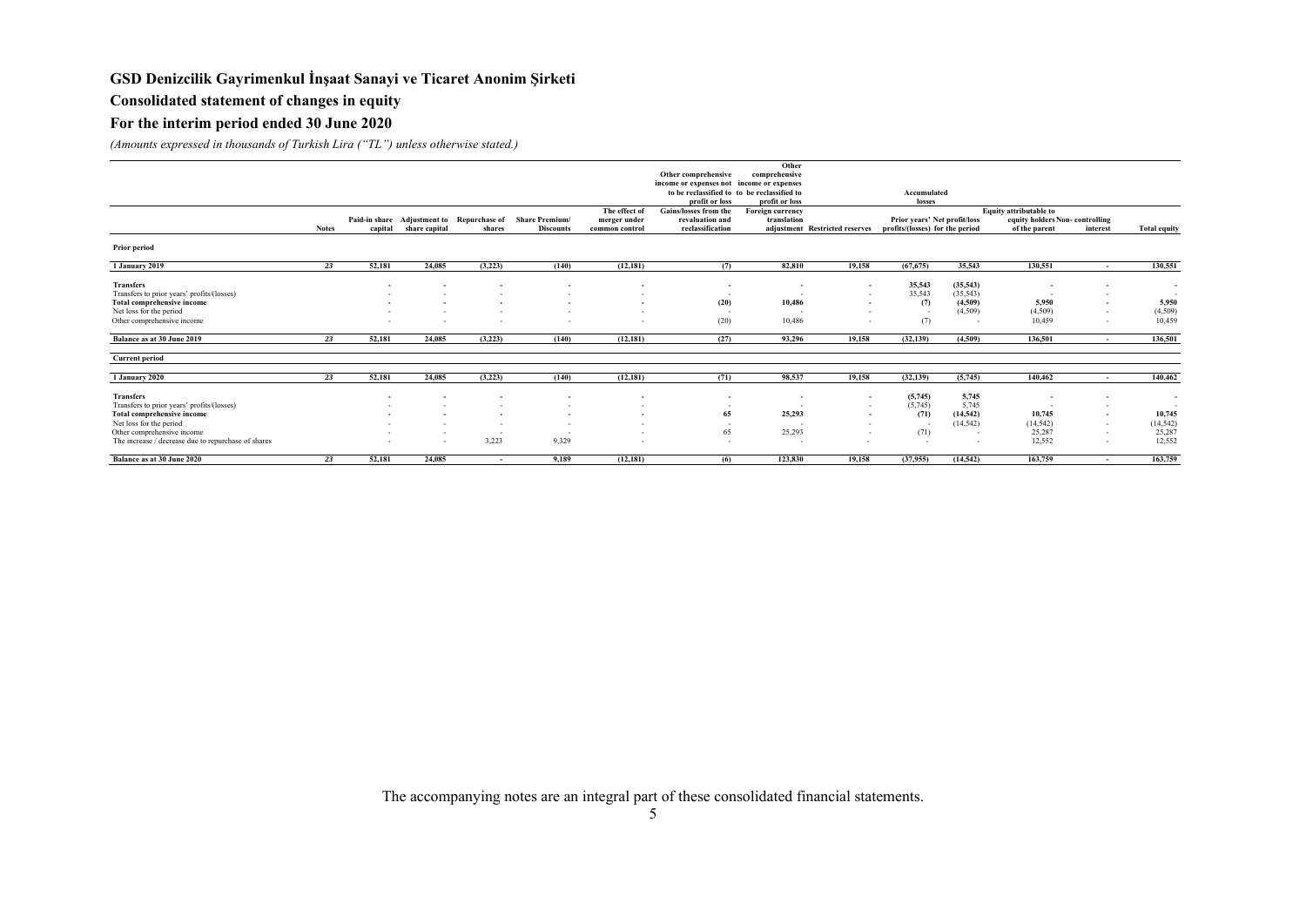## GSD Denizcilik Gayrimenkul İnşaat Sanayi ve Ticaret Anonim Şirketi

## Consolidated statement of changes in equity

## For the interim period ended 30 June 2020

*(Amounts expressed in thousands of Turkish Lira ("TL") unless otherwise stated.)*

| | | | | | | | Other comprehensive income or expenses not to be reclassified to profit or loss | Other comprehensive income or expenses to be reclassified to profit or loss | | Accumulated losses | | | | |
|---|---|---|---|---|---|---|---|---|---|---|---|---|---|---|
| | Notes | Paid-in share capital | Adjustment to share capital | Repurchase of shares | Share Premium/ Discounts | The effect of merger under common control | Gains/losses from the revaluation and reclassification | Foreign currency translation adjustment | Restricted reserves | Prior years' profits/(losses) | Net profit/loss for the period | Equity attributable to equity holders of the parent | Non- controlling interest | Total equity |
| **Prior period** | | | | | | | | | | | | | | |
| **1 January 2019** | 23 | 52,181 | 24,085 | (3,223) | (140) | (12,181) | (7) | 82,810 | 19,158 | (67,675) | 35,543 | 130,551 | - | 130,551 |
| **Transfers** | | - | - | - | - | - | - | - | - | 35,543 | (35,543) | - | - | - |
| Transfers to prior years' profits/(losses) | | - | - | - | - | - | - | - | - | 35,543 | (35,543) | - | - | - |
| **Total comprehensive income** | | - | - | - | - | - | (20) | 10,486 | - | (7) | (4,509) | 5,950 | - | 5,950 |
| Net loss for the period | | - | - | - | - | - | - | - | - | - | (4,509) | (4,509) | - | (4,509) |
| Other comprehensive income | | - | - | - | - | - | (20) | 10,486 | - | (7) | - | 10,459 | - | 10,459 |
| **Balance as at 30 June 2019** | 23 | 52,181 | 24,085 | (3,223) | (140) | (12,181) | (27) | 93,296 | 19,158 | (32,139) | (4,509) | 136,501 | - | 136,501 |
| **Current period** | | | | | | | | | | | | | | |
| **1 January 2020** | 23 | 52,181 | 24,085 | (3,223) | (140) | (12,181) | (71) | 98,537 | 19,158 | (32,139) | (5,745) | 140,462 | - | 140,462 |
| **Transfers** | | - | - | - | - | - | - | - | - | (5,745) | 5,745 | - | - | - |
| Transfers to prior years' profits/(losses) | | - | - | - | - | - | - | - | - | (5,745) | 5,745 | - | - | - |
| **Total comprehensive income** | | - | - | - | - | - | 65 | 25,293 | - | (71) | (14,542) | 10,745 | - | 10,745 |
| Net loss for the period | | - | - | - | - | - | - | - | - | - | (14,542) | (14,542) | - | (14,542) |
| Other comprehensive income | | - | - | - | - | - | 65 | 25,293 | - | (71) | - | 25,287 | - | 25,287 |
| The increase / decrease due to repurchase of shares | | - | - | 3,223 | 9,329 | - | - | - | - | - | - | 12,552 | - | 12,552 |
| **Balance as at 30 June 2020** | 23 | 52,181 | 24,085 | - | 9,189 | (12,181) | (6) | 123,830 | 19,158 | (37,955) | (14,542) | 163,759 | - | 163,759 |

The accompanying notes are an integral part of these consolidated financial statements.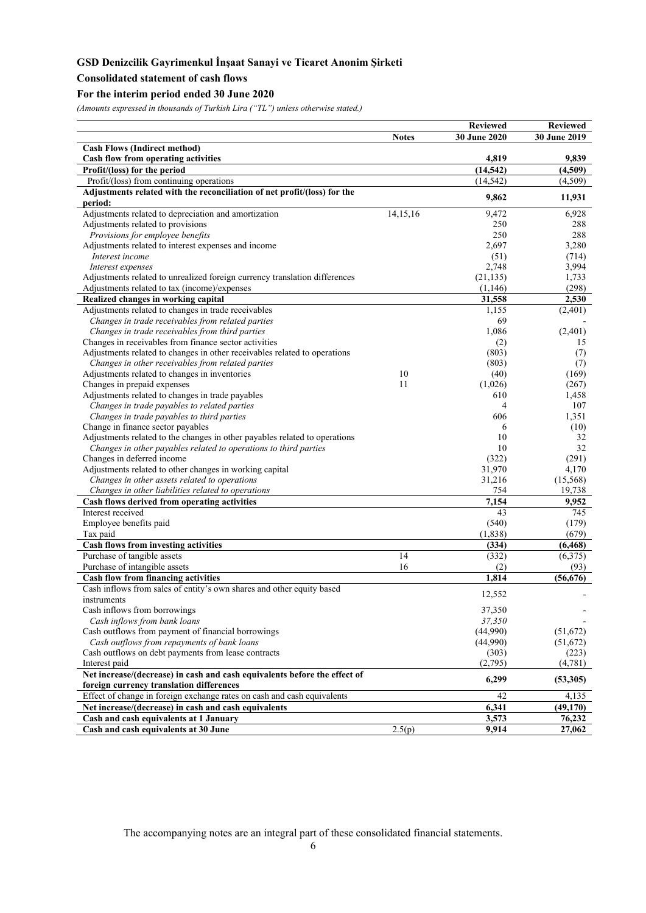**GSD Denizcilik Gayrimenkul İnşaat Sanayi ve Ticaret Anonim Şirketi**

**Consolidated statement of cash flows**

**For the interim period ended 30 June 2020**

*(Amounts expressed in thousands of Turkish Lira ("TL") unless otherwise stated.)*

| | Notes | Reviewed 30 June 2020 | Reviewed 30 June 2019 |
|---|---|---|---|
| **Cash Flows (Indirect method)** | | | |
| **Cash flow from operating activities** | | **4,819** | **9,839** |
| **Profit/(loss) for the period** | | **(14,542)** | **(4,509)** |
| Profit/(loss) from continuing operations | | (14,542) | (4,509) |
| **Adjustments related with the reconciliation of net profit/(loss) for the period:** | | **9,862** | **11,931** |
| Adjustments related to depreciation and amortization | 14,15,16 | 9,472 | 6,928 |
| Adjustments related to provisions | | 250 | 288 |
| *Provisions for employee benefits* | | 250 | 288 |
| Adjustments related to interest expenses and income | | 2,697 | 3,280 |
| *Interest income* | | (51) | (714) |
| *Interest expenses* | | 2,748 | 3,994 |
| Adjustments related to unrealized foreign currency translation differences | | (21,135) | 1,733 |
| Adjustments related to tax (income)/expenses | | (1,146) | (298) |
| **Realized changes in working capital** | | **31,558** | **2,530** |
| Adjustments related to changes in trade receivables | | 1,155 | (2,401) |
| *Changes in trade receivables from related parties* | | 69 | - |
| *Changes in trade receivables from third parties* | | 1,086 | (2,401) |
| Changes in receivables from finance sector activities | | (2) | 15 |
| Adjustments related to changes in other receivables related to operations | | (803) | (7) |
| *Changes in other receivables from related parties* | | (803) | (7) |
| Adjustments related to changes in inventories | 10 | (40) | (169) |
| Changes in prepaid expenses | 11 | (1,026) | (267) |
| Adjustments related to changes in trade payables | | 610 | 1,458 |
| *Changes in trade payables to related parties* | | 4 | 107 |
| *Changes in trade payables to third parties* | | 606 | 1,351 |
| Change in finance sector payables | | 6 | (10) |
| Adjustments related to the changes in other payables related to operations | | 10 | 32 |
| *Changes in other payables related to operations to third parties* | | 10 | 32 |
| Changes in deferred income | | (322) | (291) |
| Adjustments related to other changes in working capital | | 31,970 | 4,170 |
| *Changes in other assets related to operations* | | 31,216 | (15,568) |
| *Changes in other liabilities related to operations* | | 754 | 19,738 |
| **Cash flows derived from operating activities** | | **7,154** | **9,952** |
| Interest received | | 43 | 745 |
| Employee benefits paid | | (540) | (179) |
| Tax paid | | (1,838) | (679) |
| **Cash flows from investing activities** | | **(334)** | **(6,468)** |
| Purchase of tangible assets | 14 | (332) | (6,375) |
| Purchase of intangible assets | 16 | (2) | (93) |
| **Cash flow from financing activities** | | **1,814** | **(56,676)** |
| Cash inflows from sales of entity's own shares and other equity based instruments | | 12,552 | - |
| Cash inflows from borrowings | | 37,350 | - |
| *Cash inflows from bank loans* | | *37,350* | - |
| Cash outflows from payment of financial borrowings | | (44,990) | (51,672) |
| *Cash outflows from repayments of bank loans* | | (44,990) | (51,672) |
| Cash outflows on debt payments from lease contracts | | (303) | (223) |
| Interest paid | | (2,795) | (4,781) |
| **Net increase/(decrease) in cash and cash equivalents before the effect of foreign currency translation differences** | | **6,299** | **(53,305)** |
| Effect of change in foreign exchange rates on cash and cash equivalents | | 42 | 4,135 |
| **Net increase/(decrease) in cash and cash equivalents** | | **6,341** | **(49,170)** |
| **Cash and cash equivalents at 1 January** | | **3,573** | **76,232** |
| **Cash and cash equivalents at 30 June** | 2.5(p) | **9,914** | **27,062** |

The accompanying notes are an integral part of these consolidated financial statements.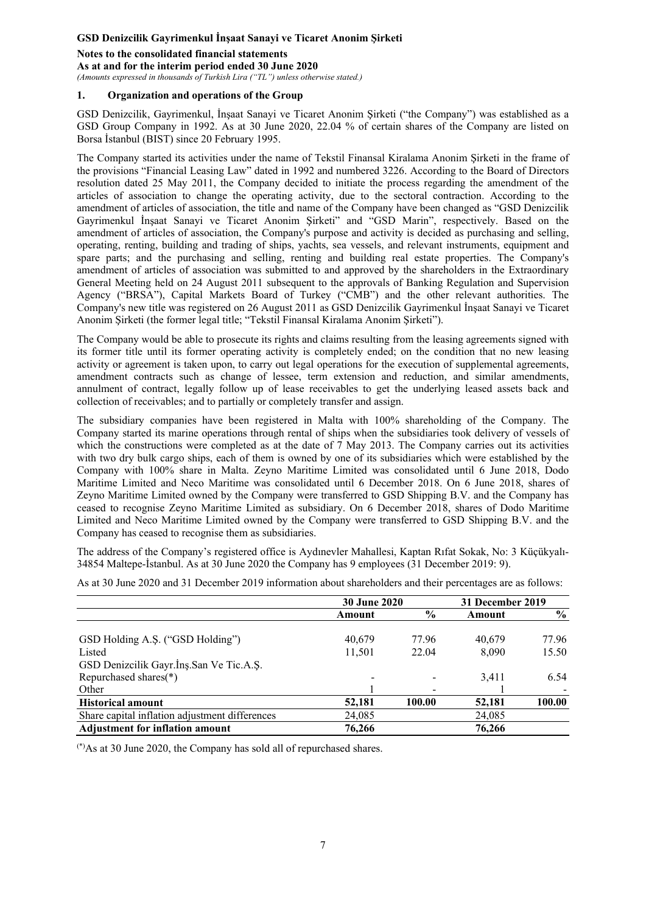## 1. Organization and operations of the Group

GSD Denizcilik, Gayrimenkul, İnşaat Sanayi ve Ticaret Anonim Şirketi ("the Company") was established as a GSD Group Company in 1992. As at 30 June 2020, 22.04 % of certain shares of the Company are listed on Borsa İstanbul (BIST) since 20 February 1995.

The Company started its activities under the name of Tekstil Finansal Kiralama Anonim Şirketi in the frame of the provisions "Financial Leasing Law" dated in 1992 and numbered 3226. According to the Board of Directors resolution dated 25 May 2011, the Company decided to initiate the process regarding the amendment of the articles of association to change the operating activity, due to the sectoral contraction. According to the amendment of articles of association, the title and name of the Company have been changed as "GSD Denizcilik Gayrimenkul İnşaat Sanayi ve Ticaret Anonim Şirketi" and "GSD Marin", respectively. Based on the amendment of articles of association, the Company's purpose and activity is decided as purchasing and selling, operating, renting, building and trading of ships, yachts, sea vessels, and relevant instruments, equipment and spare parts; and the purchasing and selling, renting and building real estate properties. The Company's amendment of articles of association was submitted to and approved by the shareholders in the Extraordinary General Meeting held on 24 August 2011 subsequent to the approvals of Banking Regulation and Supervision Agency ("BRSA"), Capital Markets Board of Turkey ("CMB") and the other relevant authorities. The Company's new title was registered on 26 August 2011 as GSD Denizcilik Gayrimenkul İnşaat Sanayi ve Ticaret Anonim Şirketi (the former legal title; "Tekstil Finansal Kiralama Anonim Şirketi").

The Company would be able to prosecute its rights and claims resulting from the leasing agreements signed with its former title until its former operating activity is completely ended; on the condition that no new leasing activity or agreement is taken upon, to carry out legal operations for the execution of supplemental agreements, amendment contracts such as change of lessee, term extension and reduction, and similar amendments, annulment of contract, legally follow up of lease receivables to get the underlying leased assets back and collection of receivables; and to partially or completely transfer and assign.

The subsidiary companies have been registered in Malta with 100% shareholding of the Company. The Company started its marine operations through rental of ships when the subsidiaries took delivery of vessels of which the constructions were completed as at the date of 7 May 2013. The Company carries out its activities with two dry bulk cargo ships, each of them is owned by one of its subsidiaries which were established by the Company with 100% share in Malta. Zeyno Maritime Limited was consolidated until 6 June 2018, Dodo Maritime Limited and Neco Maritime was consolidated until 6 December 2018. On 6 June 2018, shares of Zeyno Maritime Limited owned by the Company were transferred to GSD Shipping B.V. and the Company has ceased to recognise Zeyno Maritime Limited as subsidiary. On 6 December 2018, shares of Dodo Maritime Limited and Neco Maritime Limited owned by the Company were transferred to GSD Shipping B.V. and the Company has ceased to recognise them as subsidiaries.

The address of the Company's registered office is Aydınevler Mahallesi, Kaptan Rıfat Sokak, No: 3 Küçükyalı-34854 Maltepe-İstanbul. As at 30 June 2020 the Company has 9 employees (31 December 2019: 9).

As at 30 June 2020 and 31 December 2019 information about shareholders and their percentages are as follows:

| | 30 June 2020 | | 31 December 2019 | |
|---|---|---|---|---|
| | Amount | % | Amount | % |
| GSD Holding A.Ş. ("GSD Holding") | 40,679 | 77.96 | 40,679 | 77.96 |
| Listed | 11,501 | 22.04 | 8,090 | 15.50 |
| GSD Denizcilik Gayr.İnş.San Ve Tic.A.Ş. Repurchased shares(*) | - | - | 3,411 | 6.54 |
| Other | 1 | - | 1 | - |
| **Historical amount** | **52,181** | **100.00** | **52,181** | **100.00** |
| Share capital inflation adjustment differences | 24,085 | | 24,085 | |
| **Adjustment for inflation amount** | **76,266** | | **76,266** | |

(*) As at 30 June 2020, the Company has sold all of repurchased shares.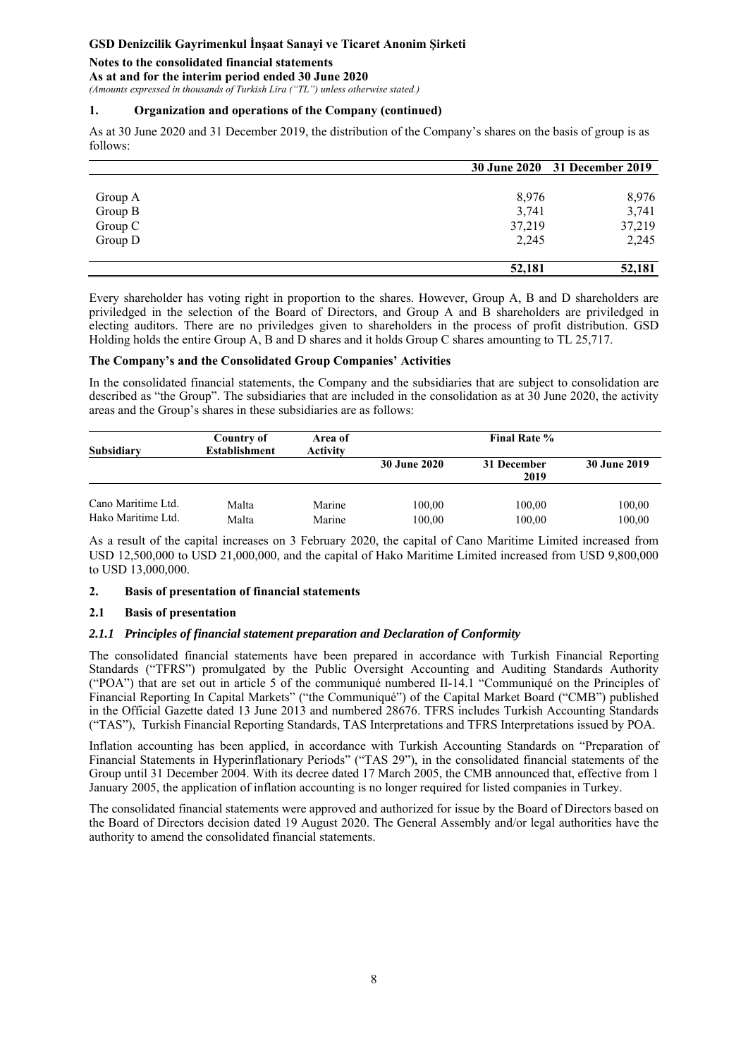## 1. Organization and operations of the Company (continued)

As at 30 June 2020 and 31 December 2019, the distribution of the Company's shares on the basis of group is as follows:

| | 30 June 2020 | 31 December 2019 |
|---|---|---|
| Group A | 8,976 | 8,976 |
| Group B | 3,741 | 3,741 |
| Group C | 37,219 | 37,219 |
| Group D | 2,245 | 2,245 |
| | **52,181** | **52,181** |

Every shareholder has voting right in proportion to the shares. However, Group A, B and D shareholders are priviledged in the selection of the Board of Directors, and Group A and B shareholders are priviledged in electing auditors. There are no priviledges given to shareholders in the process of profit distribution. GSD Holding holds the entire Group A, B and D shares and it holds Group C shares amounting to TL 25,717.

### The Company's and the Consolidated Group Companies' Activities

In the consolidated financial statements, the Company and the subsidiaries that are subject to consolidation are described as "the Group". The subsidiaries that are included in the consolidation as at 30 June 2020, the activity areas and the Group's shares in these subsidiaries are as follows:

| Subsidiary | Country of Establishment | Area of Activity | Final Rate % | | |
|---|---|---|---|---|---|
| | | | 30 June 2020 | 31 December 2019 | 30 June 2019 |
| Cano Maritime Ltd. | Malta | Marine | 100,00 | 100,00 | 100,00 |
| Hako Maritime Ltd. | Malta | Marine | 100,00 | 100,00 | 100,00 |

As a result of the capital increases on 3 February 2020, the capital of Cano Maritime Limited increased from USD 12,500,000 to USD 21,000,000, and the capital of Hako Maritime Limited increased from USD 9,800,000 to USD 13,000,000.

## 2. Basis of presentation of financial statements

### 2.1 Basis of presentation

#### *2.1.1 Principles of financial statement preparation and Declaration of Conformity*

The consolidated financial statements have been prepared in accordance with Turkish Financial Reporting Standards ("TFRS") promulgated by the Public Oversight Accounting and Auditing Standards Authority ("POA") that are set out in article 5 of the communiqué numbered II-14.1 "Communiqué on the Principles of Financial Reporting In Capital Markets" ("the Communiqué") of the Capital Market Board ("CMB") published in the Official Gazette dated 13 June 2013 and numbered 28676. TFRS includes Turkish Accounting Standards ("TAS"), Turkish Financial Reporting Standards, TAS Interpretations and TFRS Interpretations issued by POA.

Inflation accounting has been applied, in accordance with Turkish Accounting Standards on "Preparation of Financial Statements in Hyperinflationary Periods" ("TAS 29"), in the consolidated financial statements of the Group until 31 December 2004. With its decree dated 17 March 2005, the CMB announced that, effective from 1 January 2005, the application of inflation accounting is no longer required for listed companies in Turkey.

The consolidated financial statements were approved and authorized for issue by the Board of Directors based on the Board of Directors decision dated 19 August 2020. The General Assembly and/or legal authorities have the authority to amend the consolidated financial statements.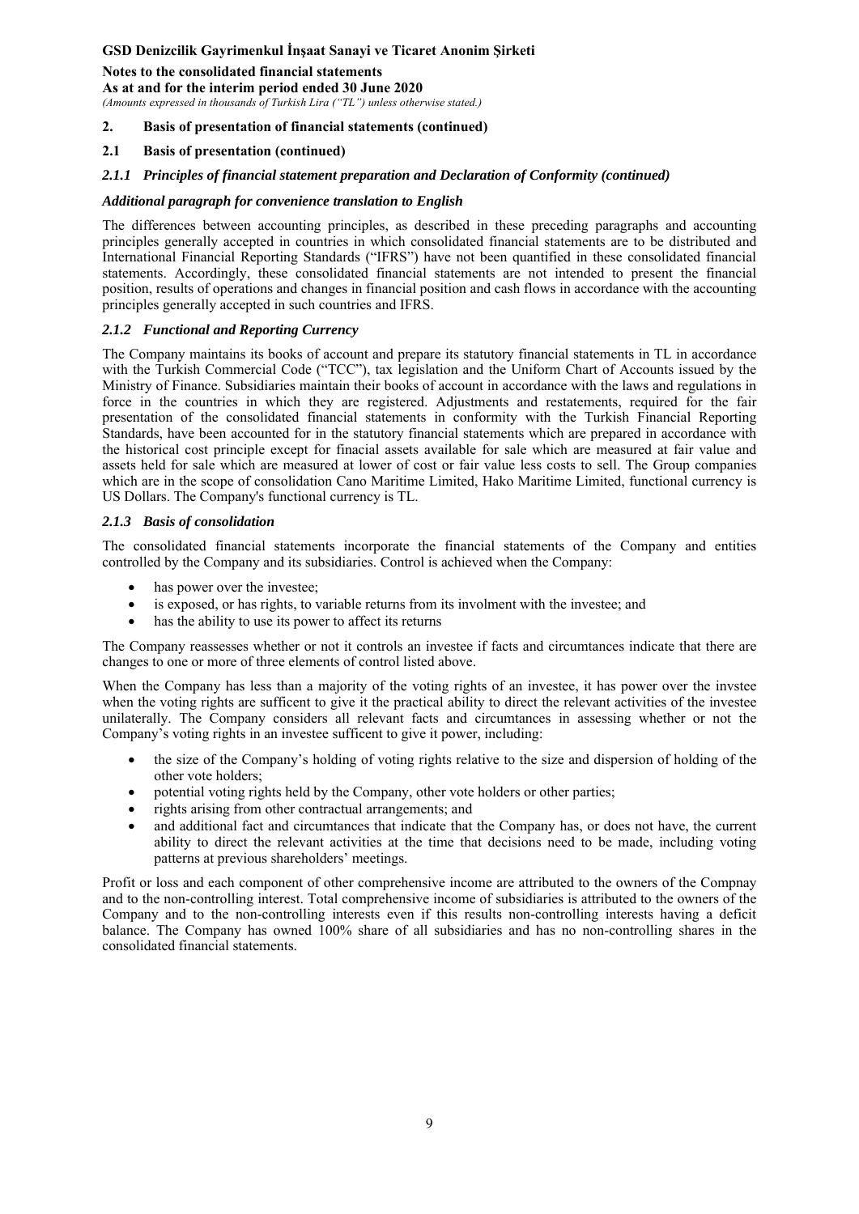## 2. Basis of presentation of financial statements (continued)

### 2.1 Basis of presentation (continued)

#### *2.1.1 Principles of financial statement preparation and Declaration of Conformity (continued)*

***Additional paragraph for convenience translation to English***

The differences between accounting principles, as described in these preceding paragraphs and accounting principles generally accepted in countries in which consolidated financial statements are to be distributed and International Financial Reporting Standards ("IFRS") have not been quantified in these consolidated financial statements. Accordingly, these consolidated financial statements are not intended to present the financial position, results of operations and changes in financial position and cash flows in accordance with the accounting principles generally accepted in such countries and IFRS.

#### *2.1.2 Functional and Reporting Currency*

The Company maintains its books of account and prepare its statutory financial statements in TL in accordance with the Turkish Commercial Code ("TCC"), tax legislation and the Uniform Chart of Accounts issued by the Ministry of Finance. Subsidiaries maintain their books of account in accordance with the laws and regulations in force in the countries in which they are registered. Adjustments and restatements, required for the fair presentation of the consolidated financial statements in conformity with the Turkish Financial Reporting Standards, have been accounted for in the statutory financial statements which are prepared in accordance with the historical cost principle except for finacial assets available for sale which are measured at fair value and assets held for sale which are measured at lower of cost or fair value less costs to sell. The Group companies which are in the scope of consolidation Cano Maritime Limited, Hako Maritime Limited, functional currency is US Dollars. The Company's functional currency is TL.

#### *2.1.3 Basis of consolidation*

The consolidated financial statements incorporate the financial statements of the Company and entities controlled by the Company and its subsidiaries. Control is achieved when the Company:

- has power over the investee;
- is exposed, or has rights, to variable returns from its involment with the investee; and
- has the ability to use its power to affect its returns

The Company reassesses whether or not it controls an investee if facts and circumtances indicate that there are changes to one or more of three elements of control listed above.

When the Company has less than a majority of the voting rights of an investee, it has power over the invstee when the voting rights are sufficent to give it the practical ability to direct the relevant activities of the investee unilaterally. The Company considers all relevant facts and circumtances in assessing whether or not the Company's voting rights in an investee sufficent to give it power, including:

- the size of the Company's holding of voting rights relative to the size and dispersion of holding of the other vote holders;
- potential voting rights held by the Company, other vote holders or other parties;
- rights arising from other contractual arrangements; and
- and additional fact and circumtances that indicate that the Company has, or does not have, the current ability to direct the relevant activities at the time that decisions need to be made, including voting patterns at previous shareholders' meetings.

Profit or loss and each component of other comprehensive income are attributed to the owners of the Compnay and to the non-controlling interest. Total comprehensive income of subsidiaries is attributed to the owners of the Company and to the non-controlling interests even if this results non-controlling interests having a deficit balance. The Company has owned 100% share of all subsidiaries and has no non-controlling shares in the consolidated financial statements.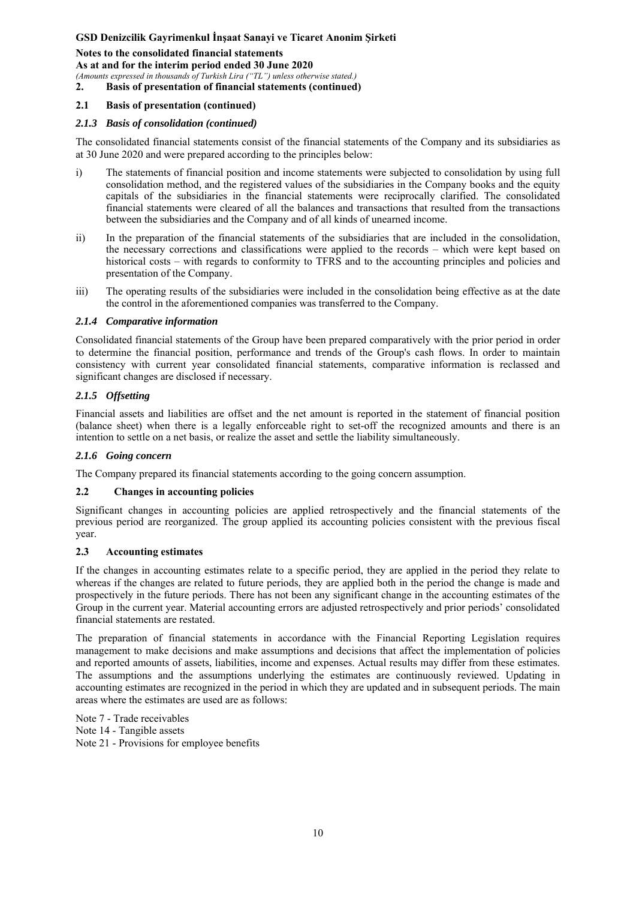## 2. Basis of presentation of financial statements (continued)

### 2.1 Basis of presentation (continued)

#### *2.1.3 Basis of consolidation (continued)*

The consolidated financial statements consist of the financial statements of the Company and its subsidiaries as at 30 June 2020 and were prepared according to the principles below:

i) The statements of financial position and income statements were subjected to consolidation by using full consolidation method, and the registered values of the subsidiaries in the Company books and the equity capitals of the subsidiaries in the financial statements were reciprocally clarified. The consolidated financial statements were cleared of all the balances and transactions that resulted from the transactions between the subsidiaries and the Company and of all kinds of unearned income.

ii) In the preparation of the financial statements of the subsidiaries that are included in the consolidation, the necessary corrections and classifications were applied to the records – which were kept based on historical costs – with regards to conformity to TFRS and to the accounting principles and policies and presentation of the Company.

iii) The operating results of the subsidiaries were included in the consolidation being effective as at the date the control in the aforementioned companies was transferred to the Company.

#### *2.1.4 Comparative information*

Consolidated financial statements of the Group have been prepared comparatively with the prior period in order to determine the financial position, performance and trends of the Group's cash flows. In order to maintain consistency with current year consolidated financial statements, comparative information is reclassed and significant changes are disclosed if necessary.

#### *2.1.5 Offsetting*

Financial assets and liabilities are offset and the net amount is reported in the statement of financial position (balance sheet) when there is a legally enforceable right to set-off the recognized amounts and there is an intention to settle on a net basis, or realize the asset and settle the liability simultaneously.

#### *2.1.6 Going concern*

The Company prepared its financial statements according to the going concern assumption.

### 2.2 Changes in accounting policies

Significant changes in accounting policies are applied retrospectively and the financial statements of the previous period are reorganized. The group applied its accounting policies consistent with the previous fiscal year.

### 2.3 Accounting estimates

If the changes in accounting estimates relate to a specific period, they are applied in the period they relate to whereas if the changes are related to future periods, they are applied both in the period the change is made and prospectively in the future periods. There has not been any significant change in the accounting estimates of the Group in the current year. Material accounting errors are adjusted retrospectively and prior periods' consolidated financial statements are restated.

The preparation of financial statements in accordance with the Financial Reporting Legislation requires management to make decisions and make assumptions and decisions that affect the implementation of policies and reported amounts of assets, liabilities, income and expenses. Actual results may differ from these estimates. The assumptions and the assumptions underlying the estimates are continuously reviewed. Updating in accounting estimates are recognized in the period in which they are updated and in subsequent periods. The main areas where the estimates are used are as follows:

Note 7 - Trade receivables
Note 14 - Tangible assets
Note 21 - Provisions for employee benefits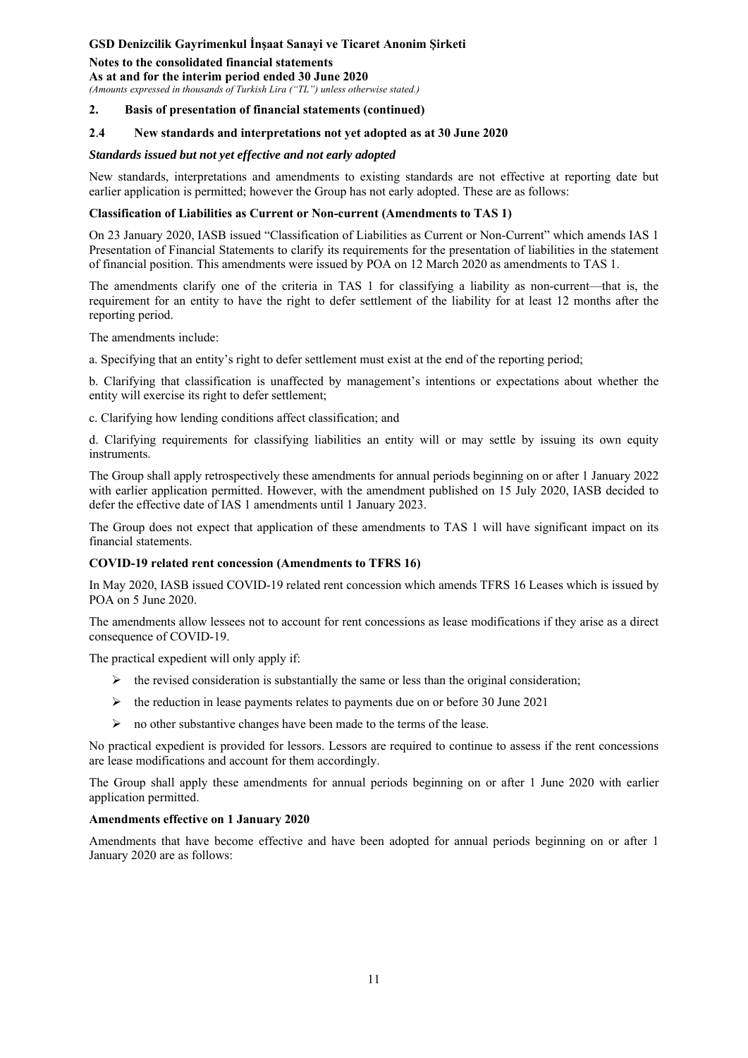## 2. Basis of presentation of financial statements (continued)

### 2.4 New standards and interpretations not yet adopted as at 30 June 2020

***Standards issued but not yet effective and not early adopted***

New standards, interpretations and amendments to existing standards are not effective at reporting date but earlier application is permitted; however the Group has not early adopted. These are as follows:

**Classification of Liabilities as Current or Non-current (Amendments to TAS 1)**

On 23 January 2020, IASB issued "Classification of Liabilities as Current or Non-Current" which amends IAS 1 Presentation of Financial Statements to clarify its requirements for the presentation of liabilities in the statement of financial position. This amendments were issued by POA on 12 March 2020 as amendments to TAS 1.

The amendments clarify one of the criteria in TAS 1 for classifying a liability as non-current—that is, the requirement for an entity to have the right to defer settlement of the liability for at least 12 months after the reporting period.

The amendments include:

a. Specifying that an entity's right to defer settlement must exist at the end of the reporting period;

b. Clarifying that classification is unaffected by management's intentions or expectations about whether the entity will exercise its right to defer settlement;

c. Clarifying how lending conditions affect classification; and

d. Clarifying requirements for classifying liabilities an entity will or may settle by issuing its own equity instruments.

The Group shall apply retrospectively these amendments for annual periods beginning on or after 1 January 2022 with earlier application permitted. However, with the amendment published on 15 July 2020, IASB decided to defer the effective date of IAS 1 amendments until 1 January 2023.

The Group does not expect that application of these amendments to TAS 1 will have significant impact on its financial statements.

**COVID-19 related rent concession (Amendments to TFRS 16)**

In May 2020, IASB issued COVID-19 related rent concession which amends TFRS 16 Leases which is issued by POA on 5 June 2020.

The amendments allow lessees not to account for rent concessions as lease modifications if they arise as a direct consequence of COVID-19.

The practical expedient will only apply if:

- the revised consideration is substantially the same or less than the original consideration;
- the reduction in lease payments relates to payments due on or before 30 June 2021
- no other substantive changes have been made to the terms of the lease.

No practical expedient is provided for lessors. Lessors are required to continue to assess if the rent concessions are lease modifications and account for them accordingly.

The Group shall apply these amendments for annual periods beginning on or after 1 June 2020 with earlier application permitted.

**Amendments effective on 1 January 2020**

Amendments that have become effective and have been adopted for annual periods beginning on or after 1 January 2020 are as follows: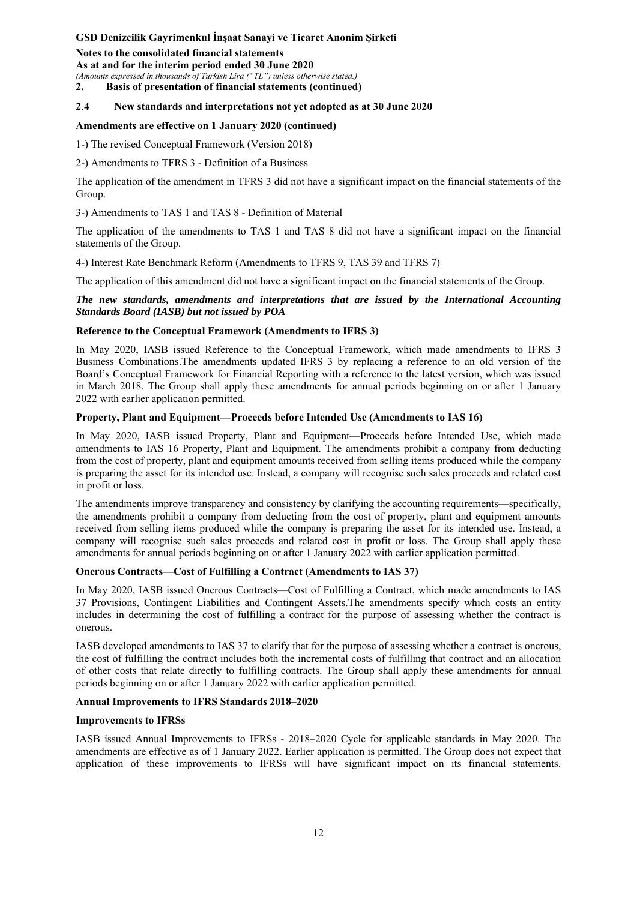## 2. Basis of presentation of financial statements (continued)

### 2.4 New standards and interpretations not yet adopted as at 30 June 2020

**Amendments are effective on 1 January 2020 (continued)**

1-) The revised Conceptual Framework (Version 2018)

2-) Amendments to TFRS 3 - Definition of a Business

The application of the amendment in TFRS 3 did not have a significant impact on the financial statements of the Group.

3-) Amendments to TAS 1 and TAS 8 - Definition of Material

The application of the amendments to TAS 1 and TAS 8 did not have a significant impact on the financial statements of the Group.

4-) Interest Rate Benchmark Reform (Amendments to TFRS 9, TAS 39 and TFRS 7)

The application of this amendment did not have a significant impact on the financial statements of the Group.

***The new standards, amendments and interpretations that are issued by the International Accounting Standards Board (IASB) but not issued by POA***

**Reference to the Conceptual Framework (Amendments to IFRS 3)**

In May 2020, IASB issued Reference to the Conceptual Framework, which made amendments to IFRS 3 Business Combinations.The amendments updated IFRS 3 by replacing a reference to an old version of the Board's Conceptual Framework for Financial Reporting with a reference to the latest version, which was issued in March 2018. The Group shall apply these amendments for annual periods beginning on or after 1 January 2022 with earlier application permitted.

**Property, Plant and Equipment—Proceeds before Intended Use (Amendments to IAS 16)**

In May 2020, IASB issued Property, Plant and Equipment—Proceeds before Intended Use, which made amendments to IAS 16 Property, Plant and Equipment. The amendments prohibit a company from deducting from the cost of property, plant and equipment amounts received from selling items produced while the company is preparing the asset for its intended use. Instead, a company will recognise such sales proceeds and related cost in profit or loss.

The amendments improve transparency and consistency by clarifying the accounting requirements—specifically, the amendments prohibit a company from deducting from the cost of property, plant and equipment amounts received from selling items produced while the company is preparing the asset for its intended use. Instead, a company will recognise such sales proceeds and related cost in profit or loss. The Group shall apply these amendments for annual periods beginning on or after 1 January 2022 with earlier application permitted.

**Onerous Contracts—Cost of Fulfilling a Contract (Amendments to IAS 37)**

In May 2020, IASB issued Onerous Contracts—Cost of Fulfilling a Contract, which made amendments to IAS 37 Provisions, Contingent Liabilities and Contingent Assets.The amendments specify which costs an entity includes in determining the cost of fulfilling a contract for the purpose of assessing whether the contract is onerous.

IASB developed amendments to IAS 37 to clarify that for the purpose of assessing whether a contract is onerous, the cost of fulfilling the contract includes both the incremental costs of fulfilling that contract and an allocation of other costs that relate directly to fulfilling contracts. The Group shall apply these amendments for annual periods beginning on or after 1 January 2022 with earlier application permitted.

**Annual Improvements to IFRS Standards 2018–2020**

**Improvements to IFRSs**

IASB issued Annual Improvements to IFRSs - 2018–2020 Cycle for applicable standards in May 2020. The amendments are effective as of 1 January 2022. Earlier application is permitted. The Group does not expect that application of these improvements to IFRSs will have significant impact on its financial statements.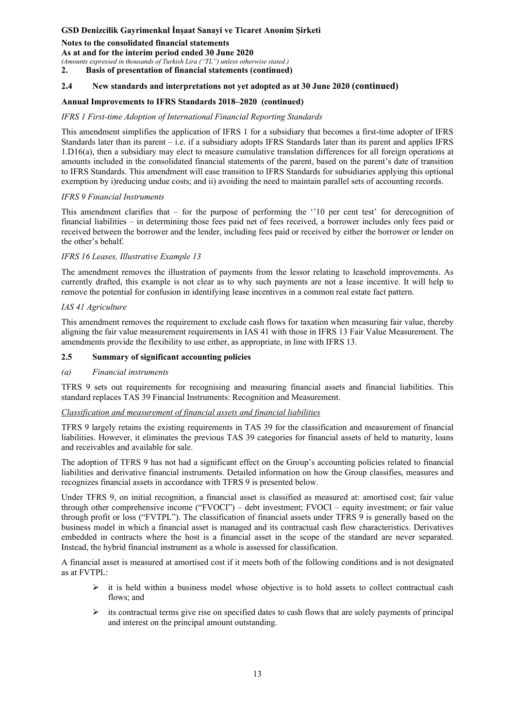## 2.4 New standards and interpretations not yet adopted as at 30 June 2020 (continued)

### Annual Improvements to IFRS Standards 2018–2020 (continued)

*IFRS 1 First-time Adoption of International Financial Reporting Standards*

This amendment simplifies the application of IFRS 1 for a subsidiary that becomes a first-time adopter of IFRS Standards later than its parent – i.e. if a subsidiary adopts IFRS Standards later than its parent and applies IFRS 1.D16(a), then a subsidiary may elect to measure cumulative translation differences for all foreign operations at amounts included in the consolidated financial statements of the parent, based on the parent's date of transition to IFRS Standards. This amendment will ease transition to IFRS Standards for subsidiaries applying this optional exemption by i)reducing undue costs; and ii) avoiding the need to maintain parallel sets of accounting records.

*IFRS 9 Financial Instruments*

This amendment clarifies that – for the purpose of performing the ''10 per cent test' for derecognition of financial liabilities – in determining those fees paid net of fees received, a borrower includes only fees paid or received between the borrower and the lender, including fees paid or received by either the borrower or lender on the other's behalf.

*IFRS 16 Leases, Illustrative Example 13*

The amendment removes the illustration of payments from the lessor relating to leasehold improvements. As currently drafted, this example is not clear as to why such payments are not a lease incentive. It will help to remove the potential for confusion in identifying lease incentives in a common real estate fact pattern.

*IAS 41 Agriculture*

This amendment removes the requirement to exclude cash flows for taxation when measuring fair value, thereby aligning the fair value measurement requirements in IAS 41 with those in IFRS 13 Fair Value Measurement. The amendments provide the flexibility to use either, as appropriate, in line with IFRS 13.

## 2.5 Summary of significant accounting policies

*(a) Financial instruments*

TFRS 9 sets out requirements for recognising and measuring financial assets and financial liabilities. This standard replaces TAS 39 Financial Instruments: Recognition and Measurement.

<u>Classification and measurement of financial assets and financial liabilities</u>

TFRS 9 largely retains the existing requirements in TAS 39 for the classification and measurement of financial liabilities. However, it eliminates the previous TAS 39 categories for financial assets of held to maturity, loans and receivables and available for sale.

The adoption of TFRS 9 has not had a significant effect on the Group's accounting policies related to financial liabilities and derivative financial instruments. Detailed information on how the Group classifies, measures and recognizes financial assets in accordance with TFRS 9 is presented below.

Under TFRS 9, on initial recognition, a financial asset is classified as measured at: amortised cost; fair value through other comprehensive income ("FVOCI") – debt investment; FVOCI – equity investment; or fair value through profit or loss ("FVTPL"). The classification of financial assets under TFRS 9 is generally based on the business model in which a financial asset is managed and its contractual cash flow characteristics. Derivatives embedded in contracts where the host is a financial asset in the scope of the standard are never separated. Instead, the hybrid financial instrument as a whole is assessed for classification.

A financial asset is measured at amortised cost if it meets both of the following conditions and is not designated as at FVTPL:

- it is held within a business model whose objective is to hold assets to collect contractual cash flows; and
- its contractual terms give rise on specified dates to cash flows that are solely payments of principal and interest on the principal amount outstanding.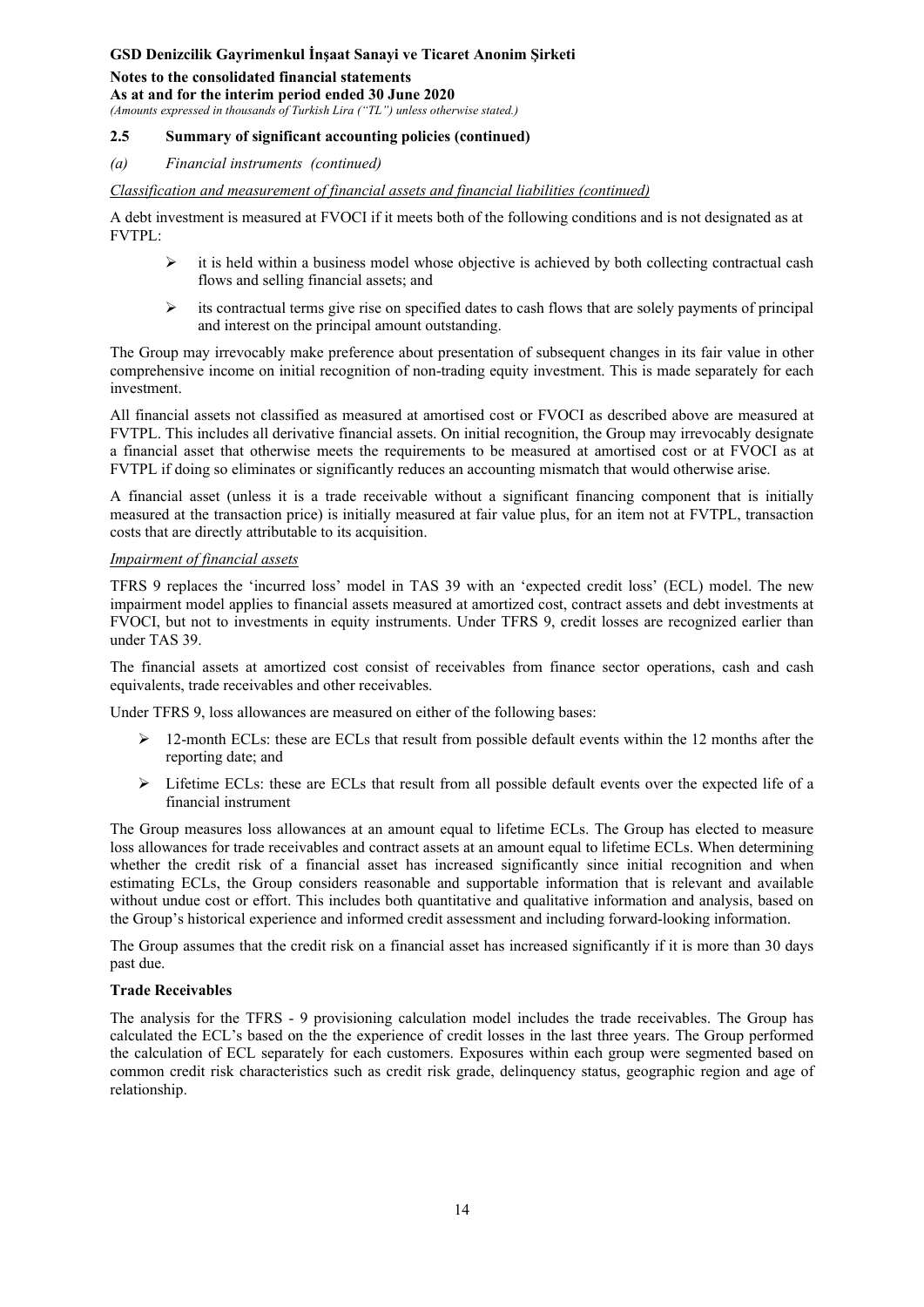### 2.5 Summary of significant accounting policies (continued)

*(a) Financial instruments (continued)*

*Classification and measurement of financial assets and financial liabilities (continued)*

A debt investment is measured at FVOCI if it meets both of the following conditions and is not designated as at FVTPL:

- it is held within a business model whose objective is achieved by both collecting contractual cash flows and selling financial assets; and
- its contractual terms give rise on specified dates to cash flows that are solely payments of principal and interest on the principal amount outstanding.

The Group may irrevocably make preference about presentation of subsequent changes in its fair value in other comprehensive income on initial recognition of non-trading equity investment. This is made separately for each investment.

All financial assets not classified as measured at amortised cost or FVOCI as described above are measured at FVTPL. This includes all derivative financial assets. On initial recognition, the Group may irrevocably designate a financial asset that otherwise meets the requirements to be measured at amortised cost or at FVOCI as at FVTPL if doing so eliminates or significantly reduces an accounting mismatch that would otherwise arise.

A financial asset (unless it is a trade receivable without a significant financing component that is initially measured at the transaction price) is initially measured at fair value plus, for an item not at FVTPL, transaction costs that are directly attributable to its acquisition.

*Impairment of financial assets*

TFRS 9 replaces the 'incurred loss' model in TAS 39 with an 'expected credit loss' (ECL) model. The new impairment model applies to financial assets measured at amortized cost, contract assets and debt investments at FVOCI, but not to investments in equity instruments. Under TFRS 9, credit losses are recognized earlier than under TAS 39.

The financial assets at amortized cost consist of receivables from finance sector operations, cash and cash equivalents, trade receivables and other receivables.

Under TFRS 9, loss allowances are measured on either of the following bases:

- 12-month ECLs: these are ECLs that result from possible default events within the 12 months after the reporting date; and
- Lifetime ECLs: these are ECLs that result from all possible default events over the expected life of a financial instrument

The Group measures loss allowances at an amount equal to lifetime ECLs. The Group has elected to measure loss allowances for trade receivables and contract assets at an amount equal to lifetime ECLs. When determining whether the credit risk of a financial asset has increased significantly since initial recognition and when estimating ECLs, the Group considers reasonable and supportable information that is relevant and available without undue cost or effort. This includes both quantitative and qualitative information and analysis, based on the Group's historical experience and informed credit assessment and including forward-looking information.

The Group assumes that the credit risk on a financial asset has increased significantly if it is more than 30 days past due.

**Trade Receivables**

The analysis for the TFRS - 9 provisioning calculation model includes the trade receivables. The Group has calculated the ECL's based on the the experience of credit losses in the last three years. The Group performed the calculation of ECL separately for each customers. Exposures within each group were segmented based on common credit risk characteristics such as credit risk grade, delinquency status, geographic region and age of relationship.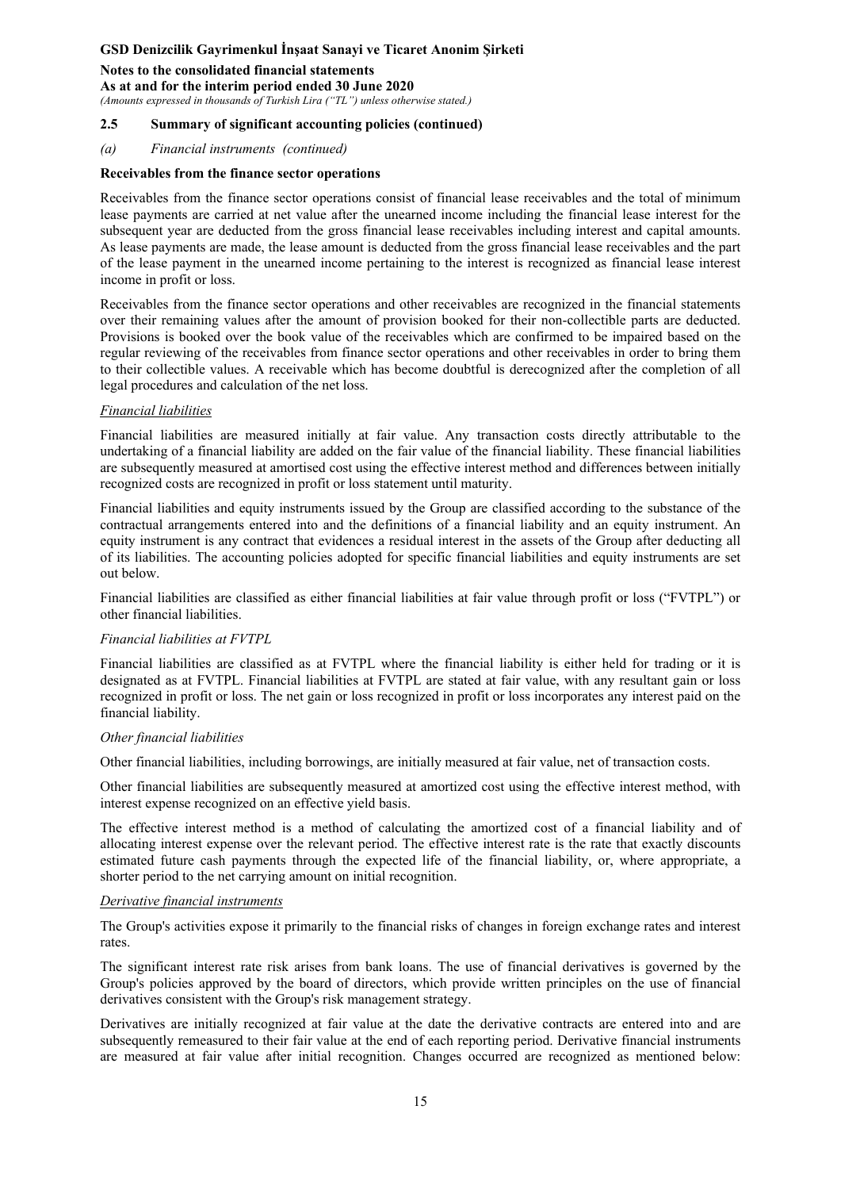### 2.5 Summary of significant accounting policies (continued)

*(a) Financial instruments (continued)*

**Receivables from the finance sector operations**

Receivables from the finance sector operations consist of financial lease receivables and the total of minimum lease payments are carried at net value after the unearned income including the financial lease interest for the subsequent year are deducted from the gross financial lease receivables including interest and capital amounts. As lease payments are made, the lease amount is deducted from the gross financial lease receivables and the part of the lease payment in the unearned income pertaining to the interest is recognized as financial lease interest income in profit or loss.

Receivables from the finance sector operations and other receivables are recognized in the financial statements over their remaining values after the amount of provision booked for their non-collectible parts are deducted. Provisions is booked over the book value of the receivables which are confirmed to be impaired based on the regular reviewing of the receivables from finance sector operations and other receivables in order to bring them to their collectible values. A receivable which has become doubtful is derecognized after the completion of all legal procedures and calculation of the net loss.

*Financial liabilities*

Financial liabilities are measured initially at fair value. Any transaction costs directly attributable to the undertaking of a financial liability are added on the fair value of the financial liability. These financial liabilities are subsequently measured at amortised cost using the effective interest method and differences between initially recognized costs are recognized in profit or loss statement until maturity.

Financial liabilities and equity instruments issued by the Group are classified according to the substance of the contractual arrangements entered into and the definitions of a financial liability and an equity instrument. An equity instrument is any contract that evidences a residual interest in the assets of the Group after deducting all of its liabilities. The accounting policies adopted for specific financial liabilities and equity instruments are set out below.

Financial liabilities are classified as either financial liabilities at fair value through profit or loss ("FVTPL") or other financial liabilities.

*Financial liabilities at FVTPL*

Financial liabilities are classified as at FVTPL where the financial liability is either held for trading or it is designated as at FVTPL. Financial liabilities at FVTPL are stated at fair value, with any resultant gain or loss recognized in profit or loss. The net gain or loss recognized in profit or loss incorporates any interest paid on the financial liability.

*Other financial liabilities*

Other financial liabilities, including borrowings, are initially measured at fair value, net of transaction costs.

Other financial liabilities are subsequently measured at amortized cost using the effective interest method, with interest expense recognized on an effective yield basis.

The effective interest method is a method of calculating the amortized cost of a financial liability and of allocating interest expense over the relevant period. The effective interest rate is the rate that exactly discounts estimated future cash payments through the expected life of the financial liability, or, where appropriate, a shorter period to the net carrying amount on initial recognition.

*Derivative financial instruments*

The Group's activities expose it primarily to the financial risks of changes in foreign exchange rates and interest rates.

The significant interest rate risk arises from bank loans. The use of financial derivatives is governed by the Group's policies approved by the board of directors, which provide written principles on the use of financial derivatives consistent with the Group's risk management strategy.

Derivatives are initially recognized at fair value at the date the derivative contracts are entered into and are subsequently remeasured to their fair value at the end of each reporting period. Derivative financial instruments are measured at fair value after initial recognition. Changes occurred are recognized as mentioned below: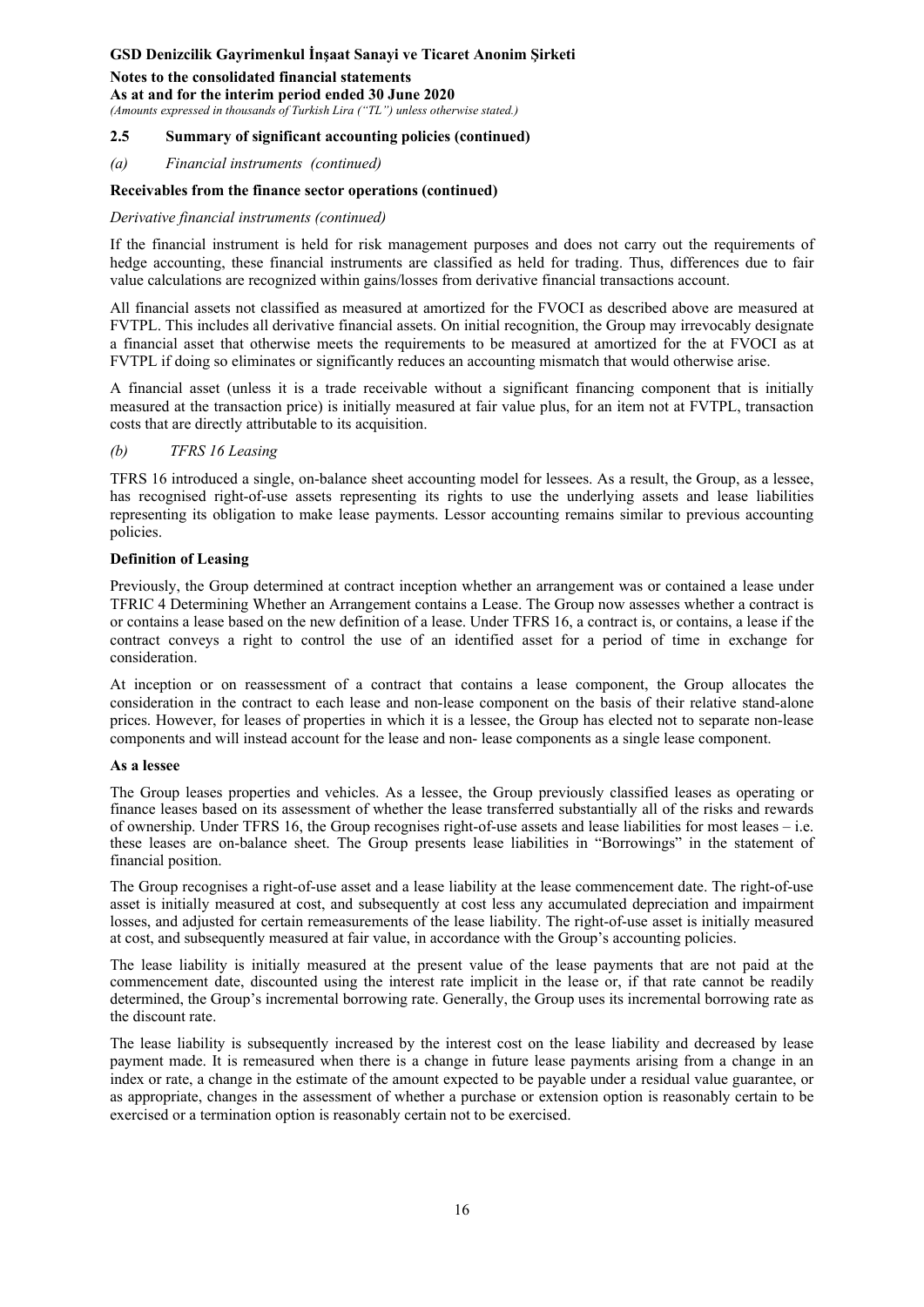### 2.5 Summary of significant accounting policies (continued)

*(a) Financial instruments (continued)*

**Receivables from the finance sector operations (continued)**

*Derivative financial instruments (continued)*

If the financial instrument is held for risk management purposes and does not carry out the requirements of hedge accounting, these financial instruments are classified as held for trading. Thus, differences due to fair value calculations are recognized within gains/losses from derivative financial transactions account.

All financial assets not classified as measured at amortized for the FVOCI as described above are measured at FVTPL. This includes all derivative financial assets. On initial recognition, the Group may irrevocably designate a financial asset that otherwise meets the requirements to be measured at amortized for the at FVOCI as at FVTPL if doing so eliminates or significantly reduces an accounting mismatch that would otherwise arise.

A financial asset (unless it is a trade receivable without a significant financing component that is initially measured at the transaction price) is initially measured at fair value plus, for an item not at FVTPL, transaction costs that are directly attributable to its acquisition.

*(b) TFRS 16 Leasing*

TFRS 16 introduced a single, on-balance sheet accounting model for lessees. As a result, the Group, as a lessee, has recognised right-of-use assets representing its rights to use the underlying assets and lease liabilities representing its obligation to make lease payments. Lessor accounting remains similar to previous accounting policies.

**Definition of Leasing**

Previously, the Group determined at contract inception whether an arrangement was or contained a lease under TFRIC 4 Determining Whether an Arrangement contains a Lease. The Group now assesses whether a contract is or contains a lease based on the new definition of a lease. Under TFRS 16, a contract is, or contains, a lease if the contract conveys a right to control the use of an identified asset for a period of time in exchange for consideration.

At inception or on reassessment of a contract that contains a lease component, the Group allocates the consideration in the contract to each lease and non-lease component on the basis of their relative stand-alone prices. However, for leases of properties in which it is a lessee, the Group has elected not to separate non-lease components and will instead account for the lease and non- lease components as a single lease component.

**As a lessee**

The Group leases properties and vehicles. As a lessee, the Group previously classified leases as operating or finance leases based on its assessment of whether the lease transferred substantially all of the risks and rewards of ownership. Under TFRS 16, the Group recognises right-of-use assets and lease liabilities for most leases – i.e. these leases are on-balance sheet. The Group presents lease liabilities in "Borrowings" in the statement of financial position.

The Group recognises a right-of-use asset and a lease liability at the lease commencement date. The right-of-use asset is initially measured at cost, and subsequently at cost less any accumulated depreciation and impairment losses, and adjusted for certain remeasurements of the lease liability. The right-of-use asset is initially measured at cost, and subsequently measured at fair value, in accordance with the Group's accounting policies.

The lease liability is initially measured at the present value of the lease payments that are not paid at the commencement date, discounted using the interest rate implicit in the lease or, if that rate cannot be readily determined, the Group's incremental borrowing rate. Generally, the Group uses its incremental borrowing rate as the discount rate.

The lease liability is subsequently increased by the interest cost on the lease liability and decreased by lease payment made. It is remeasured when there is a change in future lease payments arising from a change in an index or rate, a change in the estimate of the amount expected to be payable under a residual value guarantee, or as appropriate, changes in the assessment of whether a purchase or extension option is reasonably certain to be exercised or a termination option is reasonably certain not to be exercised.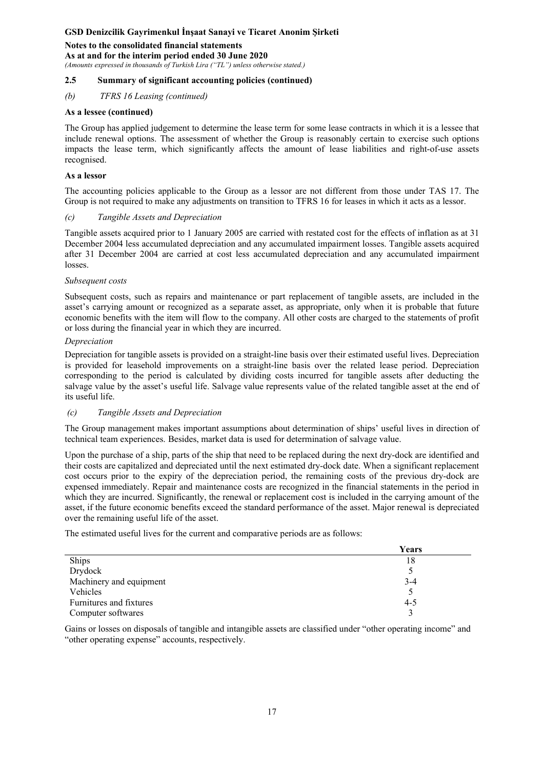## 2.5 Summary of significant accounting policies (continued)

*(b) TFRS 16 Leasing (continued)*

**As a lessee (continued)**

The Group has applied judgement to determine the lease term for some lease contracts in which it is a lessee that include renewal options. The assessment of whether the Group is reasonably certain to exercise such options impacts the lease term, which significantly affects the amount of lease liabilities and right-of-use assets recognised.

**As a lessor**

The accounting policies applicable to the Group as a lessor are not different from those under TAS 17. The Group is not required to make any adjustments on transition to TFRS 16 for leases in which it acts as a lessor.

*(c) Tangible Assets and Depreciation*

Tangible assets acquired prior to 1 January 2005 are carried with restated cost for the effects of inflation as at 31 December 2004 less accumulated depreciation and any accumulated impairment losses. Tangible assets acquired after 31 December 2004 are carried at cost less accumulated depreciation and any accumulated impairment losses.

*Subsequent costs*

Subsequent costs, such as repairs and maintenance or part replacement of tangible assets, are included in the asset's carrying amount or recognized as a separate asset, as appropriate, only when it is probable that future economic benefits with the item will flow to the company. All other costs are charged to the statements of profit or loss during the financial year in which they are incurred.

*Depreciation*

Depreciation for tangible assets is provided on a straight-line basis over their estimated useful lives. Depreciation is provided for leasehold improvements on a straight-line basis over the related lease period. Depreciation corresponding to the period is calculated by dividing costs incurred for tangible assets after deducting the salvage value by the asset's useful life. Salvage value represents value of the related tangible asset at the end of its useful life.

*(c) Tangible Assets and Depreciation*

The Group management makes important assumptions about determination of ships' useful lives in direction of technical team experiences. Besides, market data is used for determination of salvage value.

Upon the purchase of a ship, parts of the ship that need to be replaced during the next dry-dock are identified and their costs are capitalized and depreciated until the next estimated dry-dock date. When a significant replacement cost occurs prior to the expiry of the depreciation period, the remaining costs of the previous dry-dock are expensed immediately. Repair and maintenance costs are recognized in the financial statements in the period in which they are incurred. Significantly, the renewal or replacement cost is included in the carrying amount of the asset, if the future economic benefits exceed the standard performance of the asset. Major renewal is depreciated over the remaining useful life of the asset.

The estimated useful lives for the current and comparative periods are as follows:

| | Years |
|---|---|
| Ships | 18 |
| Drydock | 5 |
| Machinery and equipment | 3-4 |
| Vehicles | 5 |
| Furnitures and fixtures | 4-5 |
| Computer softwares | 3 |

Gains or losses on disposals of tangible and intangible assets are classified under "other operating income" and "other operating expense" accounts, respectively.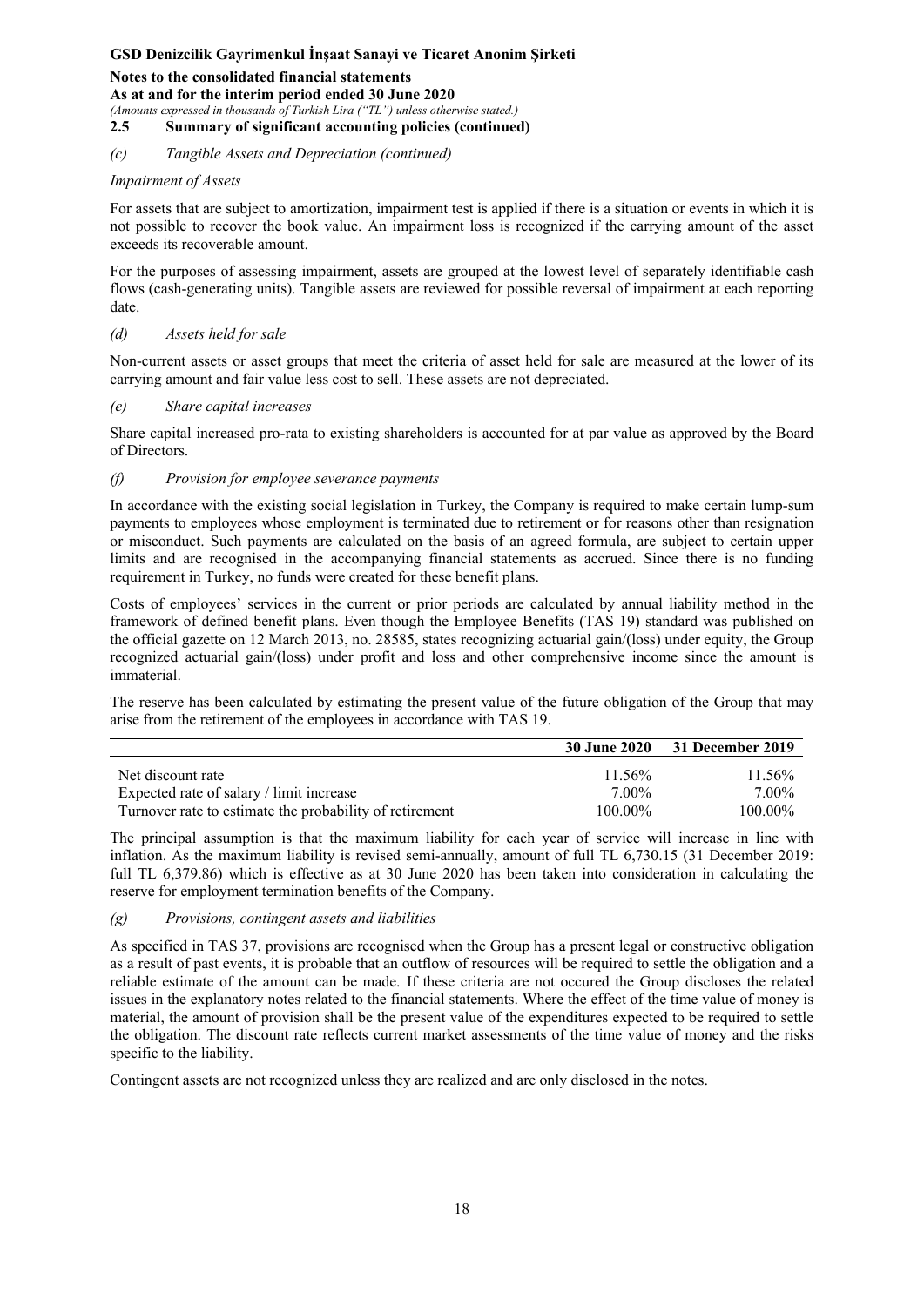## 2.5 Summary of significant accounting policies (continued)

*(c) Tangible Assets and Depreciation (continued)*

*Impairment of Assets*

For assets that are subject to amortization, impairment test is applied if there is a situation or events in which it is not possible to recover the book value. An impairment loss is recognized if the carrying amount of the asset exceeds its recoverable amount.

For the purposes of assessing impairment, assets are grouped at the lowest level of separately identifiable cash flows (cash-generating units). Tangible assets are reviewed for possible reversal of impairment at each reporting date.

*(d) Assets held for sale*

Non-current assets or asset groups that meet the criteria of asset held for sale are measured at the lower of its carrying amount and fair value less cost to sell. These assets are not depreciated.

*(e) Share capital increases*

Share capital increased pro-rata to existing shareholders is accounted for at par value as approved by the Board of Directors.

*(f) Provision for employee severance payments*

In accordance with the existing social legislation in Turkey, the Company is required to make certain lump-sum payments to employees whose employment is terminated due to retirement or for reasons other than resignation or misconduct. Such payments are calculated on the basis of an agreed formula, are subject to certain upper limits and are recognised in the accompanying financial statements as accrued. Since there is no funding requirement in Turkey, no funds were created for these benefit plans.

Costs of employees' services in the current or prior periods are calculated by annual liability method in the framework of defined benefit plans. Even though the Employee Benefits (TAS 19) standard was published on the official gazette on 12 March 2013, no. 28585, states recognizing actuarial gain/(loss) under equity, the Group recognized actuarial gain/(loss) under profit and loss and other comprehensive income since the amount is immaterial.

The reserve has been calculated by estimating the present value of the future obligation of the Group that may arise from the retirement of the employees in accordance with TAS 19.

| | 30 June 2020 | 31 December 2019 |
|---|---|---|
| Net discount rate | 11.56% | 11.56% |
| Expected rate of salary / limit increase | 7.00% | 7.00% |
| Turnover rate to estimate the probability of retirement | 100.00% | 100.00% |

The principal assumption is that the maximum liability for each year of service will increase in line with inflation. As the maximum liability is revised semi-annually, amount of full TL 6,730.15 (31 December 2019: full TL 6,379.86) which is effective as at 30 June 2020 has been taken into consideration in calculating the reserve for employment termination benefits of the Company.

*(g) Provisions, contingent assets and liabilities*

As specified in TAS 37, provisions are recognised when the Group has a present legal or constructive obligation as a result of past events, it is probable that an outflow of resources will be required to settle the obligation and a reliable estimate of the amount can be made. If these criteria are not occured the Group discloses the related issues in the explanatory notes related to the financial statements. Where the effect of the time value of money is material, the amount of provision shall be the present value of the expenditures expected to be required to settle the obligation. The discount rate reflects current market assessments of the time value of money and the risks specific to the liability.

Contingent assets are not recognized unless they are realized and are only disclosed in the notes.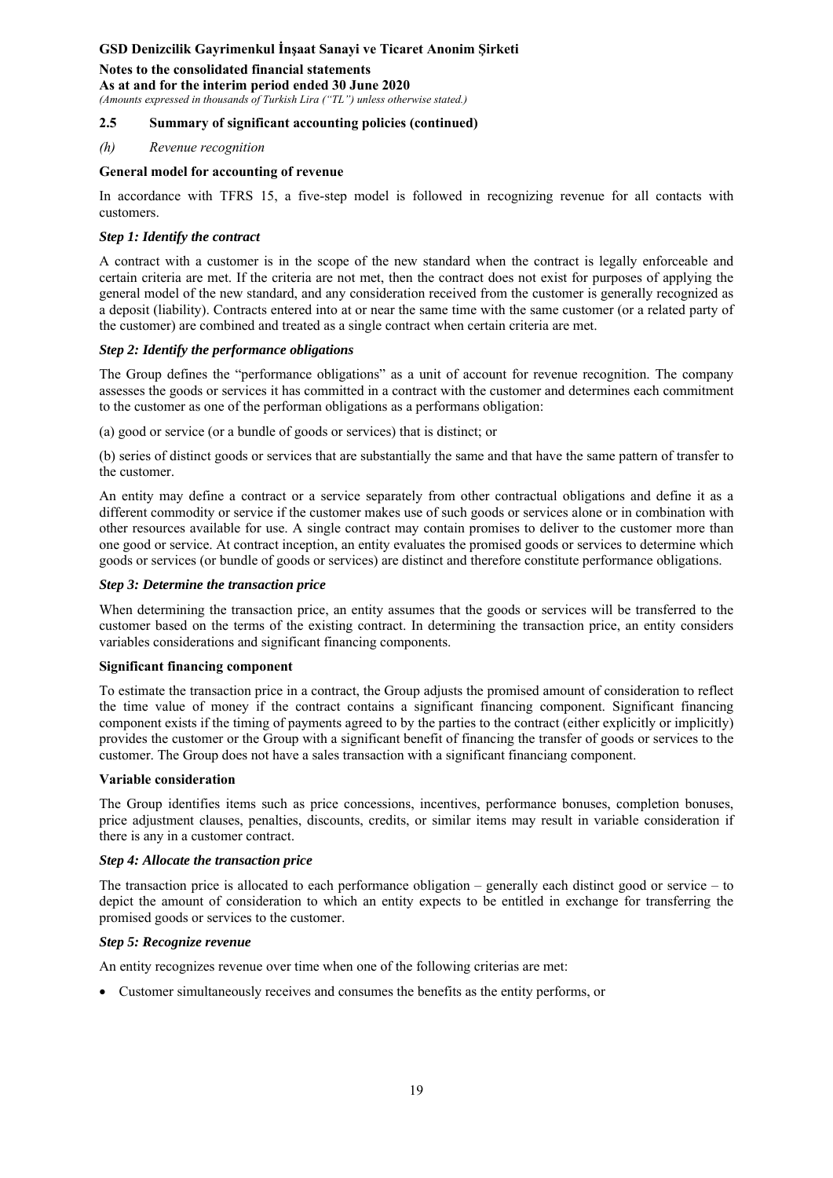### 2.5 Summary of significant accounting policies (continued)

*(h) Revenue recognition*

**General model for accounting of revenue**

In accordance with TFRS 15, a five-step model is followed in recognizing revenue for all contacts with customers.

***Step 1: Identify the contract***

A contract with a customer is in the scope of the new standard when the contract is legally enforceable and certain criteria are met. If the criteria are not met, then the contract does not exist for purposes of applying the general model of the new standard, and any consideration received from the customer is generally recognized as a deposit (liability). Contracts entered into at or near the same time with the same customer (or a related party of the customer) are combined and treated as a single contract when certain criteria are met.

***Step 2: Identify the performance obligations***

The Group defines the "performance obligations" as a unit of account for revenue recognition. The company assesses the goods or services it has committed in a contract with the customer and determines each commitment to the customer as one of the performan obligations as a performans obligation:

(a) good or service (or a bundle of goods or services) that is distinct; or

(b) series of distinct goods or services that are substantially the same and that have the same pattern of transfer to the customer.

An entity may define a contract or a service separately from other contractual obligations and define it as a different commodity or service if the customer makes use of such goods or services alone or in combination with other resources available for use. A single contract may contain promises to deliver to the customer more than one good or service. At contract inception, an entity evaluates the promised goods or services to determine which goods or services (or bundle of goods or services) are distinct and therefore constitute performance obligations.

***Step 3: Determine the transaction price***

When determining the transaction price, an entity assumes that the goods or services will be transferred to the customer based on the terms of the existing contract. In determining the transaction price, an entity considers variables considerations and significant financing components.

**Significant financing component**

To estimate the transaction price in a contract, the Group adjusts the promised amount of consideration to reflect the time value of money if the contract contains a significant financing component. Significant financing component exists if the timing of payments agreed to by the parties to the contract (either explicitly or implicitly) provides the customer or the Group with a significant benefit of financing the transfer of goods or services to the customer. The Group does not have a sales transaction with a significant financiang component.

**Variable consideration**

The Group identifies items such as price concessions, incentives, performance bonuses, completion bonuses, price adjustment clauses, penalties, discounts, credits, or similar items may result in variable consideration if there is any in a customer contract.

***Step 4: Allocate the transaction price***

The transaction price is allocated to each performance obligation – generally each distinct good or service – to depict the amount of consideration to which an entity expects to be entitled in exchange for transferring the promised goods or services to the customer.

***Step 5: Recognize revenue***

An entity recognizes revenue over time when one of the following criterias are met:

- Customer simultaneously receives and consumes the benefits as the entity performs, or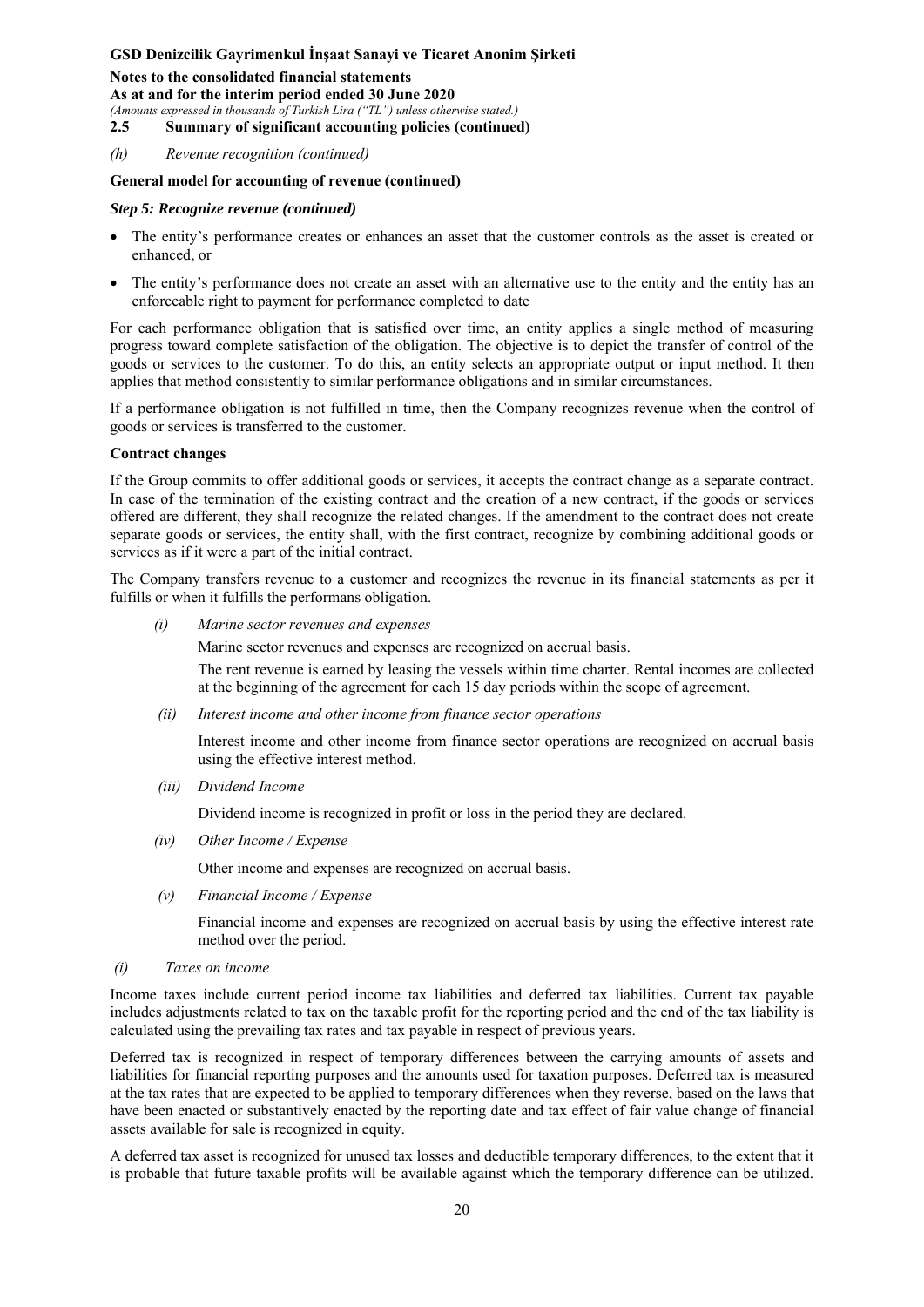### 2.5 Summary of significant accounting policies (continued)

*(h) Revenue recognition (continued)*

**General model for accounting of revenue (continued)**

***Step 5: Recognize revenue (continued)***

- The entity's performance creates or enhances an asset that the customer controls as the asset is created or enhanced, or
- The entity's performance does not create an asset with an alternative use to the entity and the entity has an enforceable right to payment for performance completed to date

For each performance obligation that is satisfied over time, an entity applies a single method of measuring progress toward complete satisfaction of the obligation. The objective is to depict the transfer of control of the goods or services to the customer. To do this, an entity selects an appropriate output or input method. It then applies that method consistently to similar performance obligations and in similar circumstances.

If a performance obligation is not fulfilled in time, then the Company recognizes revenue when the control of goods or services is transferred to the customer.

**Contract changes**

If the Group commits to offer additional goods or services, it accepts the contract change as a separate contract. In case of the termination of the existing contract and the creation of a new contract, if the goods or services offered are different, they shall recognize the related changes. If the amendment to the contract does not create separate goods or services, the entity shall, with the first contract, recognize by combining additional goods or services as if it were a part of the initial contract.

The Company transfers revenue to a customer and recognizes the revenue in its financial statements as per it fulfills or when it fulfills the performans obligation.

*(i) Marine sector revenues and expenses*

Marine sector revenues and expenses are recognized on accrual basis.

The rent revenue is earned by leasing the vessels within time charter. Rental incomes are collected at the beginning of the agreement for each 15 day periods within the scope of agreement.

*(ii) Interest income and other income from finance sector operations*

Interest income and other income from finance sector operations are recognized on accrual basis using the effective interest method.

*(iii) Dividend Income*

Dividend income is recognized in profit or loss in the period they are declared.

*(iv) Other Income / Expense*

Other income and expenses are recognized on accrual basis.

*(v) Financial Income / Expense*

Financial income and expenses are recognized on accrual basis by using the effective interest rate method over the period.

*(i) Taxes on income*

Income taxes include current period income tax liabilities and deferred tax liabilities. Current tax payable includes adjustments related to tax on the taxable profit for the reporting period and the end of the tax liability is calculated using the prevailing tax rates and tax payable in respect of previous years.

Deferred tax is recognized in respect of temporary differences between the carrying amounts of assets and liabilities for financial reporting purposes and the amounts used for taxation purposes. Deferred tax is measured at the tax rates that are expected to be applied to temporary differences when they reverse, based on the laws that have been enacted or substantively enacted by the reporting date and tax effect of fair value change of financial assets available for sale is recognized in equity.

A deferred tax asset is recognized for unused tax losses and deductible temporary differences, to the extent that it is probable that future taxable profits will be available against which the temporary difference can be utilized.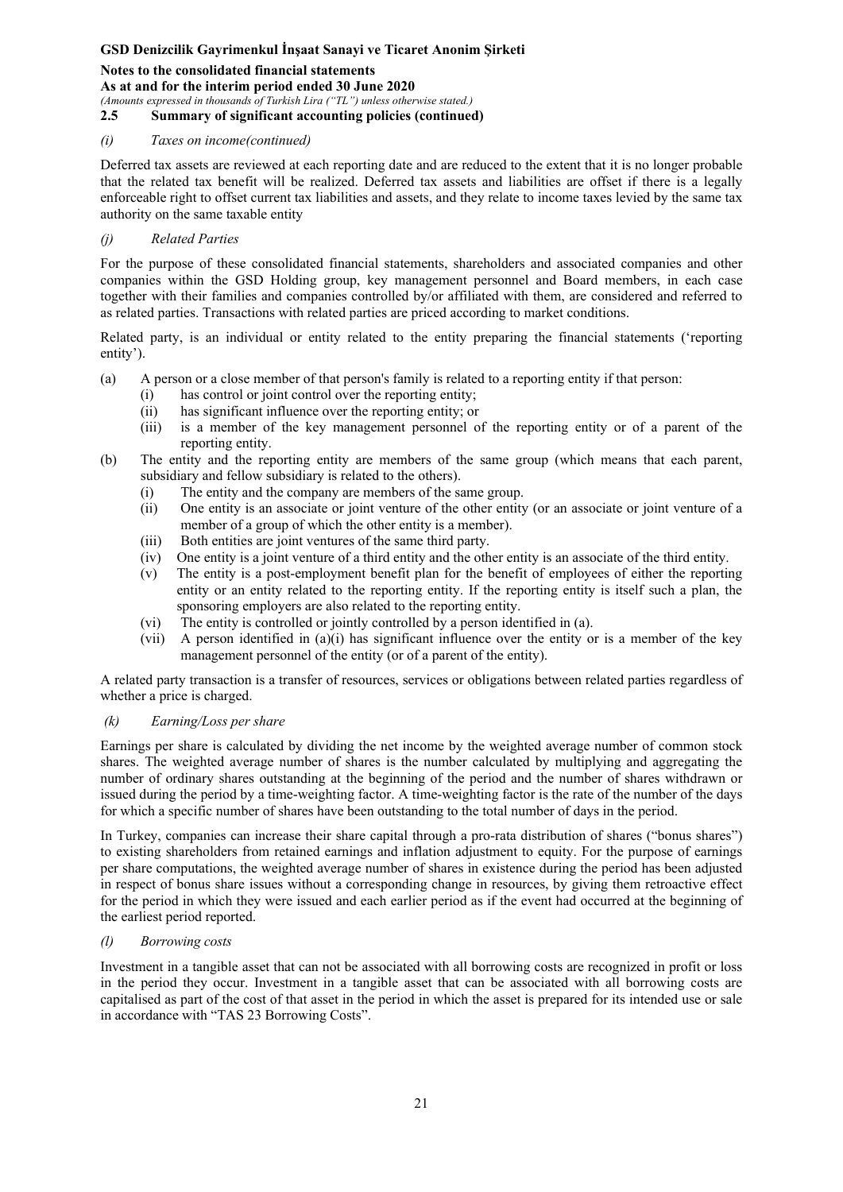### 2.5 Summary of significant accounting policies (continued)

*(i) Taxes on income(continued)*

Deferred tax assets are reviewed at each reporting date and are reduced to the extent that it is no longer probable that the related tax benefit will be realized. Deferred tax assets and liabilities are offset if there is a legally enforceable right to offset current tax liabilities and assets, and they relate to income taxes levied by the same tax authority on the same taxable entity

*(j) Related Parties*

For the purpose of these consolidated financial statements, shareholders and associated companies and other companies within the GSD Holding group, key management personnel and Board members, in each case together with their families and companies controlled by/or affiliated with them, are considered and referred to as related parties. Transactions with related parties are priced according to market conditions.

Related party, is an individual or entity related to the entity preparing the financial statements ('reporting entity').

(a) A person or a close member of that person's family is related to a reporting entity if that person:
   - (i) has control or joint control over the reporting entity;
   - (ii) has significant influence over the reporting entity; or
   - (iii) is a member of the key management personnel of the reporting entity or of a parent of the reporting entity.

(b) The entity and the reporting entity are members of the same group (which means that each parent, subsidiary and fellow subsidiary is related to the others).
   - (i) The entity and the company are members of the same group.
   - (ii) One entity is an associate or joint venture of the other entity (or an associate or joint venture of a member of a group of which the other entity is a member).
   - (iii) Both entities are joint ventures of the same third party.
   - (iv) One entity is a joint venture of a third entity and the other entity is an associate of the third entity.
   - (v) The entity is a post-employment benefit plan for the benefit of employees of either the reporting entity or an entity related to the reporting entity. If the reporting entity is itself such a plan, the sponsoring employers are also related to the reporting entity.
   - (vi) The entity is controlled or jointly controlled by a person identified in (a).
   - (vii) A person identified in (a)(i) has significant influence over the entity or is a member of the key management personnel of the entity (or of a parent of the entity).

A related party transaction is a transfer of resources, services or obligations between related parties regardless of whether a price is charged.

*(k) Earning/Loss per share*

Earnings per share is calculated by dividing the net income by the weighted average number of common stock shares. The weighted average number of shares is the number calculated by multiplying and aggregating the number of ordinary shares outstanding at the beginning of the period and the number of shares withdrawn or issued during the period by a time-weighting factor. A time-weighting factor is the rate of the number of the days for which a specific number of shares have been outstanding to the total number of days in the period.

In Turkey, companies can increase their share capital through a pro-rata distribution of shares ("bonus shares") to existing shareholders from retained earnings and inflation adjustment to equity. For the purpose of earnings per share computations, the weighted average number of shares in existence during the period has been adjusted in respect of bonus share issues without a corresponding change in resources, by giving them retroactive effect for the period in which they were issued and each earlier period as if the event had occurred at the beginning of the earliest period reported.

*(l) Borrowing costs*

Investment in a tangible asset that can not be associated with all borrowing costs are recognized in profit or loss in the period they occur. Investment in a tangible asset that can be associated with all borrowing costs are capitalised as part of the cost of that asset in the period in which the asset is prepared for its intended use or sale in accordance with "TAS 23 Borrowing Costs".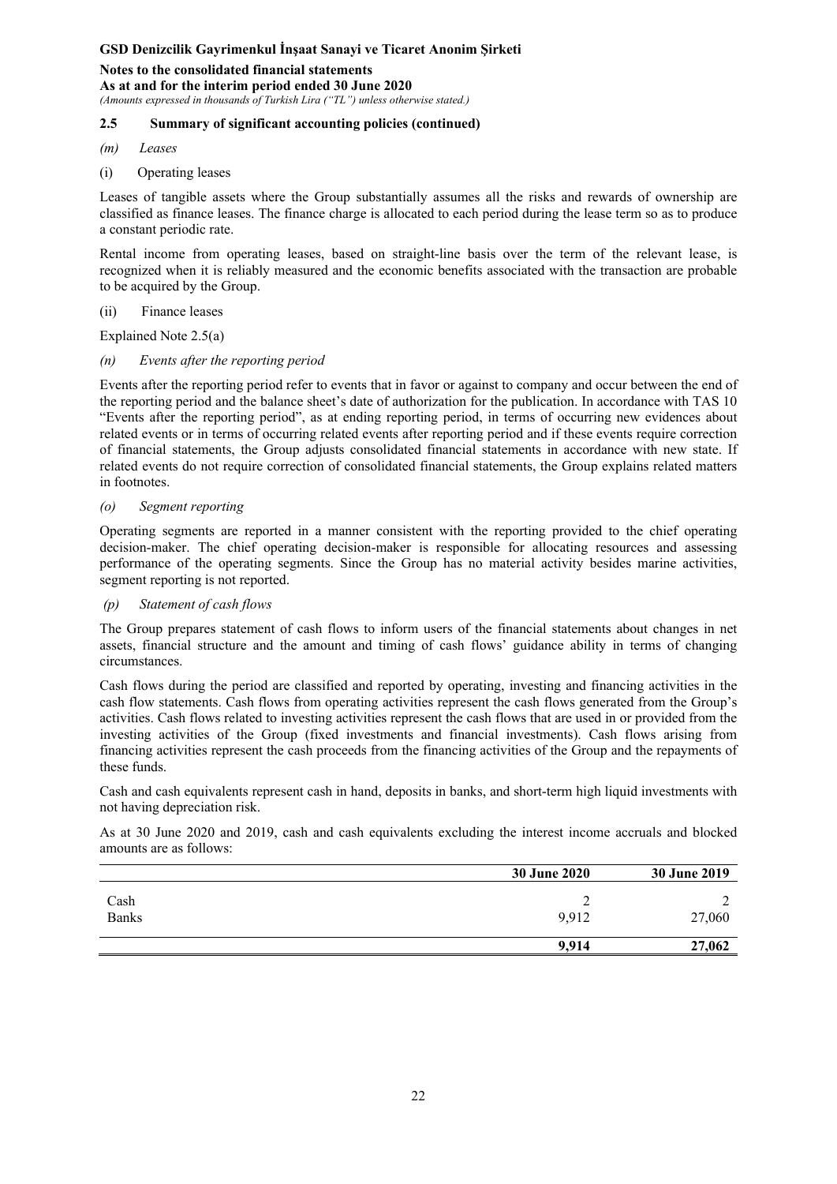### 2.5 Summary of significant accounting policies (continued)

*(m) Leases*

(i) Operating leases

Leases of tangible assets where the Group substantially assumes all the risks and rewards of ownership are classified as finance leases. The finance charge is allocated to each period during the lease term so as to produce a constant periodic rate.

Rental income from operating leases, based on straight-line basis over the term of the relevant lease, is recognized when it is reliably measured and the economic benefits associated with the transaction are probable to be acquired by the Group.

(ii) Finance leases

Explained Note 2.5(a)

*(n) Events after the reporting period*

Events after the reporting period refer to events that in favor or against to company and occur between the end of the reporting period and the balance sheet's date of authorization for the publication. In accordance with TAS 10 "Events after the reporting period", as at ending reporting period, in terms of occurring new evidences about related events or in terms of occurring related events after reporting period and if these events require correction of financial statements, the Group adjusts consolidated financial statements in accordance with new state. If related events do not require correction of consolidated financial statements, the Group explains related matters in footnotes.

*(o) Segment reporting*

Operating segments are reported in a manner consistent with the reporting provided to the chief operating decision-maker. The chief operating decision-maker is responsible for allocating resources and assessing performance of the operating segments. Since the Group has no material activity besides marine activities, segment reporting is not reported.

*(p) Statement of cash flows*

The Group prepares statement of cash flows to inform users of the financial statements about changes in net assets, financial structure and the amount and timing of cash flows' guidance ability in terms of changing circumstances.

Cash flows during the period are classified and reported by operating, investing and financing activities in the cash flow statements. Cash flows from operating activities represent the cash flows generated from the Group's activities. Cash flows related to investing activities represent the cash flows that are used in or provided from the investing activities of the Group (fixed investments and financial investments). Cash flows arising from financing activities represent the cash proceeds from the financing activities of the Group and the repayments of these funds.

Cash and cash equivalents represent cash in hand, deposits in banks, and short-term high liquid investments with not having depreciation risk.

As at 30 June 2020 and 2019, cash and cash equivalents excluding the interest income accruals and blocked amounts are as follows:

| | 30 June 2020 | 30 June 2019 |
|---|---|---|
| Cash | 2 | 2 |
| Banks | 9,912 | 27,060 |
| | **9,914** | **27,062** |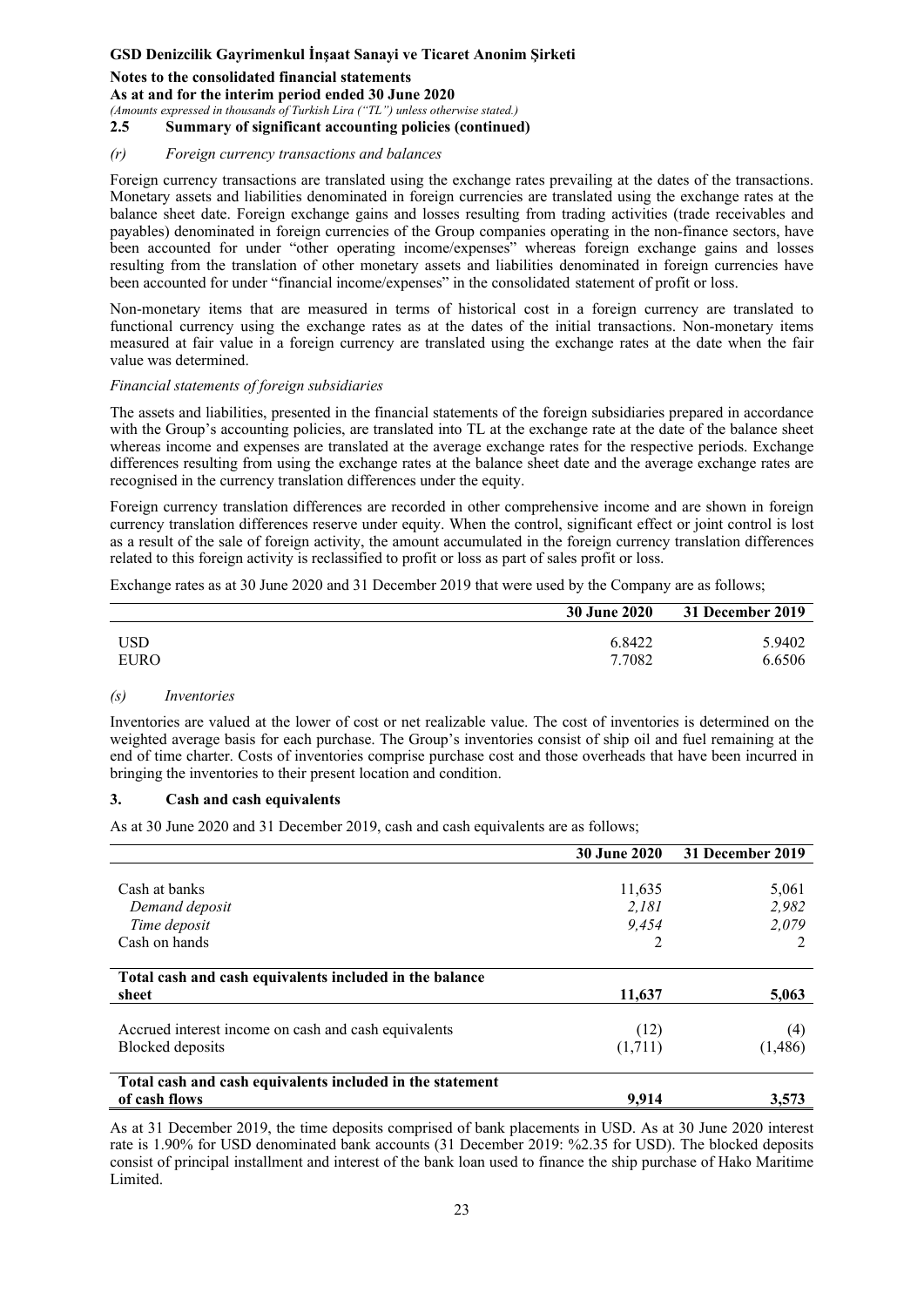### 2.5 Summary of significant accounting policies (continued)

#### *(r) Foreign currency transactions and balances*

Foreign currency transactions are translated using the exchange rates prevailing at the dates of the transactions. Monetary assets and liabilities denominated in foreign currencies are translated using the exchange rates at the balance sheet date. Foreign exchange gains and losses resulting from trading activities (trade receivables and payables) denominated in foreign currencies of the Group companies operating in the non-finance sectors, have been accounted for under "other operating income/expenses" whereas foreign exchange gains and losses resulting from the translation of other monetary assets and liabilities denominated in foreign currencies have been accounted for under "financial income/expenses" in the consolidated statement of profit or loss.

Non-monetary items that are measured in terms of historical cost in a foreign currency are translated to functional currency using the exchange rates as at the dates of the initial transactions. Non-monetary items measured at fair value in a foreign currency are translated using the exchange rates at the date when the fair value was determined.

*Financial statements of foreign subsidiaries*

The assets and liabilities, presented in the financial statements of the foreign subsidiaries prepared in accordance with the Group's accounting policies, are translated into TL at the exchange rate at the date of the balance sheet whereas income and expenses are translated at the average exchange rates for the respective periods. Exchange differences resulting from using the exchange rates at the balance sheet date and the average exchange rates are recognised in the currency translation differences under the equity.

Foreign currency translation differences are recorded in other comprehensive income and are shown in foreign currency translation differences reserve under equity. When the control, significant effect or joint control is lost as a result of the sale of foreign activity, the amount accumulated in the foreign currency translation differences related to this foreign activity is reclassified to profit or loss as part of sales profit or loss.

Exchange rates as at 30 June 2020 and 31 December 2019 that were used by the Company are as follows;

| | 30 June 2020 | 31 December 2019 |
|---|---|---|
| USD | 6.8422 | 5.9402 |
| EURO | 7.7082 | 6.6506 |

#### *(s) Inventories*

Inventories are valued at the lower of cost or net realizable value. The cost of inventories is determined on the weighted average basis for each purchase. The Group's inventories consist of ship oil and fuel remaining at the end of time charter. Costs of inventories comprise purchase cost and those overheads that have been incurred in bringing the inventories to their present location and condition.

## 3. Cash and cash equivalents

As at 30 June 2020 and 31 December 2019, cash and cash equivalents are as follows;

| | 30 June 2020 | 31 December 2019 |
|---|---|---|
| Cash at banks | 11,635 | 5,061 |
| *Demand deposit* | *2,181* | *2,982* |
| *Time deposit* | *9,454* | *2,079* |
| Cash on hands | 2 | 2 |
| **Total cash and cash equivalents included in the balance sheet** | **11,637** | **5,063** |
| Accrued interest income on cash and cash equivalents | (12) | (4) |
| Blocked deposits | (1,711) | (1,486) |
| **Total cash and cash equivalents included in the statement of cash flows** | **9,914** | **3,573** |

As at 31 December 2019, the time deposits comprised of bank placements in USD. As at 30 June 2020 interest rate is 1.90% for USD denominated bank accounts (31 December 2019: %2.35 for USD). The blocked deposits consist of principal installment and interest of the bank loan used to finance the ship purchase of Hako Maritime Limited.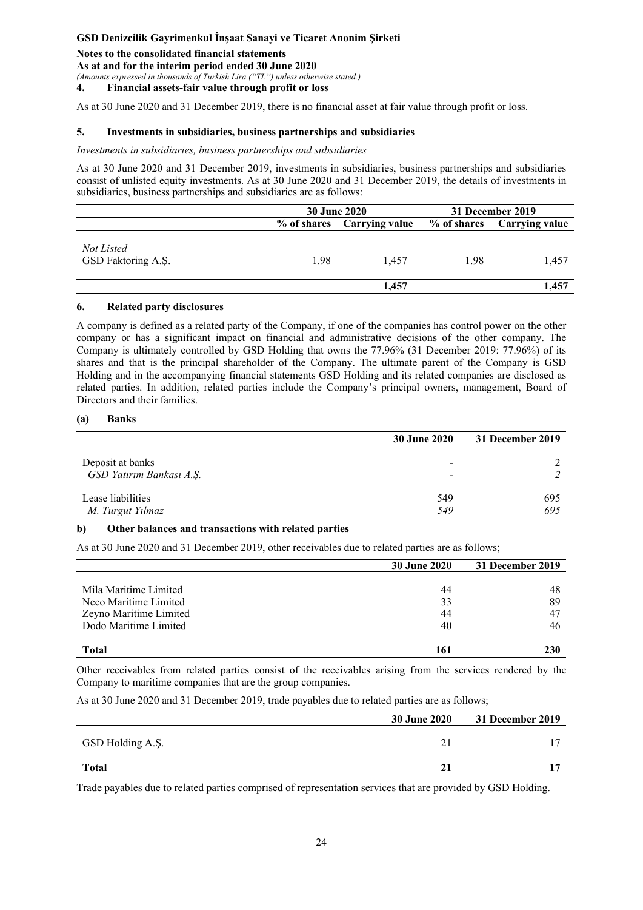## 4. Financial assets-fair value through profit or loss

As at 30 June 2020 and 31 December 2019, there is no financial asset at fair value through profit or loss.

## 5. Investments in subsidiaries, business partnerships and subsidiaries

*Investments in subsidiaries, business partnerships and subsidiaries*

As at 30 June 2020 and 31 December 2019, investments in subsidiaries, business partnerships and subsidiaries consist of unlisted equity investments. As at 30 June 2020 and 31 December 2019, the details of investments in subsidiaries, business partnerships and subsidiaries are as follows:

| | 30 June 2020 | | 31 December 2019 | |
|---|---|---|---|---|
| | % of shares | Carrying value | % of shares | Carrying value |
| *Not Listed* | | | | |
| GSD Faktoring A.Ş. | 1.98 | 1,457 | 1.98 | 1,457 |
| | | **1,457** | | **1,457** |

## 6. Related party disclosures

A company is defined as a related party of the Company, if one of the companies has control power on the other company or has a significant impact on financial and administrative decisions of the other company. The Company is ultimately controlled by GSD Holding that owns the 77.96% (31 December 2019: 77.96%) of its shares and that is the principal shareholder of the Company. The ultimate parent of the Company is GSD Holding and in the accompanying financial statements GSD Holding and its related companies are disclosed as related parties. In addition, related parties include the Company's principal owners, management, Board of Directors and their families.

### (a) Banks

| | 30 June 2020 | 31 December 2019 |
|---|---|---|
| Deposit at banks | - | 2 |
| *GSD Yatırım Bankası A.Ş.* | - | *2* |
| Lease liabilities | 549 | 695 |
| *M. Turgut Yılmaz* | *549* | *695* |

### b) Other balances and transactions with related parties

As at 30 June 2020 and 31 December 2019, other receivables due to related parties are as follows;

| | 30 June 2020 | 31 December 2019 |
|---|---|---|
| Mila Maritime Limited | 44 | 48 |
| Neco Maritime Limited | 33 | 89 |
| Zeyno Maritime Limited | 44 | 47 |
| Dodo Maritime Limited | 40 | 46 |
| **Total** | **161** | **230** |

Other receivables from related parties consist of the receivables arising from the services rendered by the Company to maritime companies that are the group companies.

As at 30 June 2020 and 31 December 2019, trade payables due to related parties are as follows;

| | 30 June 2020 | 31 December 2019 |
|---|---|---|
| GSD Holding A.Ş. | 21 | 17 |
| **Total** | **21** | **17** |

Trade payables due to related parties comprised of representation services that are provided by GSD Holding.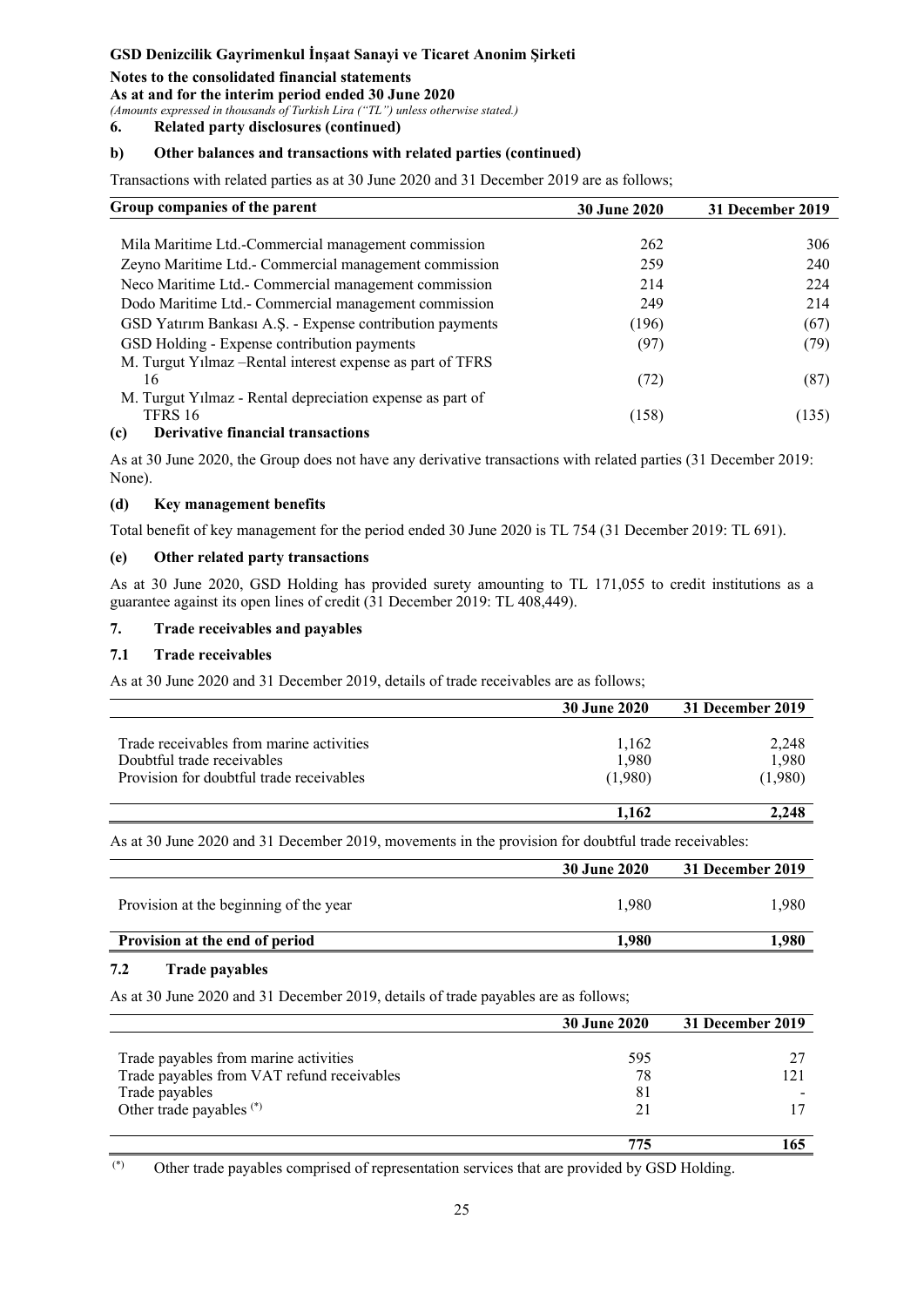### 6. Related party disclosures (continued)

#### b) Other balances and transactions with related parties (continued)

Transactions with related parties as at 30 June 2020 and 31 December 2019 are as follows;

| Group companies of the parent | 30 June 2020 | 31 December 2019 |
|---|---|---|
| Mila Maritime Ltd.-Commercial management commission | 262 | 306 |
| Zeyno Maritime Ltd.- Commercial management commission | 259 | 240 |
| Neco Maritime Ltd.- Commercial management commission | 214 | 224 |
| Dodo Maritime Ltd.- Commercial management commission | 249 | 214 |
| GSD Yatırım Bankası A.Ş. - Expense contribution payments | (196) | (67) |
| GSD Holding - Expense contribution payments | (97) | (79) |
| M. Turgut Yılmaz –Rental interest expense as part of TFRS 16 | (72) | (87) |
| M. Turgut Yılmaz - Rental depreciation expense as part of TFRS 16 | (158) | (135) |

#### (c) Derivative financial transactions

As at 30 June 2020, the Group does not have any derivative transactions with related parties (31 December 2019: None).

#### (d) Key management benefits

Total benefit of key management for the period ended 30 June 2020 is TL 754 (31 December 2019: TL 691).

#### (e) Other related party transactions

As at 30 June 2020, GSD Holding has provided surety amounting to TL 171,055 to credit institutions as a guarantee against its open lines of credit (31 December 2019: TL 408,449).

### 7. Trade receivables and payables

#### 7.1 Trade receivables

As at 30 June 2020 and 31 December 2019, details of trade receivables are as follows;

| | 30 June 2020 | 31 December 2019 |
|---|---|---|
| Trade receivables from marine activities | 1,162 | 2,248 |
| Doubtful trade receivables | 1,980 | 1,980 |
| Provision for doubtful trade receivables | (1,980) | (1,980) |
| | **1,162** | **2,248** |

As at 30 June 2020 and 31 December 2019, movements in the provision for doubtful trade receivables:

| | 30 June 2020 | 31 December 2019 |
|---|---|---|
| Provision at the beginning of the year | 1,980 | 1,980 |
| **Provision at the end of period** | **1,980** | **1,980** |

#### 7.2 Trade payables

As at 30 June 2020 and 31 December 2019, details of trade payables are as follows;

| | 30 June 2020 | 31 December 2019 |
|---|---|---|
| Trade payables from marine activities | 595 | 27 |
| Trade payables from VAT refund receivables | 78 | 121 |
| Trade payables | 81 | - |
| Other trade payables (*) | 21 | 17 |
| | **775** | **165** |

(*) Other trade payables comprised of representation services that are provided by GSD Holding.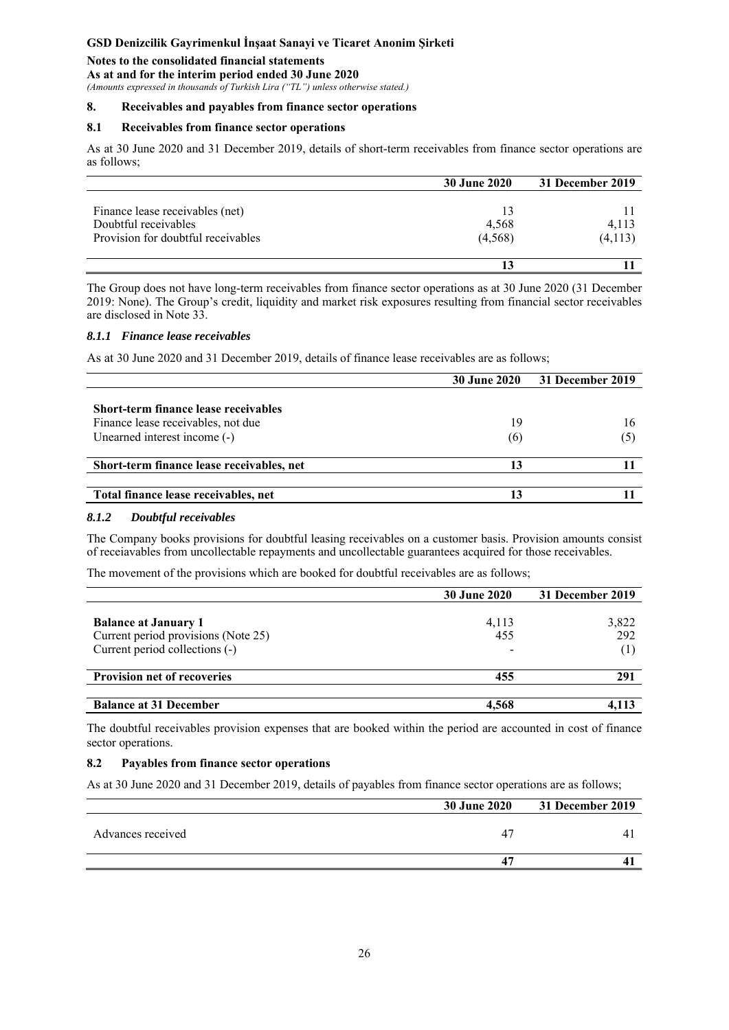## 8. Receivables and payables from finance sector operations

### 8.1 Receivables from finance sector operations

As at 30 June 2020 and 31 December 2019, details of short-term receivables from finance sector operations are as follows;

| | 30 June 2020 | 31 December 2019 |
|---|---|---|
| Finance lease receivables (net) | 13 | 11 |
| Doubtful receivables | 4,568 | 4,113 |
| Provision for doubtful receivables | (4,568) | (4,113) |
| | **13** | **11** |

The Group does not have long-term receivables from finance sector operations as at 30 June 2020 (31 December 2019: None). The Group's credit, liquidity and market risk exposures resulting from financial sector receivables are disclosed in Note 33.

### *8.1.1 Finance lease receivables*

As at 30 June 2020 and 31 December 2019, details of finance lease receivables are as follows;

| | 30 June 2020 | 31 December 2019 |
|---|---|---|
| **Short-term finance lease receivables** | | |
| Finance lease receivables, not due | 19 | 16 |
| Unearned interest income (-) | (6) | (5) |
| **Short-term finance lease receivables, net** | **13** | **11** |
| **Total finance lease receivables, net** | **13** | **11** |

### *8.1.2 Doubtful receivables*

The Company books provisions for doubtful leasing receivables on a customer basis. Provision amounts consist of receiavables from uncollectable repayments and uncollectable guarantees acquired for those receivables.

The movement of the provisions which are booked for doubtful receivables are as follows;

| | 30 June 2020 | 31 December 2019 |
|---|---|---|
| **Balance at January 1** | 4,113 | 3,822 |
| Current period provisions (Note 25) | 455 | 292 |
| Current period collections (-) | - | (1) |
| **Provision net of recoveries** | **455** | **291** |
| **Balance at 31 December** | **4,568** | **4,113** |

The doubtful receivables provision expenses that are booked within the period are accounted in cost of finance sector operations.

### 8.2 Payables from finance sector operations

As at 30 June 2020 and 31 December 2019, details of payables from finance sector operations are as follows;

| | 30 June 2020 | 31 December 2019 |
|---|---|---|
| Advances received | 47 | 41 |
| | **47** | **41** |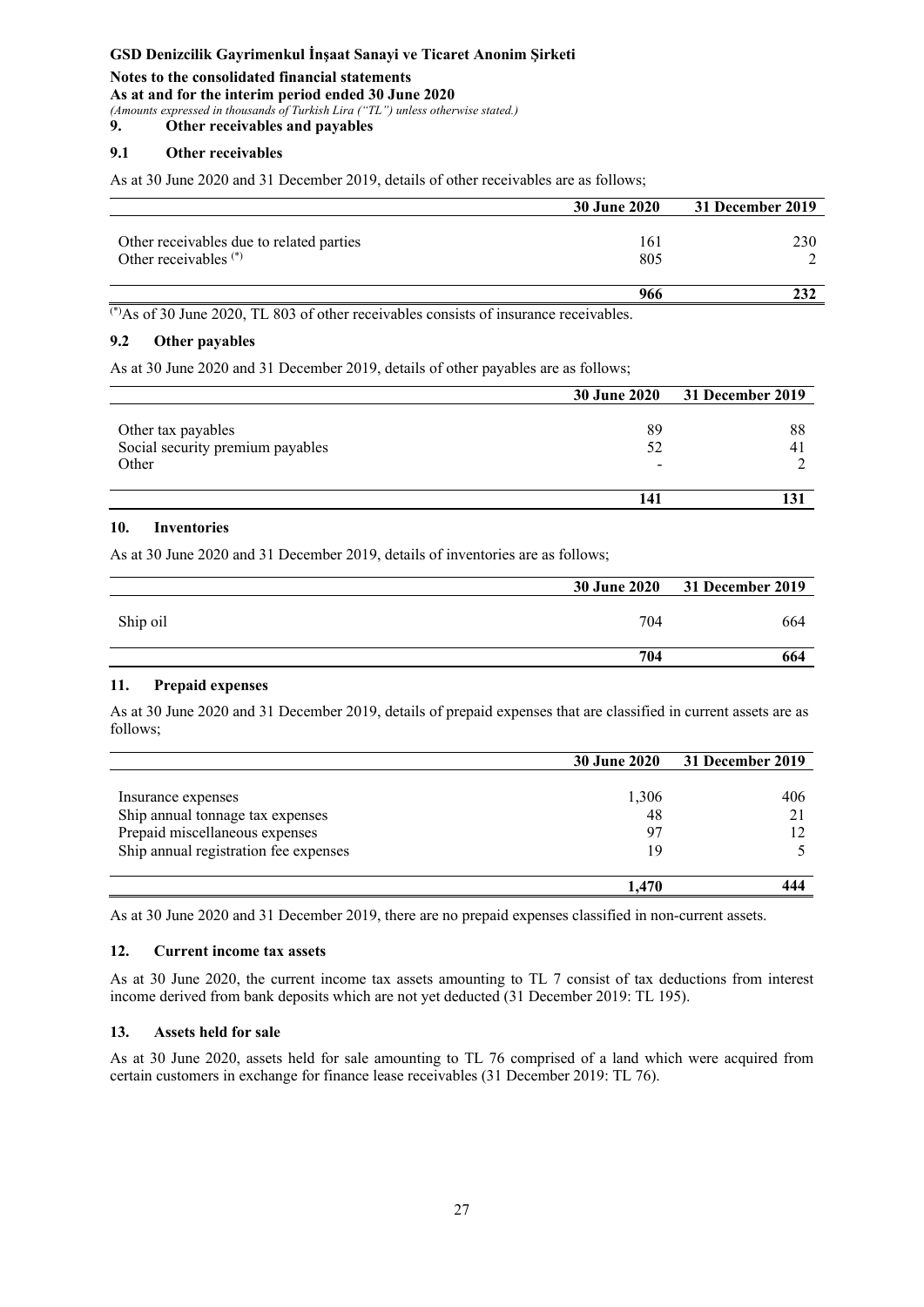## 9. Other receivables and payables

### 9.1 Other receivables

As at 30 June 2020 and 31 December 2019, details of other receivables are as follows;

| | 30 June 2020 | 31 December 2019 |
|---|---|---|
| Other receivables due to related parties | 161 | 230 |
| Other receivables [(*)] | 805 | 2 |
| | **966** | **232** |

[(*)]As of 30 June 2020, TL 803 of other receivables consists of insurance receivables.

### 9.2 Other payables

As at 30 June 2020 and 31 December 2019, details of other payables are as follows;

| | 30 June 2020 | 31 December 2019 |
|---|---|---|
| Other tax payables | 89 | 88 |
| Social security premium payables | 52 | 41 |
| Other | - | 2 |
| | **141** | **131** |

## 10. Inventories

As at 30 June 2020 and 31 December 2019, details of inventories are as follows;

| | 30 June 2020 | 31 December 2019 |
|---|---|---|
| Ship oil | 704 | 664 |
| | **704** | **664** |

## 11. Prepaid expenses

As at 30 June 2020 and 31 December 2019, details of prepaid expenses that are classified in current assets are as follows;

| | 30 June 2020 | 31 December 2019 |
|---|---|---|
| Insurance expenses | 1,306 | 406 |
| Ship annual tonnage tax expenses | 48 | 21 |
| Prepaid miscellaneous expenses | 97 | 12 |
| Ship annual registration fee expenses | 19 | 5 |
| | **1,470** | **444** |

As at 30 June 2020 and 31 December 2019, there are no prepaid expenses classified in non-current assets.

## 12. Current income tax assets

As at 30 June 2020, the current income tax assets amounting to TL 7 consist of tax deductions from interest income derived from bank deposits which are not yet deducted (31 December 2019: TL 195).

## 13. Assets held for sale

As at 30 June 2020, assets held for sale amounting to TL 76 comprised of a land which were acquired from certain customers in exchange for finance lease receivables (31 December 2019: TL 76).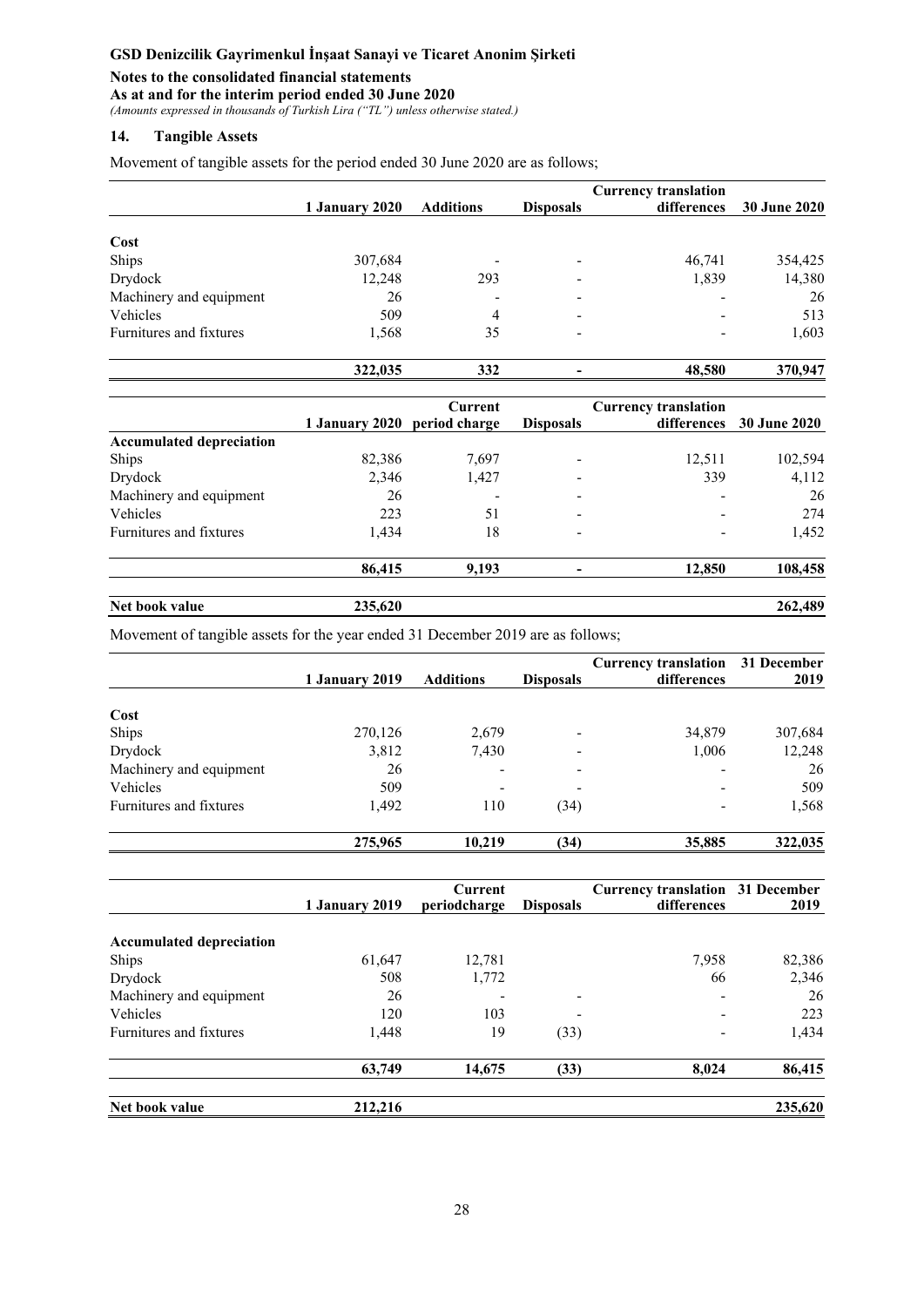**GSD Denizcilik Gayrimenkul İnşaat Sanayi ve Ticaret Anonim Şirketi**

**Notes to the consolidated financial statements**

**As at and for the interim period ended 30 June 2020**

*(Amounts expressed in thousands of Turkish Lira ("TL") unless otherwise stated.)*

## 14. Tangible Assets

Movement of tangible assets for the period ended 30 June 2020 are as follows;

| | 1 January 2020 | Additions | Disposals | Currency translation differences | 30 June 2020 |
|---|---|---|---|---|---|
| **Cost** | | | | | |
| Ships | 307,684 | - | - | 46,741 | 354,425 |
| Drydock | 12,248 | 293 | - | 1,839 | 14,380 |
| Machinery and equipment | 26 | - | - | - | 26 |
| Vehicles | 509 | 4 | - | - | 513 |
| Furnitures and fixtures | 1,568 | 35 | - | - | 1,603 |
| | **322,035** | **332** | **-** | **48,580** | **370,947** |

| | 1 January 2020 | Current period charge | Disposals | Currency translation differences | 30 June 2020 |
|---|---|---|---|---|---|
| **Accumulated depreciation** | | | | | |
| Ships | 82,386 | 7,697 | - | 12,511 | 102,594 |
| Drydock | 2,346 | 1,427 | - | 339 | 4,112 |
| Machinery and equipment | 26 | - | - | - | 26 |
| Vehicles | 223 | 51 | - | - | 274 |
| Furnitures and fixtures | 1,434 | 18 | - | - | 1,452 |
| | **86,415** | **9,193** | **-** | **12,850** | **108,458** |
| **Net book value** | **235,620** | | | | **262,489** |

Movement of tangible assets for the year ended 31 December 2019 are as follows;

| | 1 January 2019 | Additions | Disposals | Currency translation differences | 31 December 2019 |
|---|---|---|---|---|---|
| **Cost** | | | | | |
| Ships | 270,126 | 2,679 | - | 34,879 | 307,684 |
| Drydock | 3,812 | 7,430 | - | 1,006 | 12,248 |
| Machinery and equipment | 26 | - | - | - | 26 |
| Vehicles | 509 | - | - | - | 509 |
| Furnitures and fixtures | 1,492 | 110 | (34) | - | 1,568 |
| | **275,965** | **10,219** | **(34)** | **35,885** | **322,035** |

| | 1 January 2019 | Current periodcharge | Disposals | Currency translation differences | 31 December 2019 |
|---|---|---|---|---|---|
| **Accumulated depreciation** | | | | | |
| Ships | 61,647 | 12,781 | | 7,958 | 82,386 |
| Drydock | 508 | 1,772 | | 66 | 2,346 |
| Machinery and equipment | 26 | - | - | - | 26 |
| Vehicles | 120 | 103 | - | - | 223 |
| Furnitures and fixtures | 1,448 | 19 | (33) | - | 1,434 |
| | **63,749** | **14,675** | **(33)** | **8,024** | **86,415** |
| **Net book value** | **212,216** | | | | **235,620** |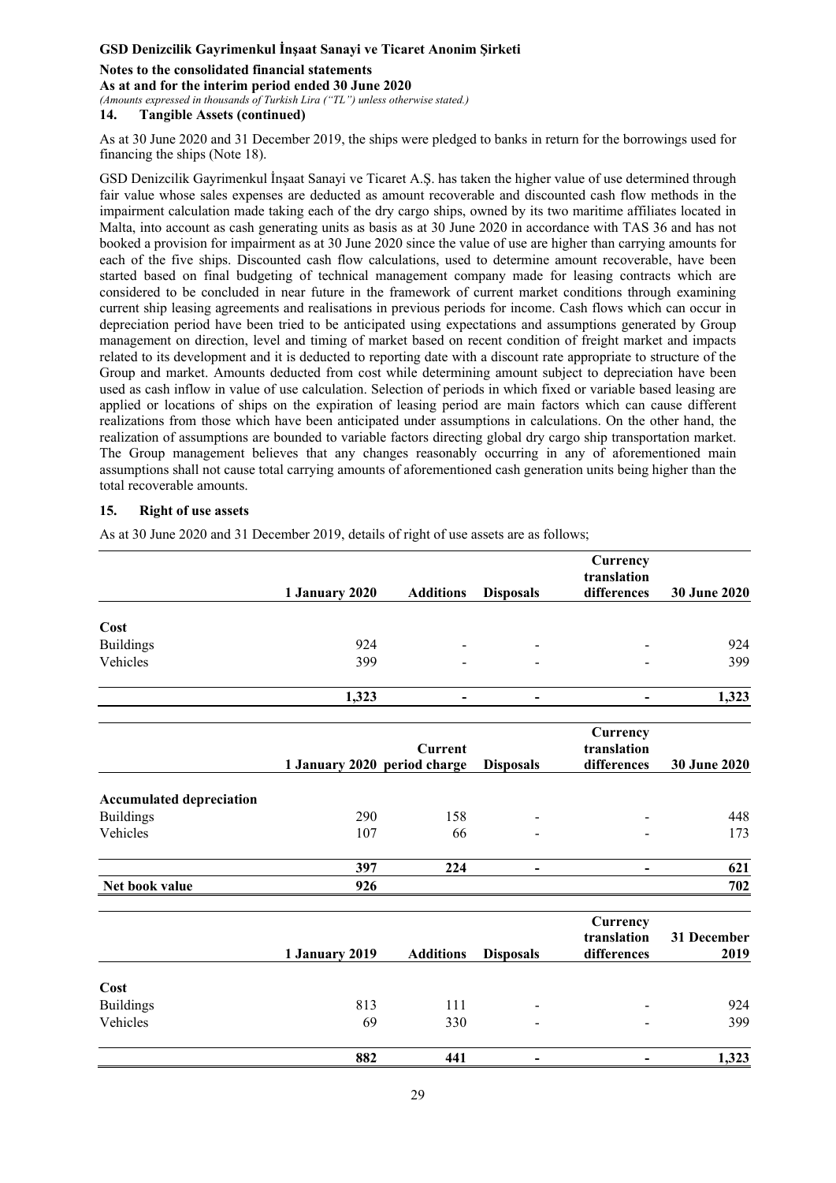## 14. Tangible Assets (continued)

As at 30 June 2020 and 31 December 2019, the ships were pledged to banks in return for the borrowings used for financing the ships (Note 18).

GSD Denizcilik Gayrimenkul İnşaat Sanayi ve Ticaret A.Ş. has taken the higher value of use determined through fair value whose sales expenses are deducted as amount recoverable and discounted cash flow methods in the impairment calculation made taking each of the dry cargo ships, owned by its two maritime affiliates located in Malta, into account as cash generating units as basis as at 30 June 2020 in accordance with TAS 36 and has not booked a provision for impairment as at 30 June 2020 since the value of use are higher than carrying amounts for each of the five ships. Discounted cash flow calculations, used to determine amount recoverable, have been started based on final budgeting of technical management company made for leasing contracts which are considered to be concluded in near future in the framework of current market conditions through examining current ship leasing agreements and realisations in previous periods for income. Cash flows which can occur in depreciation period have been tried to be anticipated using expectations and assumptions generated by Group management on direction, level and timing of market based on recent condition of freight market and impacts related to its development and it is deducted to reporting date with a discount rate appropriate to structure of the Group and market. Amounts deducted from cost while determining amount subject to depreciation have been used as cash inflow in value of use calculation. Selection of periods in which fixed or variable based leasing are applied or locations of ships on the expiration of leasing period are main factors which can cause different realizations from those which have been anticipated under assumptions in calculations. On the other hand, the realization of assumptions are bounded to variable factors directing global dry cargo ship transportation market. The Group management believes that any changes reasonably occurring in any of aforementioned main assumptions shall not cause total carrying amounts of aforementioned cash generation units being higher than the total recoverable amounts.

## 15. Right of use assets

As at 30 June 2020 and 31 December 2019, details of right of use assets are as follows;

| | 1 January 2020 | Additions | Disposals | Currency translation differences | 30 June 2020 |
|---|---|---|---|---|---|
| **Cost** | | | | | |
| Buildings | 924 | - | - | - | 924 |
| Vehicles | 399 | - | - | - | 399 |
| | **1,323** | **-** | **-** | **-** | **1,323** |

| | 1 January 2020 | Current period charge | Disposals | Currency translation differences | 30 June 2020 |
|---|---|---|---|---|---|
| **Accumulated depreciation** | | | | | |
| Buildings | 290 | 158 | - | - | 448 |
| Vehicles | 107 | 66 | - | - | 173 |
| | **397** | **224** | **-** | **-** | **621** |
| **Net book value** | **926** | | | | **702** |

| | 1 January 2019 | Additions | Disposals | Currency translation differences | 31 December 2019 |
|---|---|---|---|---|---|
| **Cost** | | | | | |
| Buildings | 813 | 111 | - | - | 924 |
| Vehicles | 69 | 330 | - | - | 399 |
| | **882** | **441** | **-** | **-** | **1,323** |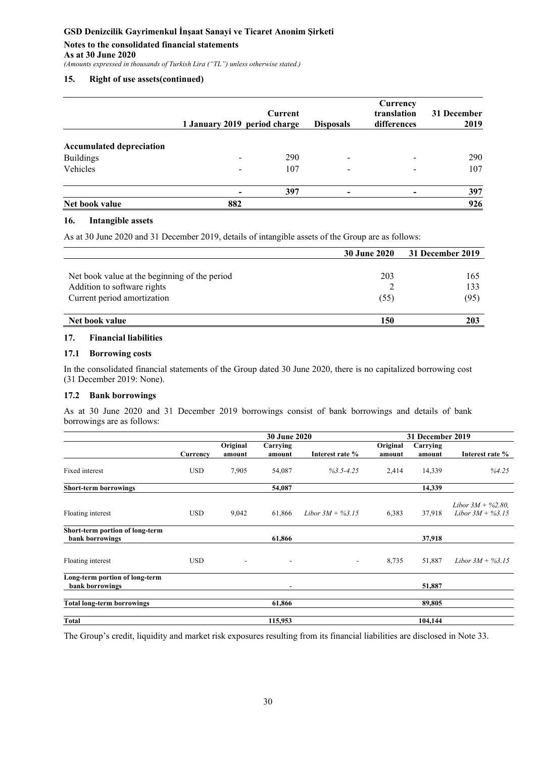### 15. Right of use assets(continued)

| | 1 January 2019 | Current period charge | Disposals | Currency translation differences | 31 December 2019 |
|---|---|---|---|---|---|
| **Accumulated depreciation** | | | | | |
| Buildings | - | 290 | - | - | 290 |
| Vehicles | - | 107 | - | - | 107 |
| | - | 397 | - | - | 397 |
| **Net book value** | 882 | | | | 926 |

### 16. Intangible assets

As at 30 June 2020 and 31 December 2019, details of intangible assets of the Group are as follows:

| | 30 June 2020 | 31 December 2019 |
|---|---|---|
| Net book value at the beginning of the period | 203 | 165 |
| Addition to software rights | 2 | 133 |
| Current period amortization | (55) | (95) |
| **Net book value** | **150** | **203** |

### 17. Financial liabilities

#### 17.1 Borrowing costs

In the consolidated financial statements of the Group dated 30 June 2020, there is no capitalized borrowing cost (31 December 2019: None).

#### 17.2 Bank borrowings

As at 30 June 2020 and 31 December 2019 borrowings consist of bank borrowings and details of bank borrowings are as follows:

| | | 30 June 2020 | | | 31 December 2019 | | |
|---|---|---|---|---|---|---|---|
| | Currency | Original amount | Carrying amount | Interest rate % | Original amount | Carrying amount | Interest rate % |
| Fixed interest | USD | 7,905 | 54,087 | *%3.5-4.25* | 2,414 | 14,339 | *%4.25* |
| **Short-term borrowings** | | | **54,087** | | | **14,339** | |
| Floating interest | USD | 9,042 | 61,866 | *Libor 3M + %3.15* | 6,383 | 37,918 | *Libor 3M + %2.80, Libor 3M + %3.15* |
| **Short-term portion of long-term bank borrowings** | | | **61,866** | | | **37,918** | |
| Floating interest | USD | - | - | - | 8,735 | 51,887 | *Libor 3M + %3.15* |
| **Long-term portion of long-term bank borrowings** | | | - | | | **51,887** | |
| **Total long-term borrowings** | | | **61,866** | | | **89,805** | |
| **Total** | | | **115,953** | | | **104,144** | |

The Group's credit, liquidity and market risk exposures resulting from its financial liabilities are disclosed in Note 33.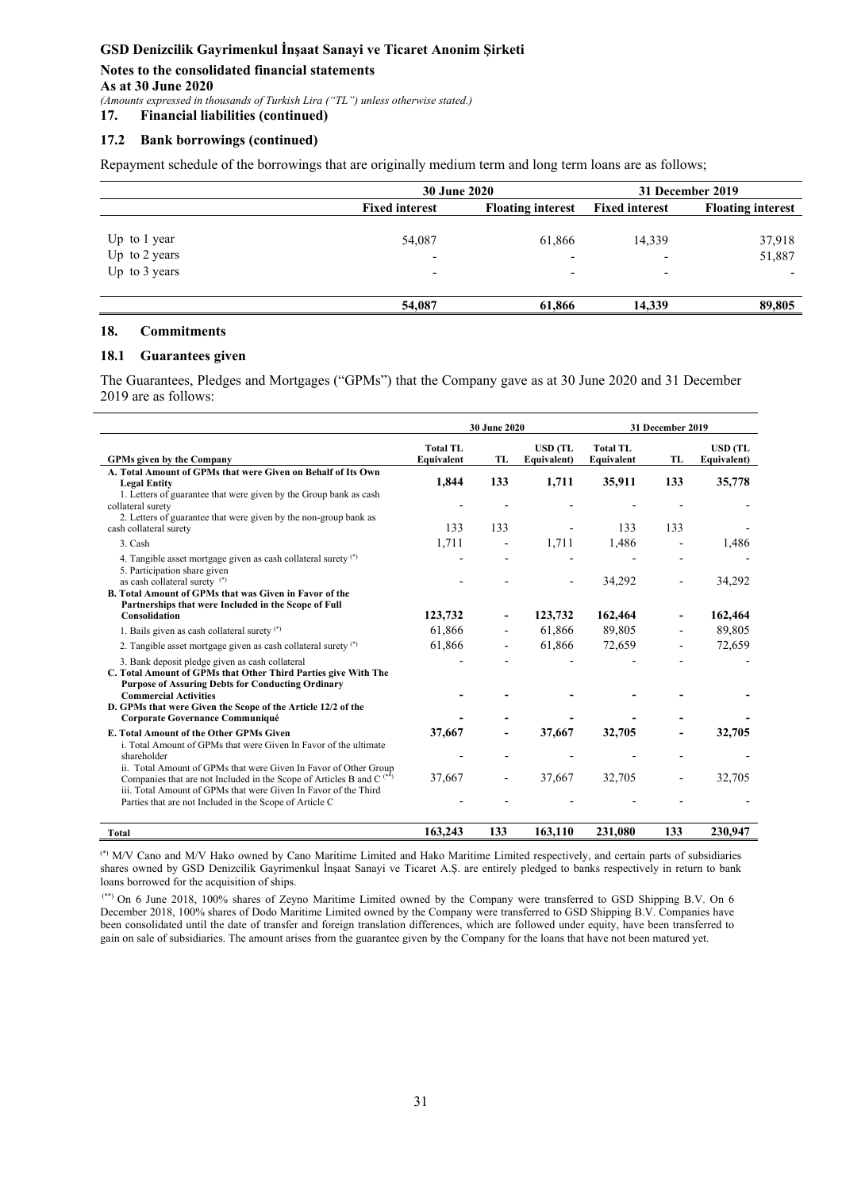**17. Financial liabilities (continued)**

### 17.2 Bank borrowings (continued)

Repayment schedule of the borrowings that are originally medium term and long term loans are as follows;

| | 30 June 2020 | | 31 December 2019 | |
|---|---|---|---|---|
| | Fixed interest | Floating interest | Fixed interest | Floating interest |
| Up to 1 year | 54,087 | 61,866 | 14,339 | 37,918 |
| Up to 2 years | - | - | - | 51,887 |
| Up to 3 years | - | - | - | - |
| | **54,087** | **61,866** | **14,339** | **89,805** |

## 18. Commitments

### 18.1 Guarantees given

The Guarantees, Pledges and Mortgages ("GPMs") that the Company gave as at 30 June 2020 and 31 December 2019 are as follows:

| | 30 June 2020 | | | 31 December 2019 | | |
|---|---|---|---|---|---|---|
| **GPMs given by the Company** | **Total TL Equivalent** | **TL** | **USD (TL Equivalent)** | **Total TL Equivalent** | **TL** | **USD (TL Equivalent)** |
| **A. Total Amount of GPMs that were Given on Behalf of Its Own Legal Entity** | **1,844** | **133** | **1,711** | **35,911** | **133** | **35,778** |
| 1. Letters of guarantee that were given by the Group bank as cash collateral surety | - | - | - | - | - | - |
| 2. Letters of guarantee that were given by the non-group bank as cash collateral surety | 133 | 133 | - | 133 | 133 | - |
| 3. Cash | 1,711 | - | 1,711 | 1,486 | - | 1,486 |
| 4. Tangible asset mortgage given as cash collateral surety (*) | - | - | - | - | - | - |
| 5. Participation share given as cash collateral surety (*) | - | - | - | 34,292 | - | 34,292 |
| **B. Total Amount of GPMs that was Given in Favor of the Partnerships that were Included in the Scope of Full Consolidation** | **123,732** | **-** | **123,732** | **162,464** | **-** | **162,464** |
| 1. Bails given as cash collateral surety (*) | 61,866 | - | 61,866 | 89,805 | - | 89,805 |
| 2. Tangible asset mortgage given as cash collateral surety (*) | 61,866 | - | 61,866 | 72,659 | - | 72,659 |
| 3. Bank deposit pledge given as cash collateral | - | - | - | - | - | - |
| **C. Total Amount of GPMs that Other Third Parties give With The Purpose of Assuring Debts for Conducting Ordinary Commercial Activities** | **-** | **-** | **-** | **-** | **-** | **-** |
| **D. GPMs that were Given the Scope of the Article 12/2 of the Corporate Governance Communiqué** | **-** | **-** | **-** | **-** | **-** | **-** |
| **E. Total Amount of the Other GPMs Given** | **37,667** | **-** | **37,667** | **32,705** | **-** | **32,705** |
| i. Total Amount of GPMs that were Given In Favor of the ultimate shareholder | - | - | - | - | - | - |
| ii. Total Amount of GPMs that were Given In Favor of Other Group Companies that are not Included in the Scope of Articles B and C (**) | 37,667 | - | 37,667 | 32,705 | - | 32,705 |
| iii. Total Amount of GPMs that were Given In Favor of the Third Parties that are not Included in the Scope of Article C | - | - | - | - | - | - |
| **Total** | **163,243** | **133** | **163,110** | **231,080** | **133** | **230,947** |

(*) M/V Cano and M/V Hako owned by Cano Maritime Limited and Hako Maritime Limited respectively, and certain parts of subsidiaries shares owned by GSD Denizcilik Gayrimenkul İnşaat Sanayi ve Ticaret A.Ş. are entirely pledged to banks respectively in return to bank loans borrowed for the acquisition of ships.

(**) On 6 June 2018, 100% shares of Zeyno Maritime Limited owned by the Company were transferred to GSD Shipping B.V. On 6 December 2018, 100% shares of Dodo Maritime Limited owned by the Company were transferred to GSD Shipping B.V. Companies have been consolidated until the date of transfer and foreign translation differences, which are followed under equity, have been transferred to gain on sale of subsidiaries. The amount arises from the guarantee given by the Company for the loans that have not been matured yet.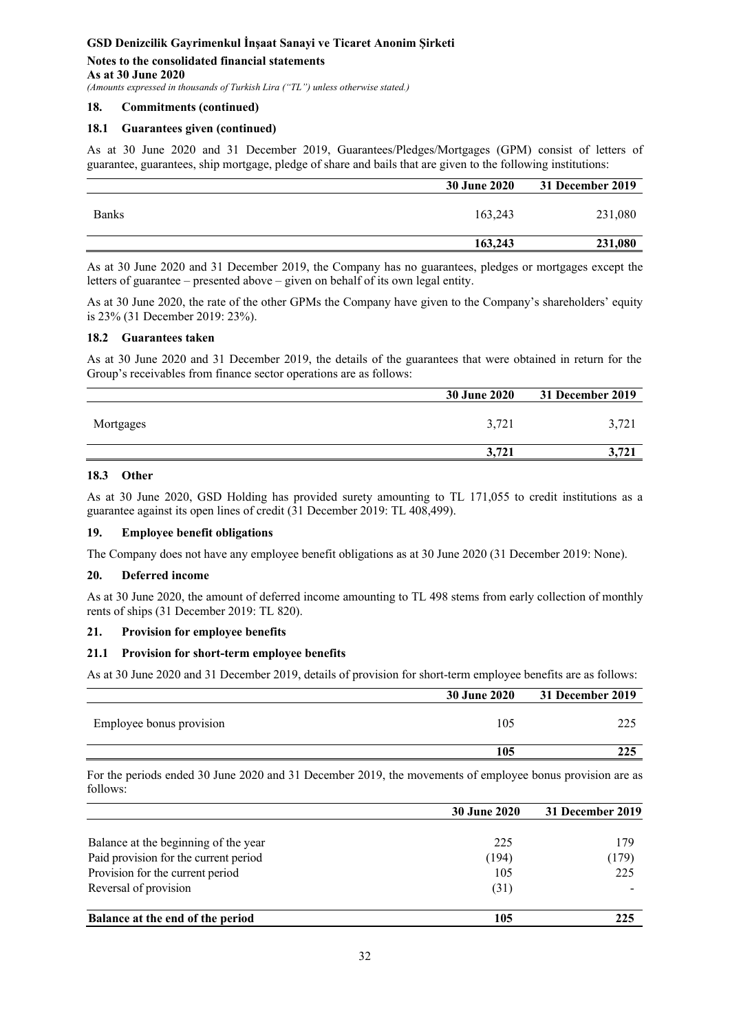## 18. Commitments (continued)

### 18.1 Guarantees given (continued)

As at 30 June 2020 and 31 December 2019, Guarantees/Pledges/Mortgages (GPM) consist of letters of guarantee, guarantees, ship mortgage, pledge of share and bails that are given to the following institutions:

| | 30 June 2020 | 31 December 2019 |
|---|---|---|
| Banks | 163,243 | 231,080 |
| | **163,243** | **231,080** |

As at 30 June 2020 and 31 December 2019, the Company has no guarantees, pledges or mortgages except the letters of guarantee – presented above – given on behalf of its own legal entity.

As at 30 June 2020, the rate of the other GPMs the Company have given to the Company's shareholders' equity is 23% (31 December 2019: 23%).

### 18.2 Guarantees taken

As at 30 June 2020 and 31 December 2019, the details of the guarantees that were obtained in return for the Group's receivables from finance sector operations are as follows:

| | 30 June 2020 | 31 December 2019 |
|---|---|---|
| Mortgages | 3,721 | 3,721 |
| | **3,721** | **3,721** |

### 18.3 Other

As at 30 June 2020, GSD Holding has provided surety amounting to TL 171,055 to credit institutions as a guarantee against its open lines of credit (31 December 2019: TL 408,499).

## 19. Employee benefit obligations

The Company does not have any employee benefit obligations as at 30 June 2020 (31 December 2019: None).

## 20. Deferred income

As at 30 June 2020, the amount of deferred income amounting to TL 498 stems from early collection of monthly rents of ships (31 December 2019: TL 820).

## 21. Provision for employee benefits

### 21.1 Provision for short-term employee benefits

As at 30 June 2020 and 31 December 2019, details of provision for short-term employee benefits are as follows:

| | 30 June 2020 | 31 December 2019 |
|---|---|---|
| Employee bonus provision | 105 | 225 |
| | **105** | **225** |

For the periods ended 30 June 2020 and 31 December 2019, the movements of employee bonus provision are as follows:

| | 30 June 2020 | 31 December 2019 |
|---|---|---|
| Balance at the beginning of the year | 225 | 179 |
| Paid provision for the current period | (194) | (179) |
| Provision for the current period | 105 | 225 |
| Reversal of provision | (31) | - |
| **Balance at the end of the period** | **105** | **225** |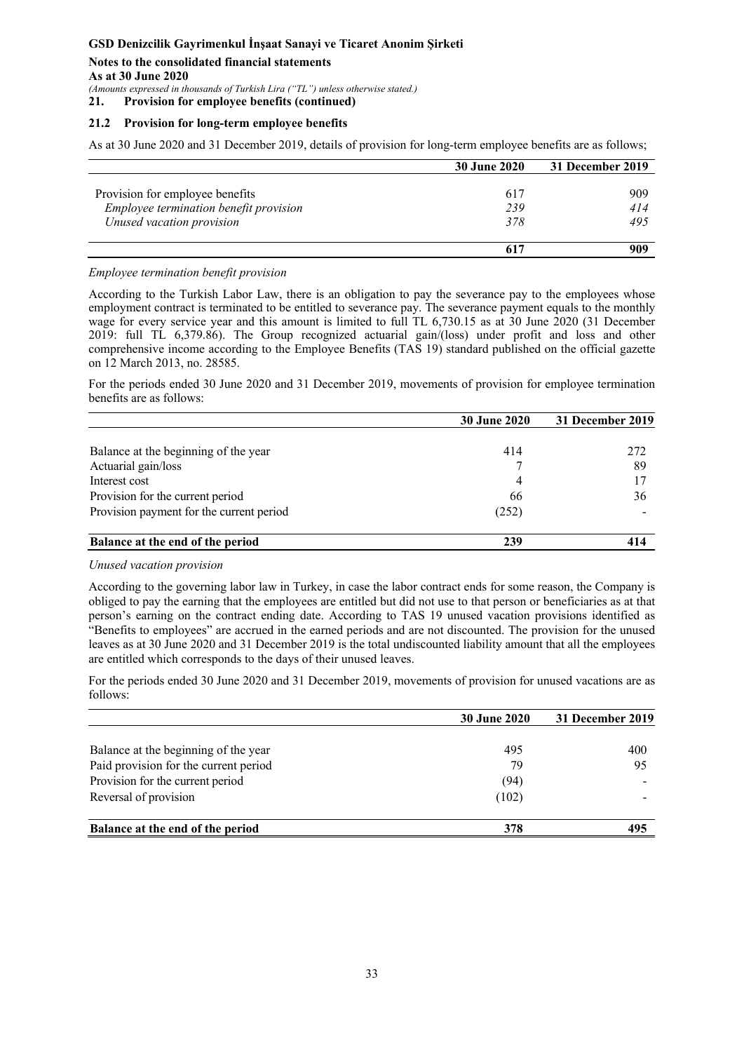## 21. Provision for employee benefits (continued)

### 21.2 Provision for long-term employee benefits

As at 30 June 2020 and 31 December 2019, details of provision for long-term employee benefits are as follows;

| | 30 June 2020 | 31 December 2019 |
|---|---|---|
| Provision for employee benefits | 617 | 909 |
| *Employee termination benefit provision* | *239* | *414* |
| *Unused vacation provision* | *378* | *495* |
| | **617** | **909** |

*Employee termination benefit provision*

According to the Turkish Labor Law, there is an obligation to pay the severance pay to the employees whose employment contract is terminated to be entitled to severance pay. The severance payment equals to the monthly wage for every service year and this amount is limited to full TL 6,730.15 as at 30 June 2020 (31 December 2019: full TL 6,379.86). The Group recognized actuarial gain/(loss) under profit and loss and other comprehensive income according to the Employee Benefits (TAS 19) standard published on the official gazette on 12 March 2013, no. 28585.

For the periods ended 30 June 2020 and 31 December 2019, movements of provision for employee termination benefits are as follows:

| | 30 June 2020 | 31 December 2019 |
|---|---|---|
| Balance at the beginning of the year | 414 | 272 |
| Actuarial gain/loss | 7 | 89 |
| Interest cost | 4 | 17 |
| Provision for the current period | 66 | 36 |
| Provision payment for the current period | (252) | - |
| **Balance at the end of the period** | **239** | **414** |

*Unused vacation provision*

According to the governing labor law in Turkey, in case the labor contract ends for some reason, the Company is obliged to pay the earning that the employees are entitled but did not use to that person or beneficiaries as at that person's earning on the contract ending date. According to TAS 19 unused vacation provisions identified as "Benefits to employees" are accrued in the earned periods and are not discounted. The provision for the unused leaves as at 30 June 2020 and 31 December 2019 is the total undiscounted liability amount that all the employees are entitled which corresponds to the days of their unused leaves.

For the periods ended 30 June 2020 and 31 December 2019, movements of provision for unused vacations are as follows:

| | 30 June 2020 | 31 December 2019 |
|---|---|---|
| Balance at the beginning of the year | 495 | 400 |
| Paid provision for the current period | 79 | 95 |
| Provision for the current period | (94) | - |
| Reversal of provision | (102) | - |
| **Balance at the end of the period** | **378** | **495** |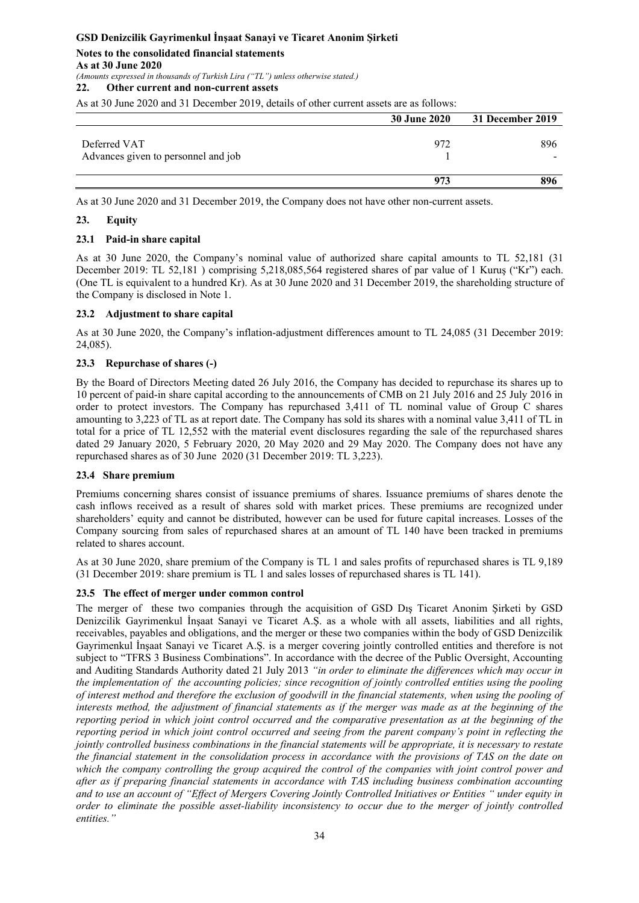## 22. Other current and non-current assets

As at 30 June 2020 and 31 December 2019, details of other current assets are as follows:

| | 30 June 2020 | 31 December 2019 |
|---|---|---|
| Deferred VAT | 972 | 896 |
| Advances given to personnel and job | 1 | - |
| | **973** | **896** |

As at 30 June 2020 and 31 December 2019, the Company does not have other non-current assets.

## 23. Equity

### 23.1 Paid-in share capital

As at 30 June 2020, the Company's nominal value of authorized share capital amounts to TL 52,181 (31 December 2019: TL 52,181 ) comprising 5,218,085,564 registered shares of par value of 1 Kuruş ("Kr") each. (One TL is equivalent to a hundred Kr). As at 30 June 2020 and 31 December 2019, the shareholding structure of the Company is disclosed in Note 1.

### 23.2 Adjustment to share capital

As at 30 June 2020, the Company's inflation-adjustment differences amount to TL 24,085 (31 December 2019: 24,085).

### 23.3 Repurchase of shares (-)

By the Board of Directors Meeting dated 26 July 2016, the Company has decided to repurchase its shares up to 10 percent of paid-in share capital according to the announcements of CMB on 21 July 2016 and 25 July 2016 in order to protect investors. The Company has repurchased 3,411 of TL nominal value of Group C shares amounting to 3,223 of TL as at report date. The Company has sold its shares with a nominal value 3,411 of TL in total for a price of TL 12,552 with the material event disclosures regarding the sale of the repurchased shares dated 29 January 2020, 5 February 2020, 20 May 2020 and 29 May 2020. The Company does not have any repurchased shares as of 30 June 2020 (31 December 2019: TL 3,223).

### 23.4 Share premium

Premiums concerning shares consist of issuance premiums of shares. Issuance premiums of shares denote the cash inflows received as a result of shares sold with market prices. These premiums are recognized under shareholders' equity and cannot be distributed, however can be used for future capital increases. Losses of the Company sourcing from sales of repurchased shares at an amount of TL 140 have been tracked in premiums related to shares account.

As at 30 June 2020, share premium of the Company is TL 1 and sales profits of repurchased shares is TL 9,189 (31 December 2019: share premium is TL 1 and sales losses of repurchased shares is TL 141).

### 23.5 The effect of merger under common control

The merger of these two companies through the acquisition of GSD Dış Ticaret Anonim Şirketi by GSD Denizcilik Gayrimenkul İnşaat Sanayi ve Ticaret A.Ş. as a whole with all assets, liabilities and all rights, receivables, payables and obligations, and the merger or these two companies within the body of GSD Denizcilik Gayrimenkul İnşaat Sanayi ve Ticaret A.Ş. is a merger covering jointly controlled entities and therefore is not subject to "TFRS 3 Business Combinations". In accordance with the decree of the Public Oversight, Accounting and Auditing Standards Authority dated 21 July 2013 *"in order to eliminate the differences which may occur in the implementation of the accounting policies; since recognition of jointly controlled entities using the pooling of interest method and therefore the exclusion of goodwill in the financial statements, when using the pooling of interests method, the adjustment of financial statements as if the merger was made as at the beginning of the reporting period in which joint control occurred and the comparative presentation as at the beginning of the reporting period in which joint control occurred and seeing from the parent company's point in reflecting the jointly controlled business combinations in the financial statements will be appropriate, it is necessary to restate the financial statement in the consolidation process in accordance with the provisions of TAS on the date on which the company controlling the group acquired the control of the companies with joint control power and after as if preparing financial statements in accordance with TAS including business combination accounting and to use an account of "Effect of Mergers Covering Jointly Controlled Initiatives or Entities " under equity in order to eliminate the possible asset-liability inconsistency to occur due to the merger of jointly controlled entities."*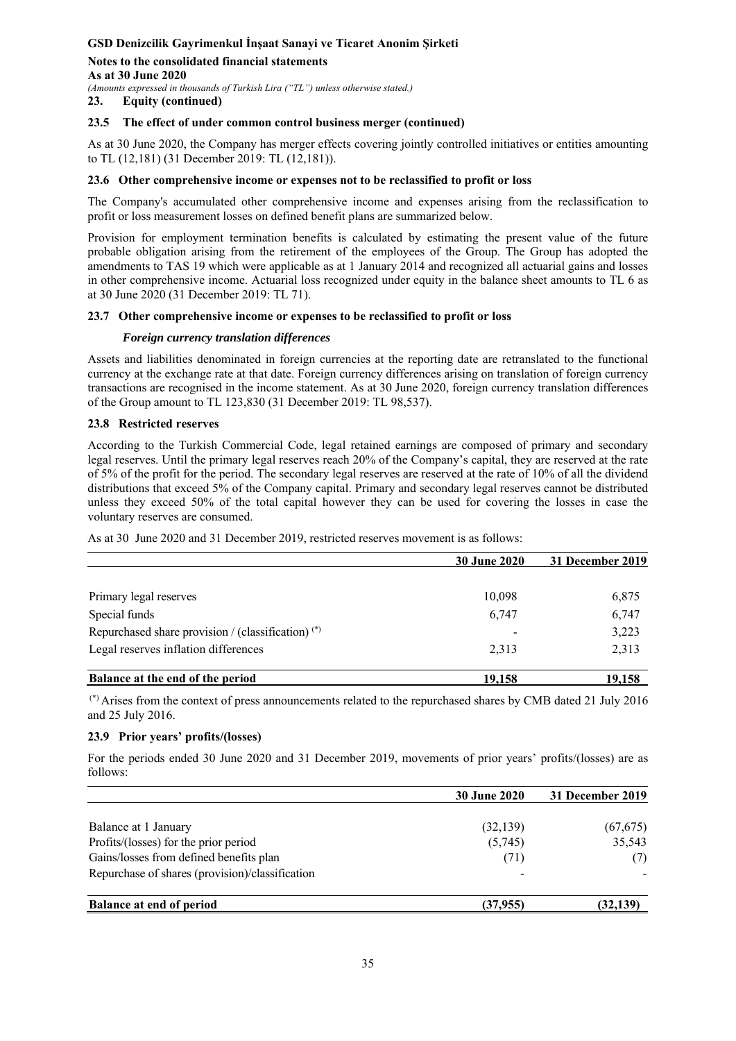### 23.5 The effect of under common control business merger (continued)

As at 30 June 2020, the Company has merger effects covering jointly controlled initiatives or entities amounting to TL (12,181) (31 December 2019: TL (12,181)).

### 23.6 Other comprehensive income or expenses not to be reclassified to profit or loss

The Company's accumulated other comprehensive income and expenses arising from the reclassification to profit or loss measurement losses on defined benefit plans are summarized below.

Provision for employment termination benefits is calculated by estimating the present value of the future probable obligation arising from the retirement of the employees of the Group. The Group has adopted the amendments to TAS 19 which were applicable as at 1 January 2014 and recognized all actuarial gains and losses in other comprehensive income. Actuarial loss recognized under equity in the balance sheet amounts to TL 6 as at 30 June 2020 (31 December 2019: TL 71).

### 23.7 Other comprehensive income or expenses to be reclassified to profit or loss

***Foreign currency translation differences***

Assets and liabilities denominated in foreign currencies at the reporting date are retranslated to the functional currency at the exchange rate at that date. Foreign currency differences arising on translation of foreign currency transactions are recognised in the income statement. As at 30 June 2020, foreign currency translation differences of the Group amount to TL 123,830 (31 December 2019: TL 98,537).

### 23.8 Restricted reserves

According to the Turkish Commercial Code, legal retained earnings are composed of primary and secondary legal reserves. Until the primary legal reserves reach 20% of the Company's capital, they are reserved at the rate of 5% of the profit for the period. The secondary legal reserves are reserved at the rate of 10% of all the dividend distributions that exceed 5% of the Company capital. Primary and secondary legal reserves cannot be distributed unless they exceed 50% of the total capital however they can be used for covering the losses in case the voluntary reserves are consumed.

As at 30 June 2020 and 31 December 2019, restricted reserves movement is as follows:

| | 30 June 2020 | 31 December 2019 |
|---|---|---|
| Primary legal reserves | 10,098 | 6,875 |
| Special funds | 6,747 | 6,747 |
| Repurchased share provision / (classification) (*) | - | 3,223 |
| Legal reserves inflation differences | 2,313 | 2,313 |
| **Balance at the end of the period** | **19,158** | **19,158** |

(*) Arises from the context of press announcements related to the repurchased shares by CMB dated 21 July 2016 and 25 July 2016.

### 23.9 Prior years' profits/(losses)

For the periods ended 30 June 2020 and 31 December 2019, movements of prior years' profits/(losses) are as follows:

| | 30 June 2020 | 31 December 2019 |
|---|---|---|
| Balance at 1 January | (32,139) | (67,675) |
| Profits/(losses) for the prior period | (5,745) | 35,543 |
| Gains/losses from defined benefits plan | (71) | (7) |
| Repurchase of shares (provision)/classification | - | - |
| **Balance at end of period** | **(37,955)** | **(32,139)** |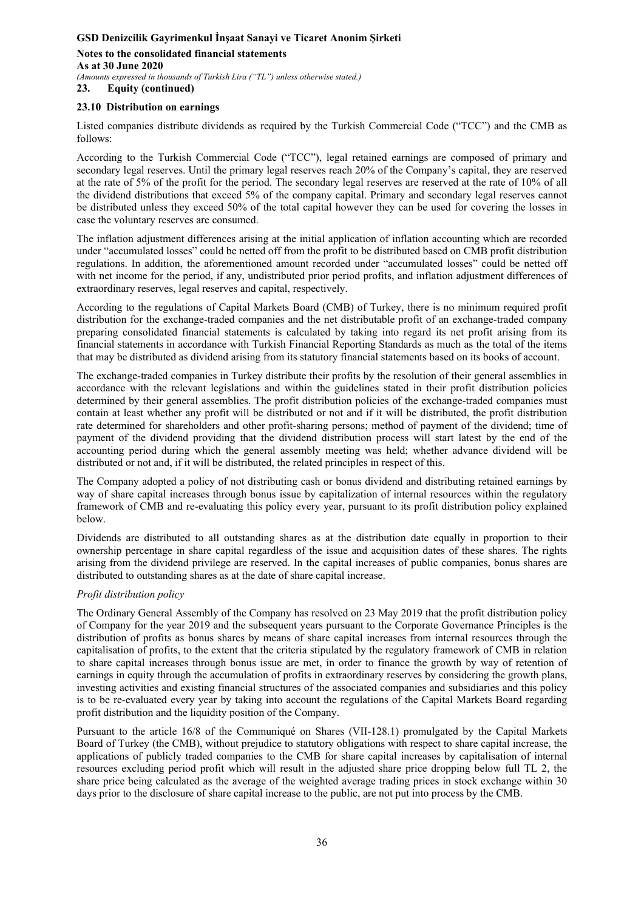### 23.10 Distribution on earnings

Listed companies distribute dividends as required by the Turkish Commercial Code ("TCC") and the CMB as follows:

According to the Turkish Commercial Code ("TCC"), legal retained earnings are composed of primary and secondary legal reserves. Until the primary legal reserves reach 20% of the Company's capital, they are reserved at the rate of 5% of the profit for the period. The secondary legal reserves are reserved at the rate of 10% of all the dividend distributions that exceed 5% of the company capital. Primary and secondary legal reserves cannot be distributed unless they exceed 50% of the total capital however they can be used for covering the losses in case the voluntary reserves are consumed.

The inflation adjustment differences arising at the initial application of inflation accounting which are recorded under "accumulated losses" could be netted off from the profit to be distributed based on CMB profit distribution regulations. In addition, the aforementioned amount recorded under "accumulated losses" could be netted off with net income for the period, if any, undistributed prior period profits, and inflation adjustment differences of extraordinary reserves, legal reserves and capital, respectively.

According to the regulations of Capital Markets Board (CMB) of Turkey, there is no minimum required profit distribution for the exchange-traded companies and the net distributable profit of an exchange-traded company preparing consolidated financial statements is calculated by taking into regard its net profit arising from its financial statements in accordance with Turkish Financial Reporting Standards as much as the total of the items that may be distributed as dividend arising from its statutory financial statements based on its books of account.

The exchange-traded companies in Turkey distribute their profits by the resolution of their general assemblies in accordance with the relevant legislations and within the guidelines stated in their profit distribution policies determined by their general assemblies. The profit distribution policies of the exchange-traded companies must contain at least whether any profit will be distributed or not and if it will be distributed, the profit distribution rate determined for shareholders and other profit-sharing persons; method of payment of the dividend; time of payment of the dividend providing that the dividend distribution process will start latest by the end of the accounting period during which the general assembly meeting was held; whether advance dividend will be distributed or not and, if it will be distributed, the related principles in respect of this.

The Company adopted a policy of not distributing cash or bonus dividend and distributing retained earnings by way of share capital increases through bonus issue by capitalization of internal resources within the regulatory framework of CMB and re-evaluating this policy every year, pursuant to its profit distribution policy explained below.

Dividends are distributed to all outstanding shares as at the distribution date equally in proportion to their ownership percentage in share capital regardless of the issue and acquisition dates of these shares. The rights arising from the dividend privilege are reserved. In the capital increases of public companies, bonus shares are distributed to outstanding shares as at the date of share capital increase.

*Profit distribution policy*

The Ordinary General Assembly of the Company has resolved on 23 May 2019 that the profit distribution policy of Company for the year 2019 and the subsequent years pursuant to the Corporate Governance Principles is the distribution of profits as bonus shares by means of share capital increases from internal resources through the capitalisation of profits, to the extent that the criteria stipulated by the regulatory framework of CMB in relation to share capital increases through bonus issue are met, in order to finance the growth by way of retention of earnings in equity through the accumulation of profits in extraordinary reserves by considering the growth plans, investing activities and existing financial structures of the associated companies and subsidiaries and this policy is to be re-evaluated every year by taking into account the regulations of the Capital Markets Board regarding profit distribution and the liquidity position of the Company.

Pursuant to the article 16/8 of the Communiqué on Shares (VII-128.1) promulgated by the Capital Markets Board of Turkey (the CMB), without prejudice to statutory obligations with respect to share capital increase, the applications of publicly traded companies to the CMB for share capital increases by capitalisation of internal resources excluding period profit which will result in the adjusted share price dropping below full TL 2, the share price being calculated as the average of the weighted average trading prices in stock exchange within 30 days prior to the disclosure of share capital increase to the public, are not put into process by the CMB.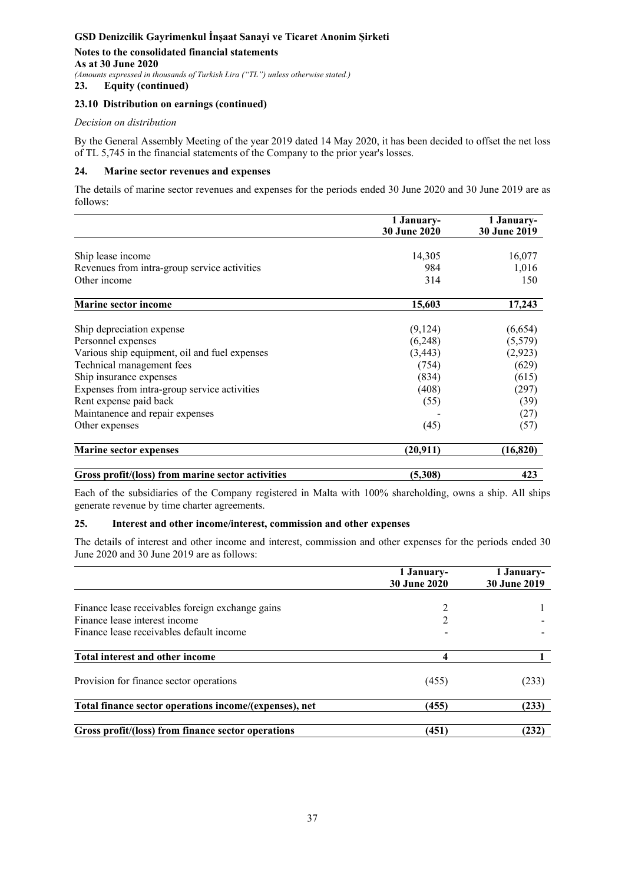**23. Equity (continued)**

### 23.10 Distribution on earnings (continued)

*Decision on distribution*

By the General Assembly Meeting of the year 2019 dated 14 May 2020, it has been decided to offset the net loss of TL 5,745 in the financial statements of the Company to the prior year's losses.

## 24. Marine sector revenues and expenses

The details of marine sector revenues and expenses for the periods ended 30 June 2020 and 30 June 2019 are as follows:

| | 1 January-30 June 2020 | 1 January-30 June 2019 |
|---|---|---|
| Ship lease income | 14,305 | 16,077 |
| Revenues from intra-group service activities | 984 | 1,016 |
| Other income | 314 | 150 |
| **Marine sector income** | **15,603** | **17,243** |
| Ship depreciation expense | (9,124) | (6,654) |
| Personnel expenses | (6,248) | (5,579) |
| Various ship equipment, oil and fuel expenses | (3,443) | (2,923) |
| Technical management fees | (754) | (629) |
| Ship insurance expenses | (834) | (615) |
| Expenses from intra-group service activities | (408) | (297) |
| Rent expense paid back | (55) | (39) |
| Maintanence and repair expenses | - | (27) |
| Other expenses | (45) | (57) |
| **Marine sector expenses** | **(20,911)** | **(16,820)** |
| **Gross profit/(loss) from marine sector activities** | **(5,308)** | **423** |

Each of the subsidiaries of the Company registered in Malta with 100% shareholding, owns a ship. All ships generate revenue by time charter agreements.

## 25. Interest and other income/interest, commission and other expenses

The details of interest and other income and interest, commission and other expenses for the periods ended 30 June 2020 and 30 June 2019 are as follows:

| | 1 January-30 June 2020 | 1 January-30 June 2019 |
|---|---|---|
| Finance lease receivables foreign exchange gains | 2 | 1 |
| Finance lease interest income | 2 | - |
| Finance lease receivables default income | - | - |
| **Total interest and other income** | **4** | **1** |
| Provision for finance sector operations | (455) | (233) |
| **Total finance sector operations income/(expenses), net** | **(455)** | **(233)** |
| **Gross profit/(loss) from finance sector operations** | **(451)** | **(232)** |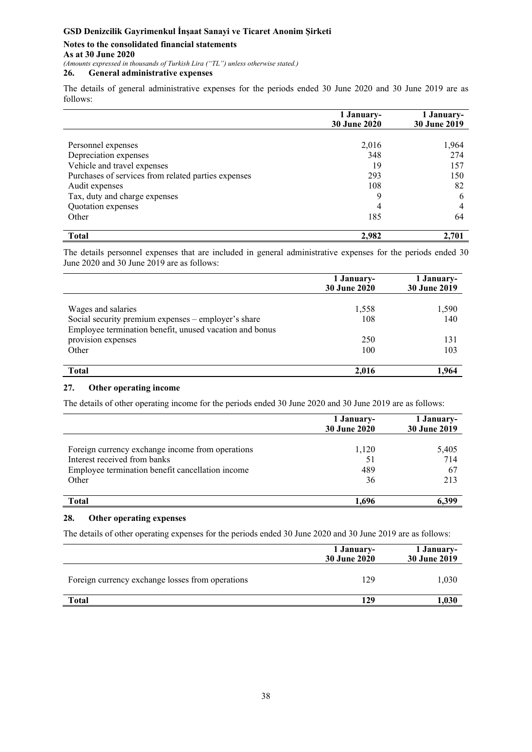## 26. General administrative expenses

The details of general administrative expenses for the periods ended 30 June 2020 and 30 June 2019 are as follows:

| | 1 January-30 June 2020 | 1 January-30 June 2019 |
|---|---|---|
| Personnel expenses | 2,016 | 1,964 |
| Depreciation expenses | 348 | 274 |
| Vehicle and travel expenses | 19 | 157 |
| Purchases of services from related parties expenses | 293 | 150 |
| Audit expenses | 108 | 82 |
| Tax, duty and charge expenses | 9 | 6 |
| Quotation expenses | 4 | 4 |
| Other | 185 | 64 |
| **Total** | **2,982** | **2,701** |

The details personnel expenses that are included in general administrative expenses for the periods ended 30 June 2020 and 30 June 2019 are as follows:

| | 1 January-30 June 2020 | 1 January-30 June 2019 |
|---|---|---|
| Wages and salaries | 1,558 | 1,590 |
| Social security premium expenses – employer's share | 108 | 140 |
| Employee termination benefit, unused vacation and bonus provision expenses | 250 | 131 |
| Other | 100 | 103 |
| **Total** | **2,016** | **1,964** |

## 27. Other operating income

The details of other operating income for the periods ended 30 June 2020 and 30 June 2019 are as follows:

| | 1 January-30 June 2020 | 1 January-30 June 2019 |
|---|---|---|
| Foreign currency exchange income from operations | 1,120 | 5,405 |
| Interest received from banks | 51 | 714 |
| Employee termination benefit cancellation income | 489 | 67 |
| Other | 36 | 213 |
| **Total** | **1,696** | **6,399** |

## 28. Other operating expenses

The details of other operating expenses for the periods ended 30 June 2020 and 30 June 2019 are as follows:

| | 1 January-30 June 2020 | 1 January-30 June 2019 |
|---|---|---|
| Foreign currency exchange losses from operations | 129 | 1,030 |
| **Total** | **129** | **1,030** |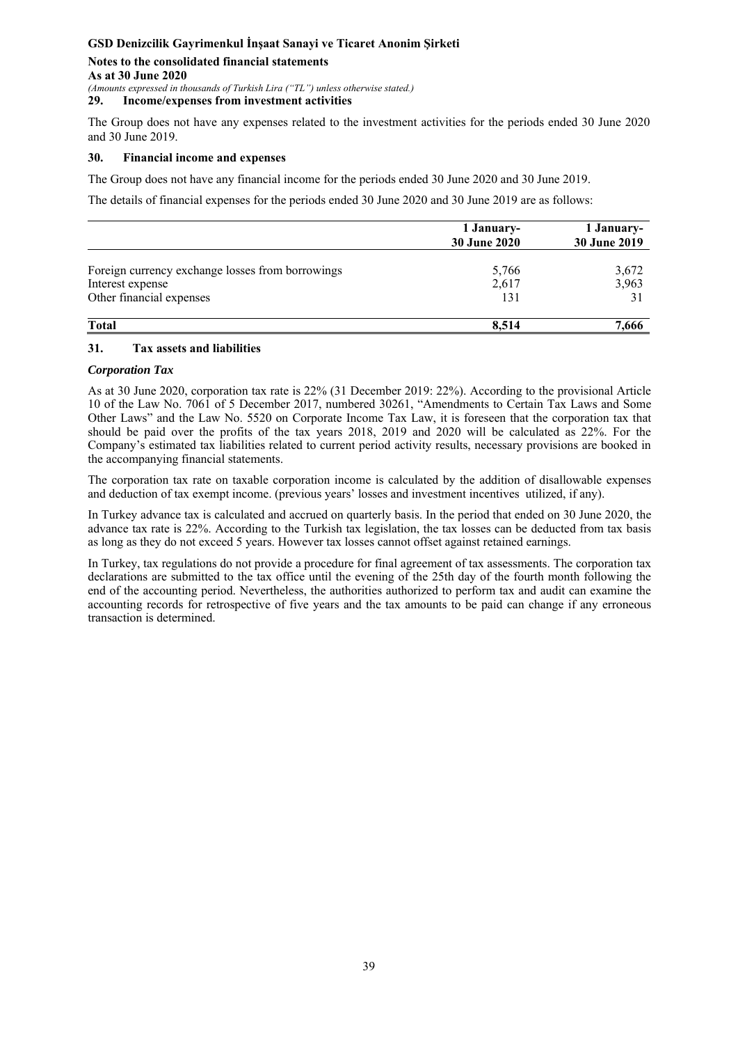## 29. Income/expenses from investment activities

The Group does not have any expenses related to the investment activities for the periods ended 30 June 2020 and 30 June 2019.

## 30. Financial income and expenses

The Group does not have any financial income for the periods ended 30 June 2020 and 30 June 2019.

The details of financial expenses for the periods ended 30 June 2020 and 30 June 2019 are as follows:

| | 1 January-30 June 2020 | 1 January-30 June 2019 |
|---|---|---|
| Foreign currency exchange losses from borrowings | 5,766 | 3,672 |
| Interest expense | 2,617 | 3,963 |
| Other financial expenses | 131 | 31 |
| **Total** | **8,514** | **7,666** |

## 31. Tax assets and liabilities

### *Corporation Tax*

As at 30 June 2020, corporation tax rate is 22% (31 December 2019: 22%). According to the provisional Article 10 of the Law No. 7061 of 5 December 2017, numbered 30261, "Amendments to Certain Tax Laws and Some Other Laws" and the Law No. 5520 on Corporate Income Tax Law, it is foreseen that the corporation tax that should be paid over the profits of the tax years 2018, 2019 and 2020 will be calculated as 22%. For the Company's estimated tax liabilities related to current period activity results, necessary provisions are booked in the accompanying financial statements.

The corporation tax rate on taxable corporation income is calculated by the addition of disallowable expenses and deduction of tax exempt income. (previous years' losses and investment incentives utilized, if any).

In Turkey advance tax is calculated and accrued on quarterly basis. In the period that ended on 30 June 2020, the advance tax rate is 22%. According to the Turkish tax legislation, the tax losses can be deducted from tax basis as long as they do not exceed 5 years. However tax losses cannot offset against retained earnings.

In Turkey, tax regulations do not provide a procedure for final agreement of tax assessments. The corporation tax declarations are submitted to the tax office until the evening of the 25th day of the fourth month following the end of the accounting period. Nevertheless, the authorities authorized to perform tax and audit can examine the accounting records for retrospective of five years and the tax amounts to be paid can change if any erroneous transaction is determined.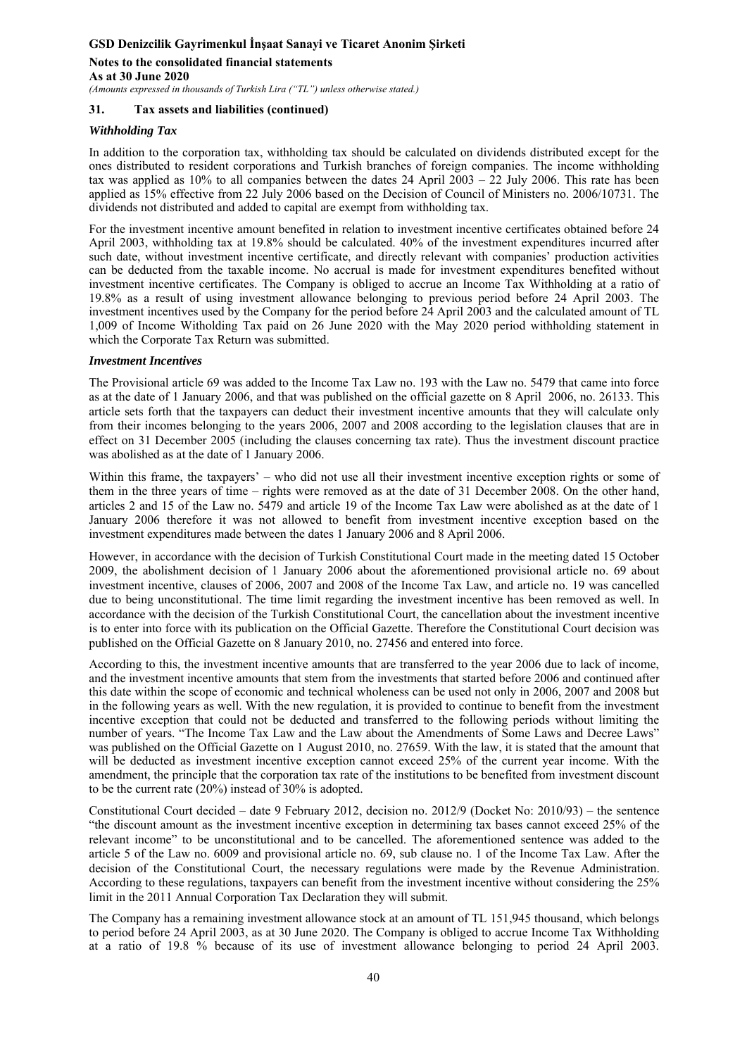## 31. Tax assets and liabilities (continued)

### *Withholding Tax*

In addition to the corporation tax, withholding tax should be calculated on dividends distributed except for the ones distributed to resident corporations and Turkish branches of foreign companies. The income withholding tax was applied as 10% to all companies between the dates 24 April 2003 – 22 July 2006. This rate has been applied as 15% effective from 22 July 2006 based on the Decision of Council of Ministers no. 2006/10731. The dividends not distributed and added to capital are exempt from withholding tax.

For the investment incentive amount benefited in relation to investment incentive certificates obtained before 24 April 2003, withholding tax at 19.8% should be calculated. 40% of the investment expenditures incurred after such date, without investment incentive certificate, and directly relevant with companies' production activities can be deducted from the taxable income. No accrual is made for investment expenditures benefited without investment incentive certificates. The Company is obliged to accrue an Income Tax Withholding at a ratio of 19.8% as a result of using investment allowance belonging to previous period before 24 April 2003. The investment incentives used by the Company for the period before 24 April 2003 and the calculated amount of TL 1,009 of Income Witholding Tax paid on 26 June 2020 with the May 2020 period withholding statement in which the Corporate Tax Return was submitted.

### *Investment Incentives*

The Provisional article 69 was added to the Income Tax Law no. 193 with the Law no. 5479 that came into force as at the date of 1 January 2006, and that was published on the official gazette on 8 April 2006, no. 26133. This article sets forth that the taxpayers can deduct their investment incentive amounts that they will calculate only from their incomes belonging to the years 2006, 2007 and 2008 according to the legislation clauses that are in effect on 31 December 2005 (including the clauses concerning tax rate). Thus the investment discount practice was abolished as at the date of 1 January 2006.

Within this frame, the taxpayers' – who did not use all their investment incentive exception rights or some of them in the three years of time – rights were removed as at the date of 31 December 2008. On the other hand, articles 2 and 15 of the Law no. 5479 and article 19 of the Income Tax Law were abolished as at the date of 1 January 2006 therefore it was not allowed to benefit from investment incentive exception based on the investment expenditures made between the dates 1 January 2006 and 8 April 2006.

However, in accordance with the decision of Turkish Constitutional Court made in the meeting dated 15 October 2009, the abolishment decision of 1 January 2006 about the aforementioned provisional article no. 69 about investment incentive, clauses of 2006, 2007 and 2008 of the Income Tax Law, and article no. 19 was cancelled due to being unconstitutional. The time limit regarding the investment incentive has been removed as well. In accordance with the decision of the Turkish Constitutional Court, the cancellation about the investment incentive is to enter into force with its publication on the Official Gazette. Therefore the Constitutional Court decision was published on the Official Gazette on 8 January 2010, no. 27456 and entered into force.

According to this, the investment incentive amounts that are transferred to the year 2006 due to lack of income, and the investment incentive amounts that stem from the investments that started before 2006 and continued after this date within the scope of economic and technical wholeness can be used not only in 2006, 2007 and 2008 but in the following years as well. With the new regulation, it is provided to continue to benefit from the investment incentive exception that could not be deducted and transferred to the following periods without limiting the number of years. "The Income Tax Law and the Law about the Amendments of Some Laws and Decree Laws" was published on the Official Gazette on 1 August 2010, no. 27659. With the law, it is stated that the amount that will be deducted as investment incentive exception cannot exceed 25% of the current year income. With the amendment, the principle that the corporation tax rate of the institutions to be benefited from investment discount to be the current rate (20%) instead of 30% is adopted.

Constitutional Court decided – date 9 February 2012, decision no. 2012/9 (Docket No: 2010/93) – the sentence "the discount amount as the investment incentive exception in determining tax bases cannot exceed 25% of the relevant income" to be unconstitutional and to be cancelled. The aforementioned sentence was added to the article 5 of the Law no. 6009 and provisional article no. 69, sub clause no. 1 of the Income Tax Law. After the decision of the Constitutional Court, the necessary regulations were made by the Revenue Administration. According to these regulations, taxpayers can benefit from the investment incentive without considering the 25% limit in the 2011 Annual Corporation Tax Declaration they will submit.

The Company has a remaining investment allowance stock at an amount of TL 151,945 thousand, which belongs to period before 24 April 2003, as at 30 June 2020. The Company is obliged to accrue Income Tax Withholding at a ratio of 19.8 % because of its use of investment allowance belonging to period 24 April 2003.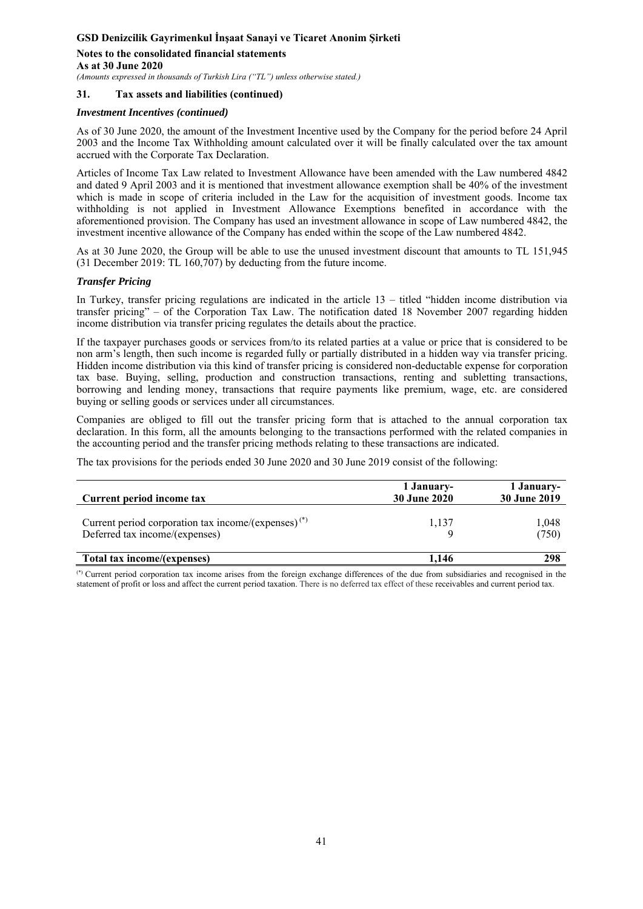## 31. Tax assets and liabilities (continued)

***Investment Incentives (continued)***

As of 30 June 2020, the amount of the Investment Incentive used by the Company for the period before 24 April 2003 and the Income Tax Withholding amount calculated over it will be finally calculated over the tax amount accrued with the Corporate Tax Declaration.

Articles of Income Tax Law related to Investment Allowance have been amended with the Law numbered 4842 and dated 9 April 2003 and it is mentioned that investment allowance exemption shall be 40% of the investment which is made in scope of criteria included in the Law for the acquisition of investment goods. Income tax withholding is not applied in Investment Allowance Exemptions benefited in accordance with the aforementioned provision. The Company has used an investment allowance in scope of Law numbered 4842, the investment incentive allowance of the Company has ended within the scope of the Law numbered 4842.

As at 30 June 2020, the Group will be able to use the unused investment discount that amounts to TL 151,945 (31 December 2019: TL 160,707) by deducting from the future income.

***Transfer Pricing***

In Turkey, transfer pricing regulations are indicated in the article 13 – titled "hidden income distribution via transfer pricing" – of the Corporation Tax Law. The notification dated 18 November 2007 regarding hidden income distribution via transfer pricing regulates the details about the practice.

If the taxpayer purchases goods or services from/to its related parties at a value or price that is considered to be non arm's length, then such income is regarded fully or partially distributed in a hidden way via transfer pricing. Hidden income distribution via this kind of transfer pricing is considered non-deductable expense for corporation tax base. Buying, selling, production and construction transactions, renting and subletting transactions, borrowing and lending money, transactions that require payments like premium, wage, etc. are considered buying or selling goods or services under all circumstances.

Companies are obliged to fill out the transfer pricing form that is attached to the annual corporation tax declaration. In this form, all the amounts belonging to the transactions performed with the related companies in the accounting period and the transfer pricing methods relating to these transactions are indicated.

The tax provisions for the periods ended 30 June 2020 and 30 June 2019 consist of the following:

| **Current period income tax** | **1 January-<br>30 June 2020** | **1 January-<br>30 June 2019** |
|---|---|---|
| Current period corporation tax income/(expenses) [(*)] | 1,137 | 1,048 |
| Deferred tax income/(expenses) | 9 | (750) |
| **Total tax income/(expenses)** | **1,146** | **298** |

[(*)] Current period corporation tax income arises from the foreign exchange differences of the due from subsidiaries and recognised in the statement of profit or loss and affect the current period taxation. There is no deferred tax effect of these receivables and current period tax.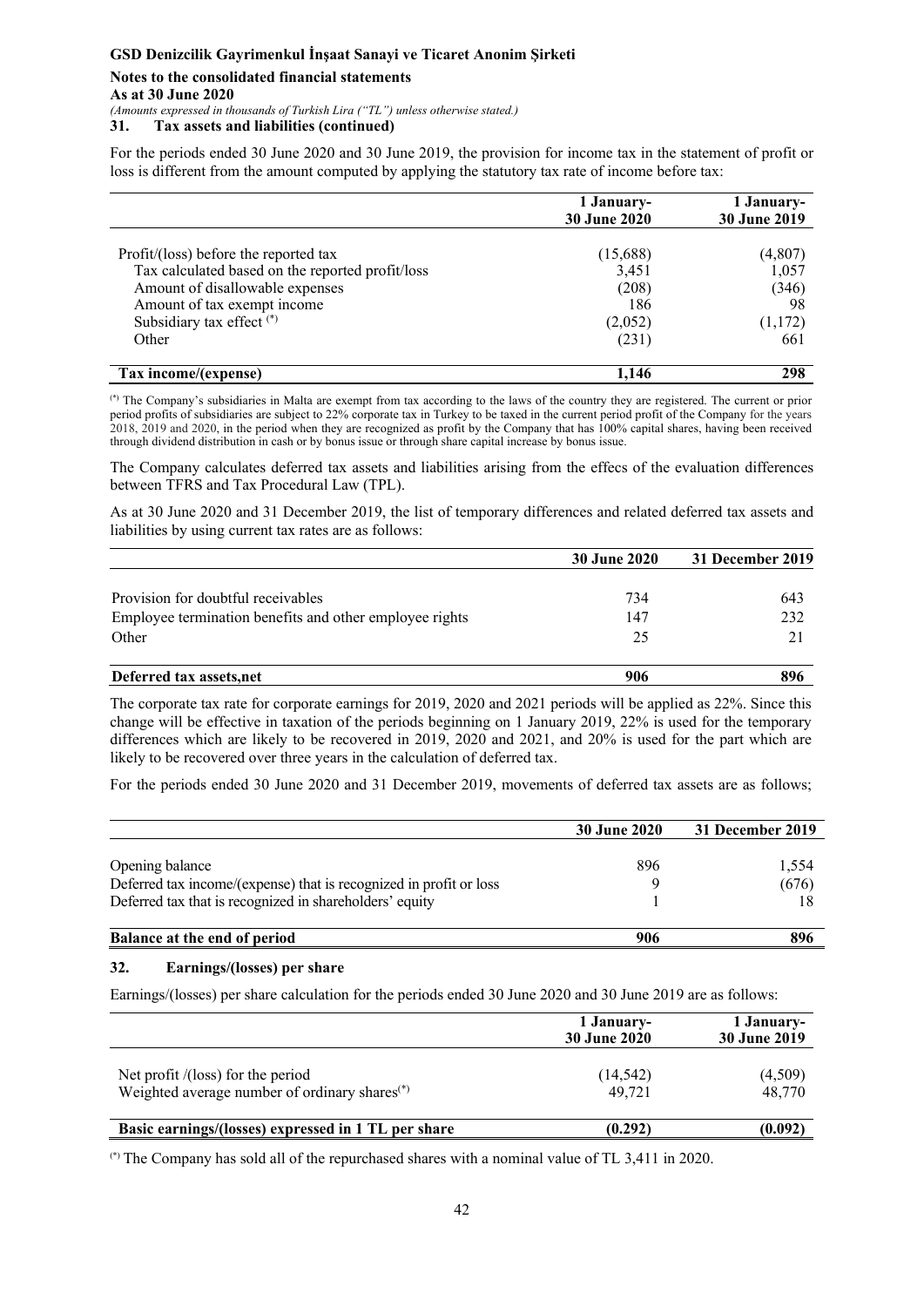### 31. Tax assets and liabilities (continued)

For the periods ended 30 June 2020 and 30 June 2019, the provision for income tax in the statement of profit or loss is different from the amount computed by applying the statutory tax rate of income before tax:

| | 1 January-30 June 2020 | 1 January-30 June 2019 |
|---|---|---|
| Profit/(loss) before the reported tax | (15,688) | (4,807) |
| Tax calculated based on the reported profit/loss | 3,451 | 1,057 |
| Amount of disallowable expenses | (208) | (346) |
| Amount of tax exempt income | 186 | 98 |
| Subsidiary tax effect (*) | (2,052) | (1,172) |
| Other | (231) | 661 |
| **Tax income/(expense)** | **1,146** | **298** |

(*) The Company's subsidiaries in Malta are exempt from tax according to the laws of the country they are registered. The current or prior period profits of subsidiaries are subject to 22% corporate tax in Turkey to be taxed in the current period profit of the Company for the years 2018, 2019 and 2020, in the period when they are recognized as profit by the Company that has 100% capital shares, having been received through dividend distribution in cash or by bonus issue or through share capital increase by bonus issue.

The Company calculates deferred tax assets and liabilities arising from the effecs of the evaluation differences between TFRS and Tax Procedural Law (TPL).

As at 30 June 2020 and 31 December 2019, the list of temporary differences and related deferred tax assets and liabilities by using current tax rates are as follows:

| | 30 June 2020 | 31 December 2019 |
|---|---|---|
| Provision for doubtful receivables | 734 | 643 |
| Employee termination benefits and other employee rights | 147 | 232 |
| Other | 25 | 21 |
| **Deferred tax assets,net** | **906** | **896** |

The corporate tax rate for corporate earnings for 2019, 2020 and 2021 periods will be applied as 22%. Since this change will be effective in taxation of the periods beginning on 1 January 2019, 22% is used for the temporary differences which are likely to be recovered in 2019, 2020 and 2021, and 20% is used for the part which are likely to be recovered over three years in the calculation of deferred tax.

For the periods ended 30 June 2020 and 31 December 2019, movements of deferred tax assets are as follows;

| | 30 June 2020 | 31 December 2019 |
|---|---|---|
| Opening balance | 896 | 1,554 |
| Deferred tax income/(expense) that is recognized in profit or loss | 9 | (676) |
| Deferred tax that is recognized in shareholders' equity | 1 | 18 |
| **Balance at the end of period** | **906** | **896** |

### 32. Earnings/(losses) per share

Earnings/(losses) per share calculation for the periods ended 30 June 2020 and 30 June 2019 are as follows:

| | 1 January-30 June 2020 | 1 January-30 June 2019 |
|---|---|---|
| Net profit /(loss) for the period | (14,542) | (4,509) |
| Weighted average number of ordinary shares(*) | 49,721 | 48,770 |
| **Basic earnings/(losses) expressed in 1 TL per share** | **(0.292)** | **(0.092)** |

(*) The Company has sold all of the repurchased shares with a nominal value of TL 3,411 in 2020.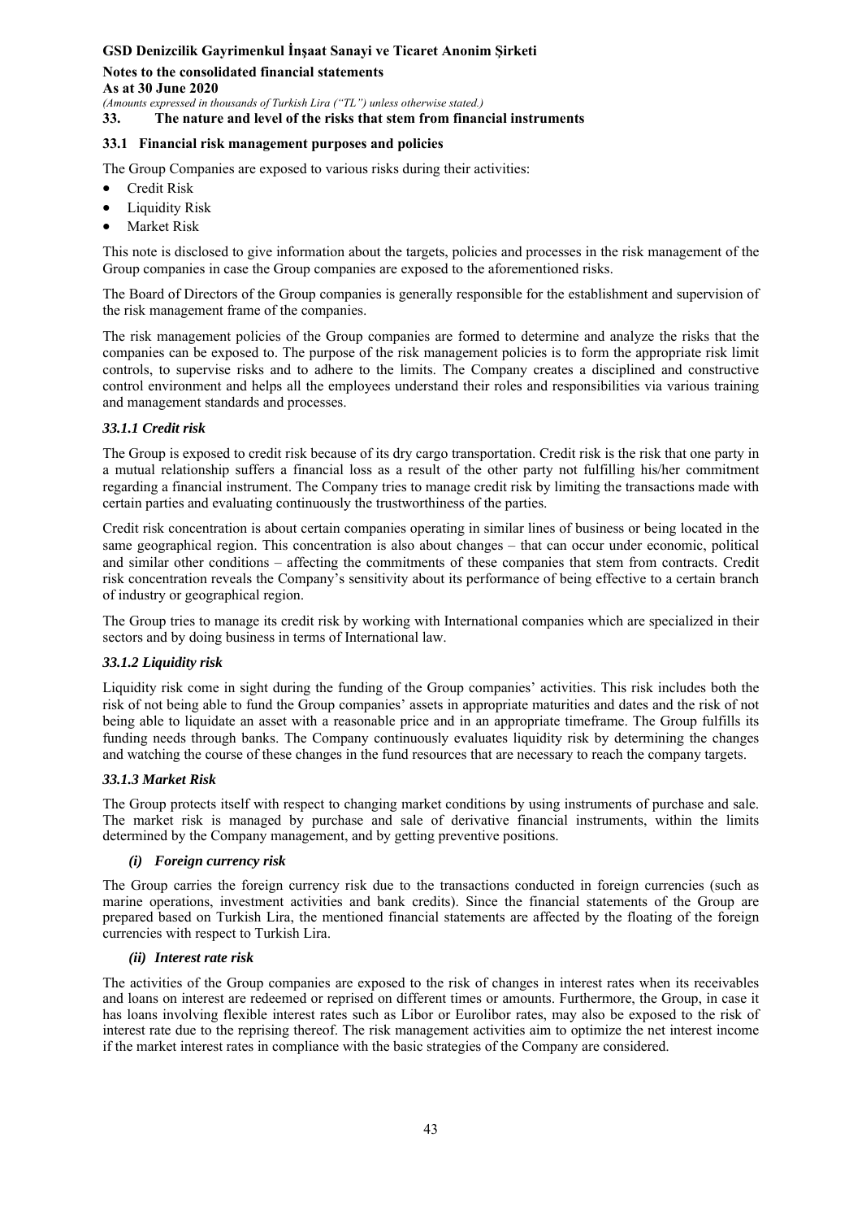## 33. The nature and level of the risks that stem from financial instruments

### 33.1 Financial risk management purposes and policies

The Group Companies are exposed to various risks during their activities:

- Credit Risk
- Liquidity Risk
- Market Risk

This note is disclosed to give information about the targets, policies and processes in the risk management of the Group companies in case the Group companies are exposed to the aforementioned risks.

The Board of Directors of the Group companies is generally responsible for the establishment and supervision of the risk management frame of the companies.

The risk management policies of the Group companies are formed to determine and analyze the risks that the companies can be exposed to. The purpose of the risk management policies is to form the appropriate risk limit controls, to supervise risks and to adhere to the limits. The Company creates a disciplined and constructive control environment and helps all the employees understand their roles and responsibilities via various training and management standards and processes.

#### *33.1.1 Credit risk*

The Group is exposed to credit risk because of its dry cargo transportation. Credit risk is the risk that one party in a mutual relationship suffers a financial loss as a result of the other party not fulfilling his/her commitment regarding a financial instrument. The Company tries to manage credit risk by limiting the transactions made with certain parties and evaluating continuously the trustworthiness of the parties.

Credit risk concentration is about certain companies operating in similar lines of business or being located in the same geographical region. This concentration is also about changes – that can occur under economic, political and similar other conditions – affecting the commitments of these companies that stem from contracts. Credit risk concentration reveals the Company's sensitivity about its performance of being effective to a certain branch of industry or geographical region.

The Group tries to manage its credit risk by working with International companies which are specialized in their sectors and by doing business in terms of International law.

#### *33.1.2 Liquidity risk*

Liquidity risk come in sight during the funding of the Group companies' activities. This risk includes both the risk of not being able to fund the Group companies' assets in appropriate maturities and dates and the risk of not being able to liquidate an asset with a reasonable price and in an appropriate timeframe. The Group fulfills its funding needs through banks. The Company continuously evaluates liquidity risk by determining the changes and watching the course of these changes in the fund resources that are necessary to reach the company targets.

#### *33.1.3 Market Risk*

The Group protects itself with respect to changing market conditions by using instruments of purchase and sale. The market risk is managed by purchase and sale of derivative financial instruments, within the limits determined by the Company management, and by getting preventive positions.

##### *(i) Foreign currency risk*

The Group carries the foreign currency risk due to the transactions conducted in foreign currencies (such as marine operations, investment activities and bank credits). Since the financial statements of the Group are prepared based on Turkish Lira, the mentioned financial statements are affected by the floating of the foreign currencies with respect to Turkish Lira.

##### *(ii) Interest rate risk*

The activities of the Group companies are exposed to the risk of changes in interest rates when its receivables and loans on interest are redeemed or reprised on different times or amounts. Furthermore, the Group, in case it has loans involving flexible interest rates such as Libor or Eurolibor rates, may also be exposed to the risk of interest rate due to the repricing thereof. The risk management activities aim to optimize the net interest income if the market interest rates in compliance with the basic strategies of the Company are considered.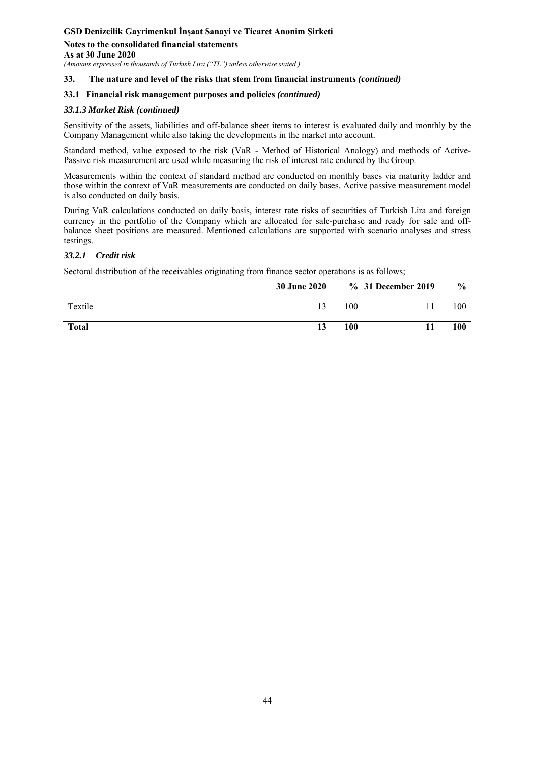## 33. The nature and level of the risks that stem from financial instruments *(continued)*

### 33.1 Financial risk management purposes and policies *(continued)*

#### *33.1.3 Market Risk (continued)*

Sensitivity of the assets, liabilities and off-balance sheet items to interest is evaluated daily and monthly by the Company Management while also taking the developments in the market into account.

Standard method, value exposed to the risk (VaR - Method of Historical Analogy) and methods of Active-Passive risk measurement are used while measuring the risk of interest rate endured by the Group.

Measurements within the context of standard method are conducted on monthly bases via maturity ladder and those within the context of VaR measurements are conducted on daily bases. Active passive measurement model is also conducted on daily basis.

During VaR calculations conducted on daily basis, interest rate risks of securities of Turkish Lira and foreign currency in the portfolio of the Company which are allocated for sale-purchase and ready for sale and off-balance sheet positions are measured. Mentioned calculations are supported with scenario analyses and stress testings.

#### *33.2.1 Credit risk*

Sectoral distribution of the receivables originating from finance sector operations is as follows;

| | 30 June 2020 | % | 31 December 2019 | % |
|---|---|---|---|---|
| Textile | 13 | 100 | 11 | 100 |
| **Total** | **13** | **100** | **11** | **100** |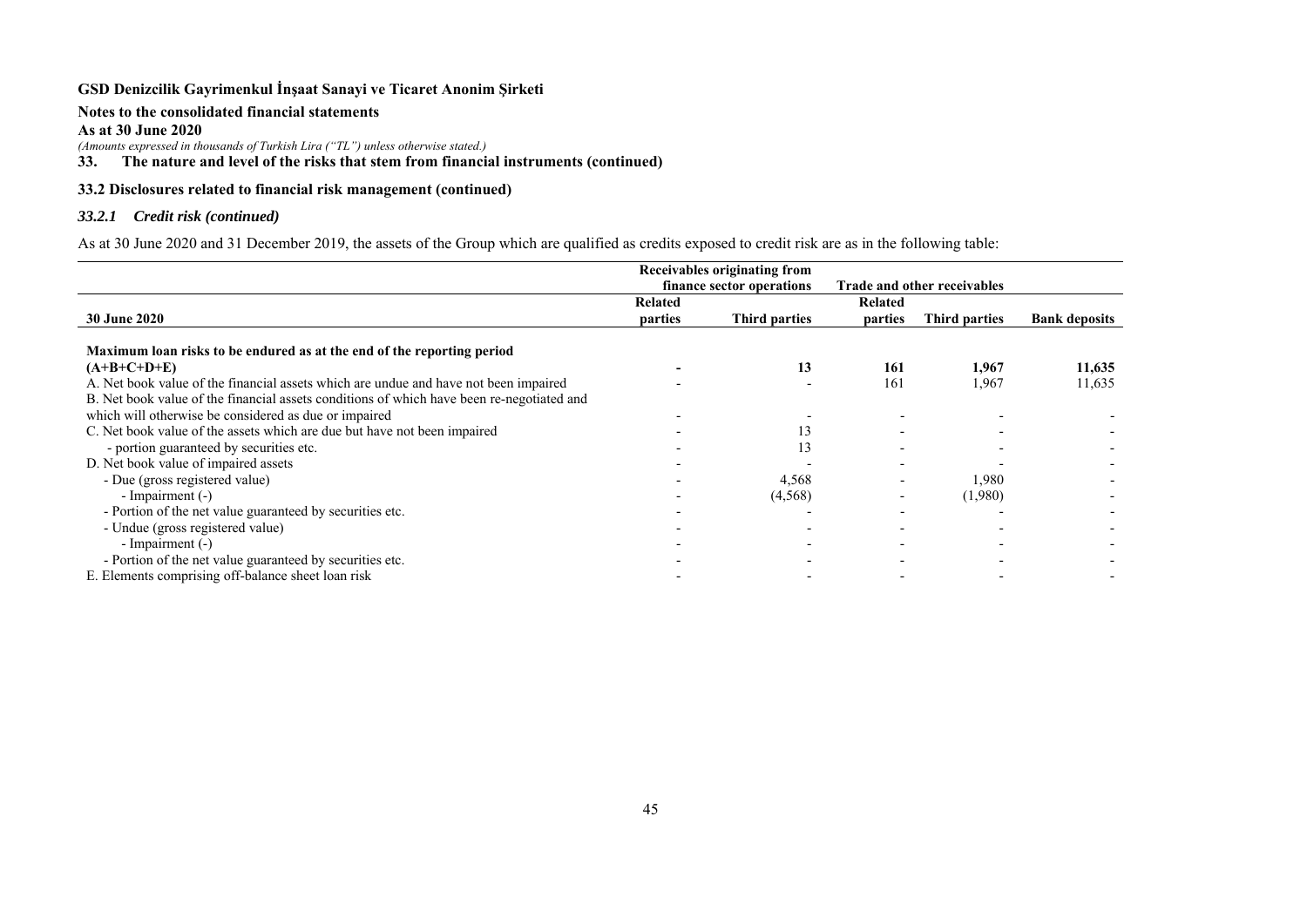**GSD Denizcilik Gayrimenkul İnşaat Sanayi ve Ticaret Anonim Şirketi**

**Notes to the consolidated financial statements**

**As at 30 June 2020**

*(Amounts expressed in thousands of Turkish Lira ("TL") unless otherwise stated.)*

## 33. The nature and level of the risks that stem from financial instruments (continued)

### 33.2 Disclosures related to financial risk management (continued)

#### *33.2.1 Credit risk (continued)*

As at 30 June 2020 and 31 December 2019, the assets of the Group which are qualified as credits exposed to credit risk are as in the following table:

| | **Receivables originating from finance sector operations** | | **Trade and other receivables** | | |
|---|---|---|---|---|---|
| **30 June 2020** | **Related parties** | **Third parties** | **Related parties** | **Third parties** | **Bank deposits** |
| **Maximum loan risks to be endured as at the end of the reporting period (A+B+C+D+E)** | **-** | **13** | **161** | **1,967** | **11,635** |
| A. Net book value of the financial assets which are undue and have not been impaired | - | - | 161 | 1,967 | 11,635 |
| B. Net book value of the financial assets conditions of which have been re-negotiated and which will otherwise be considered as due or impaired | - | - | - | - | - |
| C. Net book value of the assets which are due but have not been impaired | - | 13 | - | - | - |
| - portion guaranteed by securities etc. | - | 13 | - | - | - |
| D. Net book value of impaired assets | - | - | - | - | - |
| - Due (gross registered value) | - | 4,568 | - | 1,980 | - |
| - Impairment (-) | - | (4,568) | - | (1,980) | - |
| - Portion of the net value guaranteed by securities etc. | - | - | - | - | - |
| - Undue (gross registered value) | - | - | - | - | - |
| - Impairment (-) | - | - | - | - | - |
| - Portion of the net value guaranteed by securities etc. | - | - | - | - | - |
| E. Elements comprising off-balance sheet loan risk | - | - | - | - | - |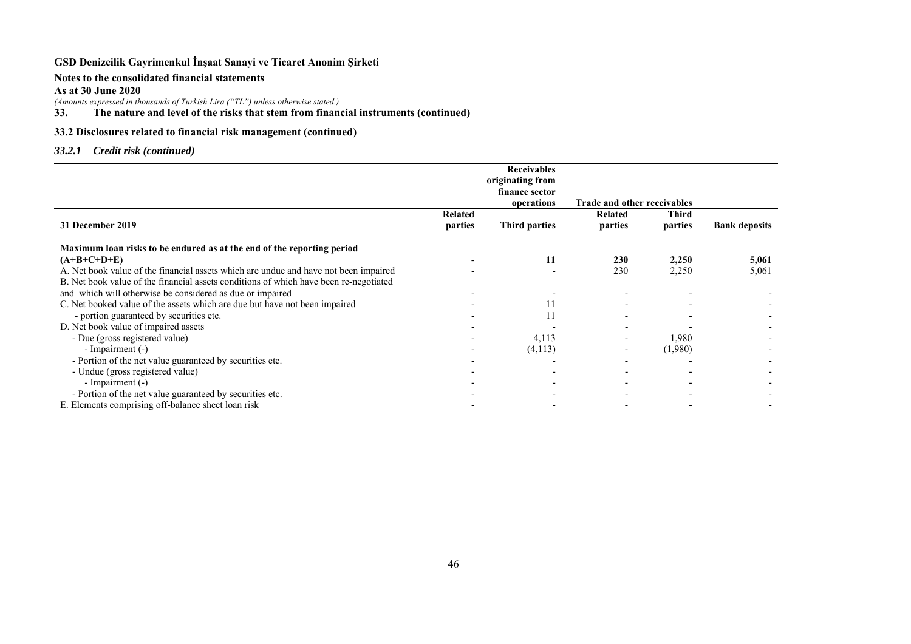**GSD Denizcilik Gayrimenkul İnşaat Sanayi ve Ticaret Anonim Şirketi**

**Notes to the consolidated financial statements**

**As at 30 June 2020**

*(Amounts expressed in thousands of Turkish Lira ("TL") unless otherwise stated.)*

## 33. The nature and level of the risks that stem from financial instruments (continued)

### 33.2 Disclosures related to financial risk management (continued)

#### *33.2.1 Credit risk (continued)*

| | | Receivables originating from finance sector operations | Trade and other receivables | | |
|---|---|---|---|---|---|
| **31 December 2019** | **Related parties** | **Third parties** | **Related parties** | **Third parties** | **Bank deposits** |
| **Maximum loan risks to be endured as at the end of the reporting period (A+B+C+D+E)** | **-** | **11** | **230** | **2,250** | **5,061** |
| A. Net book value of the financial assets which are undue and have not been impaired | - | - | 230 | 2,250 | 5,061 |
| B. Net book value of the financial assets conditions of which have been re-negotiated and which will otherwise be considered as due or impaired | - | - | - | - | - |
| C. Net booked value of the assets which are due but have not been impaired | - | 11 | - | - | - |
| - portion guaranteed by securities etc. | - | 11 | - | - | - |
| D. Net book value of impaired assets | - | - | - | - | - |
| - Due (gross registered value) | - | 4,113 | - | 1,980 | - |
| - Impairment (-) | - | (4,113) | - | (1,980) | - |
| - Portion of the net value guaranteed by securities etc. | - | - | - | - | - |
| - Undue (gross registered value) | - | - | - | - | - |
| - Impairment (-) | - | - | - | - | - |
| - Portion of the net value guaranteed by securities etc. | - | - | - | - | - |
| E. Elements comprising off-balance sheet loan risk | - | - | - | - | - |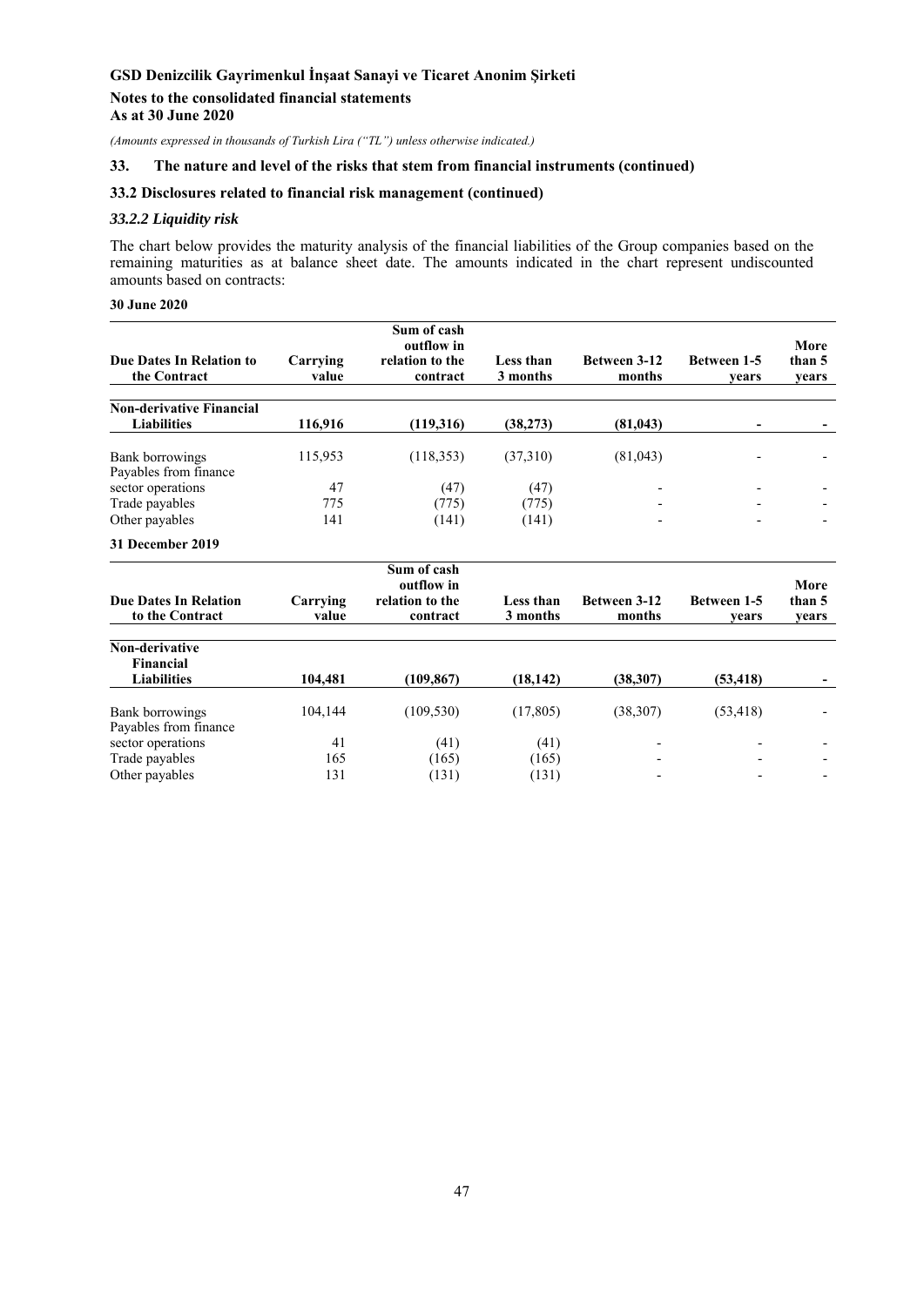GSD Denizcilik Gayrimenkul İnşaat Sanayi ve Ticaret Anonim Şirketi

**Notes to the consolidated financial statements**
**As at 30 June 2020**

*(Amounts expressed in thousands of Turkish Lira ("TL") unless otherwise indicated.)*

## 33. The nature and level of the risks that stem from financial instruments (continued)

### 33.2 Disclosures related to financial risk management (continued)

#### *33.2.2 Liquidity risk*

The chart below provides the maturity analysis of the financial liabilities of the Group companies based on the remaining maturities as at balance sheet date. The amounts indicated in the chart represent undiscounted amounts based on contracts:

**30 June 2020**

| Due Dates In Relation to the Contract | Carrying value | Sum of cash outflow in relation to the contract | Less than 3 months | Between 3-12 months | Between 1-5 years | More than 5 years |
|---|---|---|---|---|---|---|
| **Non-derivative Financial Liabilities** | **116,916** | **(119,316)** | **(38,273)** | **(81,043)** | **-** | **-** |
| Bank borrowings | 115,953 | (118,353) | (37,310) | (81,043) | - | - |
| Payables from finance sector operations | 47 | (47) | (47) | - | - | - |
| Trade payables | 775 | (775) | (775) | - | - | - |
| Other payables | 141 | (141) | (141) | - | - | - |

**31 December 2019**

| Due Dates In Relation to the Contract | Carrying value | Sum of cash outflow in relation to the contract | Less than 3 months | Between 3-12 months | Between 1-5 years | More than 5 years |
|---|---|---|---|---|---|---|
| **Non-derivative Financial Liabilities** | **104,481** | **(109,867)** | **(18,142)** | **(38,307)** | **(53,418)** | **-** |
| Bank borrowings | 104,144 | (109,530) | (17,805) | (38,307) | (53,418) | - |
| Payables from finance sector operations | 41 | (41) | (41) | - | - | - |
| Trade payables | 165 | (165) | (165) | - | - | - |
| Other payables | 131 | (131) | (131) | - | - | - |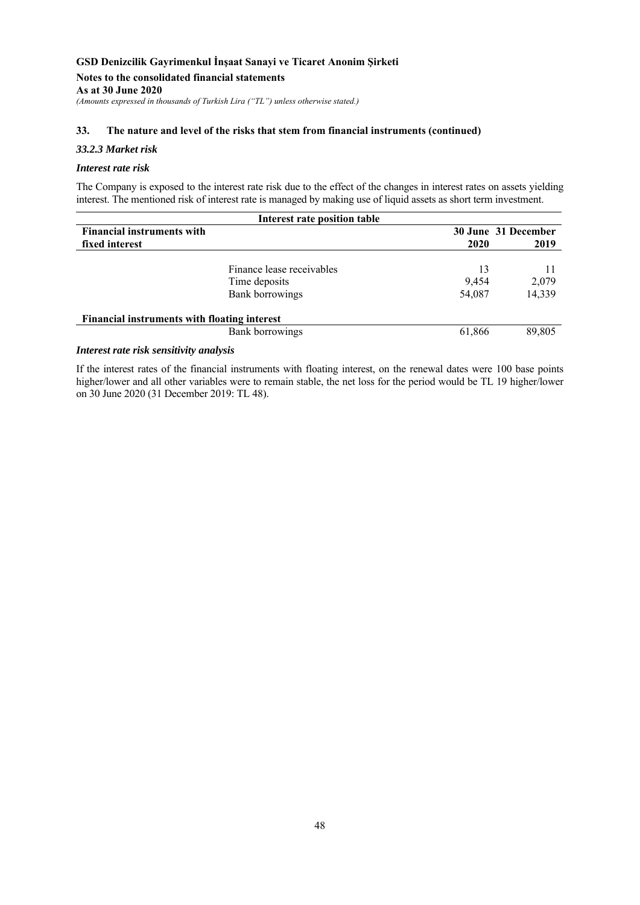## 33. The nature and level of the risks that stem from financial instruments (continued)

### *33.2.3 Market risk*

#### *Interest rate risk*

The Company is exposed to the interest rate risk due to the effect of the changes in interest rates on assets yielding interest. The mentioned risk of interest rate is managed by making use of liquid assets as short term investment.

| Interest rate position table | | | |
|---|---|---|---|
| **Financial instruments with fixed interest** | | **30 June 2020** | **31 December 2019** |
| | Finance lease receivables | 13 | 11 |
| | Time deposits | 9,454 | 2,079 |
| | Bank borrowings | 54,087 | 14,339 |
| **Financial instruments with floating interest** | | | |
| | Bank borrowings | 61,866 | 89,805 |

#### *Interest rate risk sensitivity analysis*

If the interest rates of the financial instruments with floating interest, on the renewal dates were 100 base points higher/lower and all other variables were to remain stable, the net loss for the period would be TL 19 higher/lower on 30 June 2020 (31 December 2019: TL 48).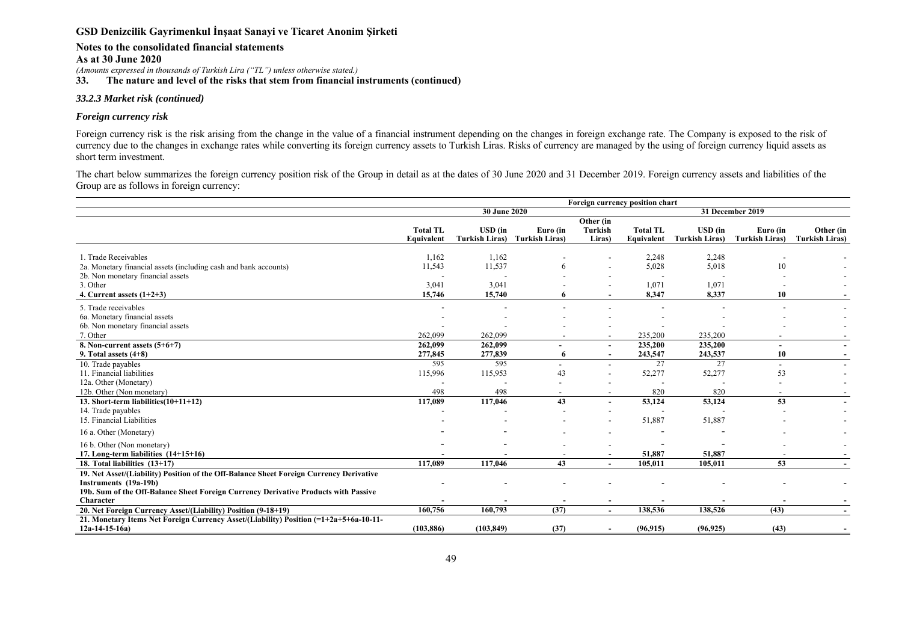# GSD Denizcilik Gayrimenkul İnşaat Sanayi ve Ticaret Anonim Şirketi

**Notes to the consolidated financial statements**

**As at 30 June 2020**

*(Amounts expressed in thousands of Turkish Lira ("TL") unless otherwise stated.)*

## 33. The nature and level of the risks that stem from financial instruments (continued)

### *33.2.3 Market risk (continued)*

#### *Foreign currency risk*

Foreign currency risk is the risk arising from the change in the value of a financial instrument depending on the changes in foreign exchange rate. The Company is exposed to the risk of currency due to the changes in exchange rates while converting its foreign currency assets to Turkish Liras. Risks of currency are managed by the using of foreign currency liquid assets as short term investment.

The chart below summarizes the foreign currency position risk of the Group in detail as at the dates of 30 June 2020 and 31 December 2019. Foreign currency assets and liabilities of the Group are as follows in foreign currency:

| Foreign currency position chart | | | | | | | | |
|---|---|---|---|---|---|---|---|---|
| | 30 June 2020 | | | | 31 December 2019 | | | |
| | Total TL Equivalent | USD (in Turkish Liras) | Euro (in Turkish Liras) | Other (in Turkish Liras) | Total TL Equivalent | USD (in Turkish Liras) | Euro (in Turkish Liras) | Other (in Turkish Liras) |
| 1. Trade Receivables | 1,162 | 1,162 | - | - | 2,248 | 2,248 | - | - |
| 2a. Monetary financial assets (including cash and bank accounts) | 11,543 | 11,537 | 6 | - | 5,028 | 5,018 | 10 | - |
| 2b. Non monetary financial assets | - | - | - | - | - | - | - | - |
| 3. Other | 3,041 | 3,041 | - | - | 1,071 | 1,071 | - | - |
| **4. Current assets (1+2+3)** | **15,746** | **15,740** | **6** | **-** | **8,347** | **8,337** | **10** | **-** |
| 5. Trade receivables | - | - | - | - | - | - | - | - |
| 6a. Monetary financial assets | - | - | - | - | - | - | - | - |
| 6b. Non monetary financial assets | - | - | - | - | - | - | - | - |
| 7. Other | 262,099 | 262,099 | - | - | 235,200 | 235,200 | - | - |
| **8. Non-current assets (5+6+7)** | **262,099** | **262,099** | **-** | **-** | **235,200** | **235,200** | **-** | **-** |
| **9. Total assets (4+8)** | **277,845** | **277,839** | **6** | **-** | **243,547** | **243,537** | **10** | **-** |
| 10. Trade payables | 595 | 595 | - | - | 27 | 27 | - | - |
| 11. Financial liabilities | 115,996 | 115,953 | 43 | - | 52,277 | 52,277 | 53 | - |
| 12a. Other (Monetary) | - | - | - | - | - | - | - | - |
| 12b. Other (Non monetary) | 498 | 498 | - | - | 820 | 820 | - | - |
| **13. Short-term liabilities(10+11+12)** | **117,089** | **117,046** | **43** | **-** | **53,124** | **53,124** | **53** | **-** |
| 14. Trade payables | - | - | - | - | - | - | - | - |
| 15. Financial Liabilities | - | - | - | - | 51,887 | 51,887 | - | - |
| 16 a. Other (Monetary) | - | - | - | - | - | - | - | - |
| 16 b. Other (Non monetary) | - | - | - | - | - | - | - | - |
| **17. Long-term liabilities (14+15+16)** | **-** | **-** | **-** | **-** | **51,887** | **51,887** | **-** | **-** |
| **18. Total liabilities (13+17)** | **117,089** | **117,046** | **43** | **-** | **105,011** | **105,011** | **53** | **-** |
| **19. Net Asset/(Liability) Position of the Off-Balance Sheet Foreign Currency Derivative Instruments (19a-19b)** | **-** | **-** | **-** | **-** | **-** | **-** | **-** | **-** |
| **19b. Sum of the Off-Balance Sheet Foreign Currency Derivative Products with Passive Character** | **-** | **-** | **-** | **-** | **-** | **-** | **-** | **-** |
| **20. Net Foreign Currency Asset/(Liability) Position (9-18+19)** | **160,756** | **160,793** | **(37)** | **-** | **138,536** | **138,526** | **(43)** | **-** |
| **21. Monetary Items Net Foreign Currency Asset/(Liability) Position (=1+2a+5+6a-10-11-12a-14-15-16a)** | **(103,886)** | **(103,849)** | **(37)** | **-** | **(96,915)** | **(96,925)** | **(43)** | **-** |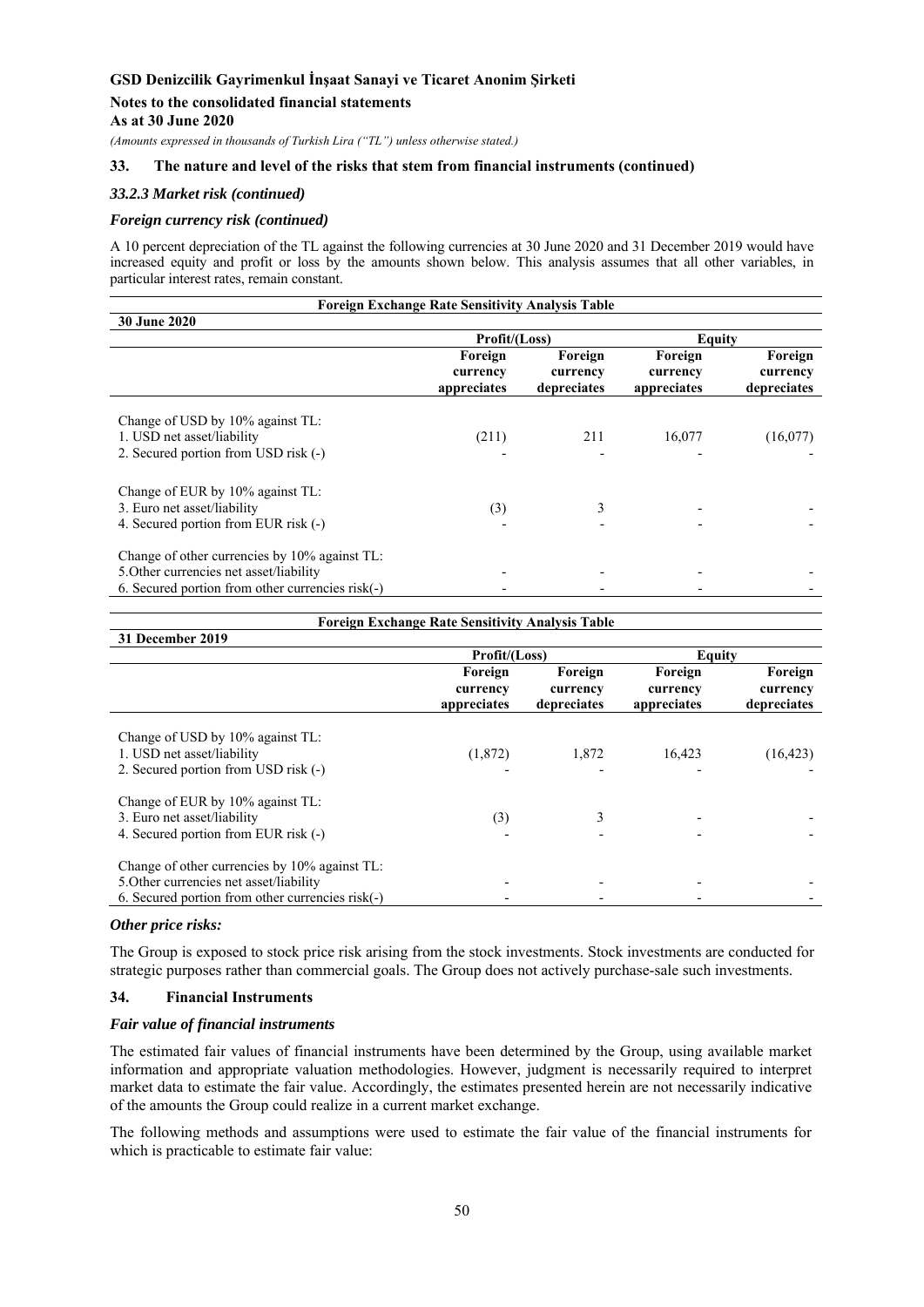### 33. The nature and level of the risks that stem from financial instruments (continued)

#### *33.2.3 Market risk (continued)*

#### *Foreign currency risk (continued)*

A 10 percent depreciation of the TL against the following currencies at 30 June 2020 and 31 December 2019 would have increased equity and profit or loss by the amounts shown below. This analysis assumes that all other variables, in particular interest rates, remain constant.

**Foreign Exchange Rate Sensitivity Analysis Table**

| **30 June 2020** | **Profit/(Loss)** | | **Equity** | |
|---|---|---|---|---|
| | **Foreign currency appreciates** | **Foreign currency depreciates** | **Foreign currency appreciates** | **Foreign currency depreciates** |
| Change of USD by 10% against TL: | | | | |
| 1. USD net asset/liability | (211) | 211 | 16,077 | (16,077) |
| 2. Secured portion from USD risk (-) | - | - | - | - |
| Change of EUR by 10% against TL: | | | | |
| 3. Euro net asset/liability | (3) | 3 | - | - |
| 4. Secured portion from EUR risk (-) | - | - | - | - |
| Change of other currencies by 10% against TL: | | | | |
| 5.Other currencies net asset/liability | - | - | - | - |
| 6. Secured portion from other currencies risk(-) | - | - | - | - |

**Foreign Exchange Rate Sensitivity Analysis Table**

| **31 December 2019** | **Profit/(Loss)** | | **Equity** | |
|---|---|---|---|---|
| | **Foreign currency appreciates** | **Foreign currency depreciates** | **Foreign currency appreciates** | **Foreign currency depreciates** |
| Change of USD by 10% against TL: | | | | |
| 1. USD net asset/liability | (1,872) | 1,872 | 16,423 | (16,423) |
| 2. Secured portion from USD risk (-) | - | - | - | - |
| Change of EUR by 10% against TL: | | | | |
| 3. Euro net asset/liability | (3) | 3 | - | - |
| 4. Secured portion from EUR risk (-) | - | - | - | - |
| Change of other currencies by 10% against TL: | | | | |
| 5.Other currencies net asset/liability | - | - | - | - |
| 6. Secured portion from other currencies risk(-) | - | - | - | - |

#### *Other price risks:*

The Group is exposed to stock price risk arising from the stock investments. Stock investments are conducted for strategic purposes rather than commercial goals. The Group does not actively purchase-sale such investments.

### 34. Financial Instruments

#### *Fair value of financial instruments*

The estimated fair values of financial instruments have been determined by the Group, using available market information and appropriate valuation methodologies. However, judgment is necessarily required to interpret market data to estimate the fair value. Accordingly, the estimates presented herein are not necessarily indicative of the amounts the Group could realize in a current market exchange.

The following methods and assumptions were used to estimate the fair value of the financial instruments for which is practicable to estimate fair value: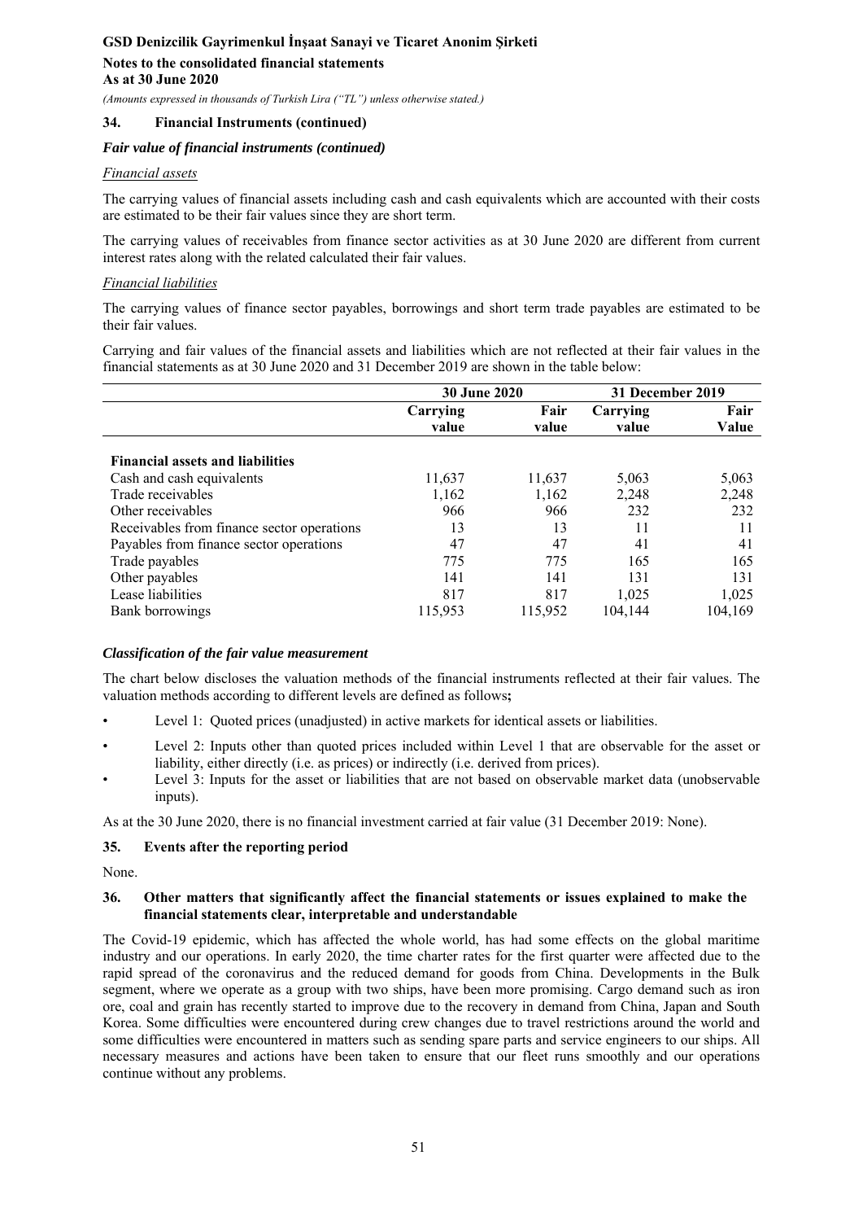### 34. Financial Instruments (continued)

***Fair value of financial instruments (continued)***

*Financial assets*

The carrying values of financial assets including cash and cash equivalents which are accounted with their costs are estimated to be their fair values since they are short term.

The carrying values of receivables from finance sector activities as at 30 June 2020 are different from current interest rates along with the related calculated their fair values.

*Financial liabilities*

The carrying values of finance sector payables, borrowings and short term trade payables are estimated to be their fair values.

Carrying and fair values of the financial assets and liabilities which are not reflected at their fair values in the financial statements as at 30 June 2020 and 31 December 2019 are shown in the table below:

| | 30 June 2020 | | 31 December 2019 | |
|---|---|---|---|---|
| | Carrying value | Fair value | Carrying value | Fair Value |
| **Financial assets and liabilities** | | | | |
| Cash and cash equivalents | 11,637 | 11,637 | 5,063 | 5,063 |
| Trade receivables | 1,162 | 1,162 | 2,248 | 2,248 |
| Other receivables | 966 | 966 | 232 | 232 |
| Receivables from finance sector operations | 13 | 13 | 11 | 11 |
| Payables from finance sector operations | 47 | 47 | 41 | 41 |
| Trade payables | 775 | 775 | 165 | 165 |
| Other payables | 141 | 141 | 131 | 131 |
| Lease liabilities | 817 | 817 | 1,025 | 1,025 |
| Bank borrowings | 115,953 | 115,952 | 104,144 | 104,169 |

***Classification of the fair value measurement***

The chart below discloses the valuation methods of the financial instruments reflected at their fair values. The valuation methods according to different levels are defined as follows**;**

- Level 1: Quoted prices (unadjusted) in active markets for identical assets or liabilities.
- Level 2: Inputs other than quoted prices included within Level 1 that are observable for the asset or liability, either directly (i.e. as prices) or indirectly (i.e. derived from prices).
- Level 3: Inputs for the asset or liabilities that are not based on observable market data (unobservable inputs).

As at the 30 June 2020, there is no financial investment carried at fair value (31 December 2019: None).

### 35. Events after the reporting period

None.

### 36. Other matters that significantly affect the financial statements or issues explained to make the financial statements clear, interpretable and understandable

The Covid-19 epidemic, which has affected the whole world, has had some effects on the global maritime industry and our operations. In early 2020, the time charter rates for the first quarter were affected due to the rapid spread of the coronavirus and the reduced demand for goods from China. Developments in the Bulk segment, where we operate as a group with two ships, have been more promising. Cargo demand such as iron ore, coal and grain has recently started to improve due to the recovery in demand from China, Japan and South Korea. Some difficulties were encountered during crew changes due to travel restrictions around the world and some difficulties were encountered in matters such as sending spare parts and service engineers to our ships. All necessary measures and actions have been taken to ensure that our fleet runs smoothly and our operations continue without any problems.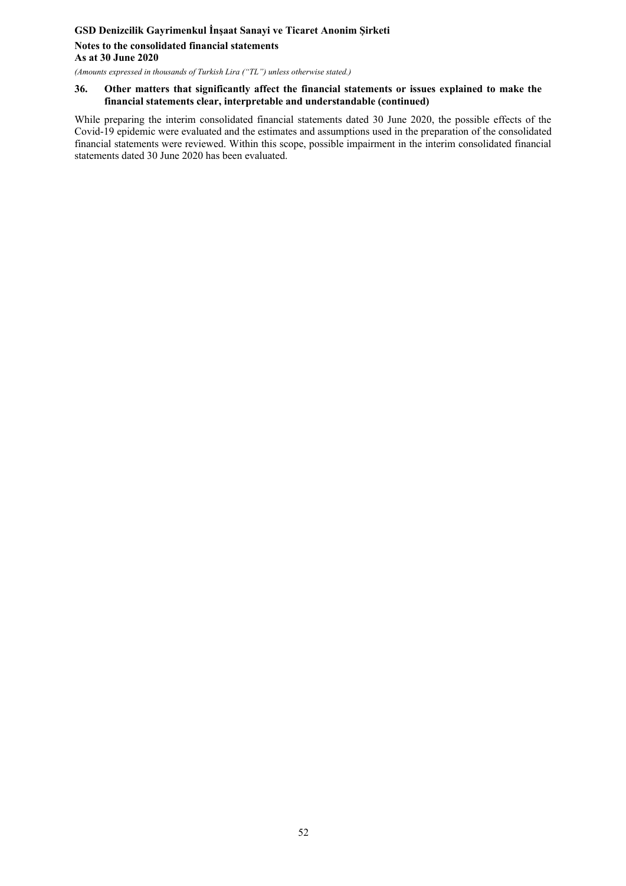## 36. Other matters that significantly affect the financial statements or issues explained to make the financial statements clear, interpretable and understandable (continued)

While preparing the interim consolidated financial statements dated 30 June 2020, the possible effects of the Covid-19 epidemic were evaluated and the estimates and assumptions used in the preparation of the consolidated financial statements were reviewed. Within this scope, possible impairment in the interim consolidated financial statements dated 30 June 2020 has been evaluated.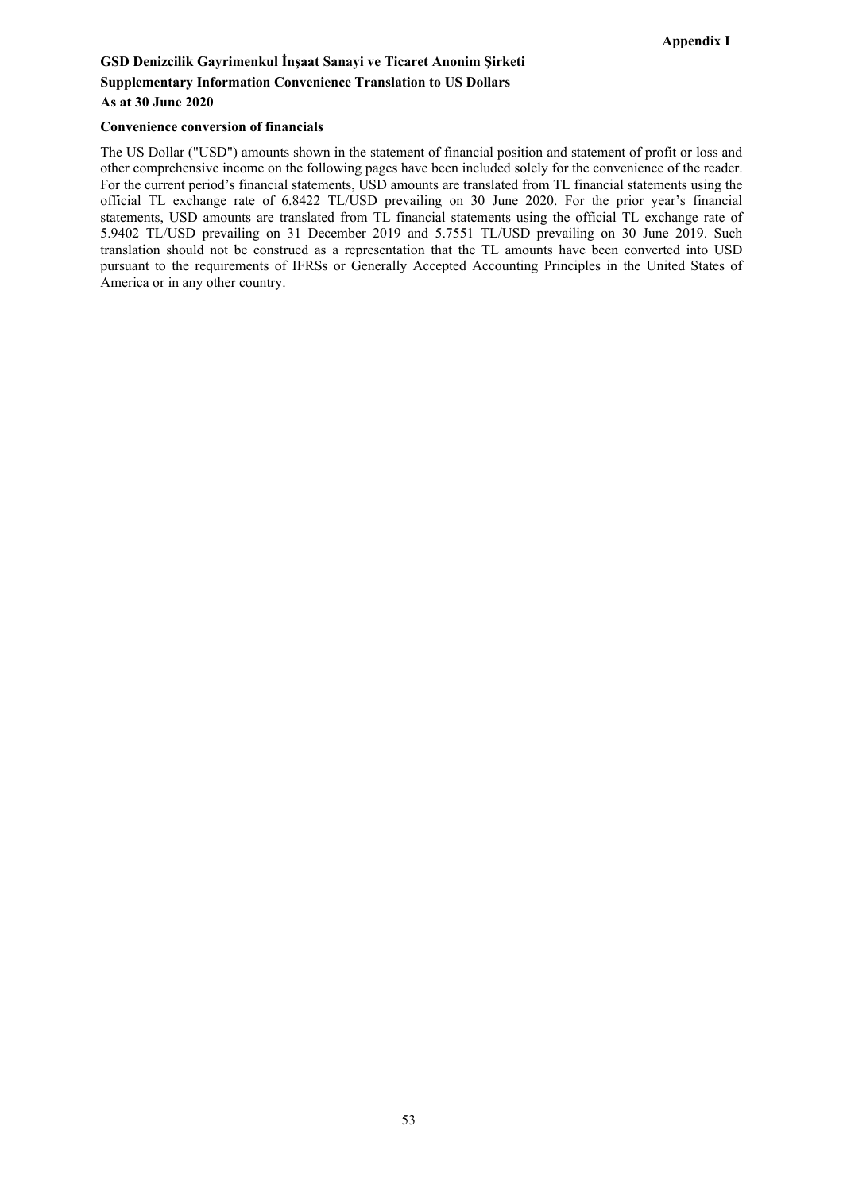**Appendix I**

**GSD Denizcilik Gayrimenkul İnşaat Sanayi ve Ticaret Anonim Şirketi**

**Supplementary Information Convenience Translation to US Dollars**

**As at 30 June 2020**

**Convenience conversion of financials**

The US Dollar ("USD") amounts shown in the statement of financial position and statement of profit or loss and other comprehensive income on the following pages have been included solely for the convenience of the reader. For the current period's financial statements, USD amounts are translated from TL financial statements using the official TL exchange rate of 6.8422 TL/USD prevailing on 30 June 2020. For the prior year's financial statements, USD amounts are translated from TL financial statements using the official TL exchange rate of 5.9402 TL/USD prevailing on 31 December 2019 and 5.7551 TL/USD prevailing on 30 June 2019. Such translation should not be construed as a representation that the TL amounts have been converted into USD pursuant to the requirements of IFRSs or Generally Accepted Accounting Principles in the United States of America or in any other country.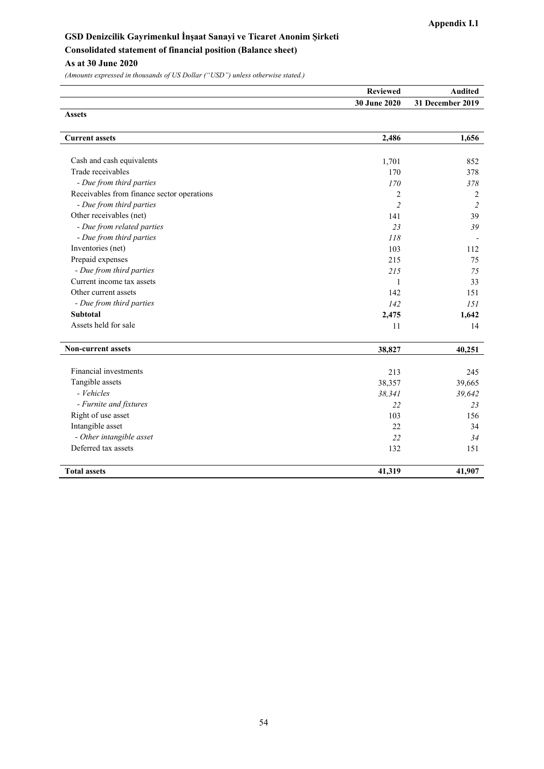**Appendix I.1**

# GSD Denizcilik Gayrimenkul İnşaat Sanayi ve Ticaret Anonim Şirketi

## Consolidated statement of financial position (Balance sheet)

## As at 30 June 2020

*(Amounts expressed in thousands of US Dollar ("USD") unless otherwise stated.)*

| | **Reviewed** | **Audited** |
|---|---|---|
| | **30 June 2020** | **31 December 2019** |
| **Assets** | | |
| **Current assets** | **2,486** | **1,656** |
| Cash and cash equivalents | 1,701 | 852 |
| Trade receivables | 170 | 378 |
| *- Due from third parties* | *170* | *378* |
| Receivables from finance sector operations | 2 | 2 |
| *- Due from third parties* | *2* | *2* |
| Other receivables (net) | 141 | 39 |
| *- Due from related parties* | *23* | *39* |
| *- Due from third parties* | *118* | - |
| Inventories (net) | 103 | 112 |
| Prepaid expenses | 215 | 75 |
| *- Due from third parties* | *215* | *75* |
| Current income tax assets | 1 | 33 |
| Other current assets | 142 | 151 |
| *- Due from third parties* | *142* | *151* |
| **Subtotal** | **2,475** | **1,642** |
| Assets held for sale | 11 | 14 |
| **Non-current assets** | **38,827** | **40,251** |
| Financial investments | 213 | 245 |
| Tangible assets | 38,357 | 39,665 |
| *- Vehicles* | *38,341* | *39,642* |
| *- Furnite and fixtures* | *22* | *23* |
| Right of use asset | 103 | 156 |
| Intangible asset | 22 | 34 |
| *- Other intangible asset* | *22* | *34* |
| Deferred tax assets | 132 | 151 |
| **Total assets** | **41,319** | **41,907** |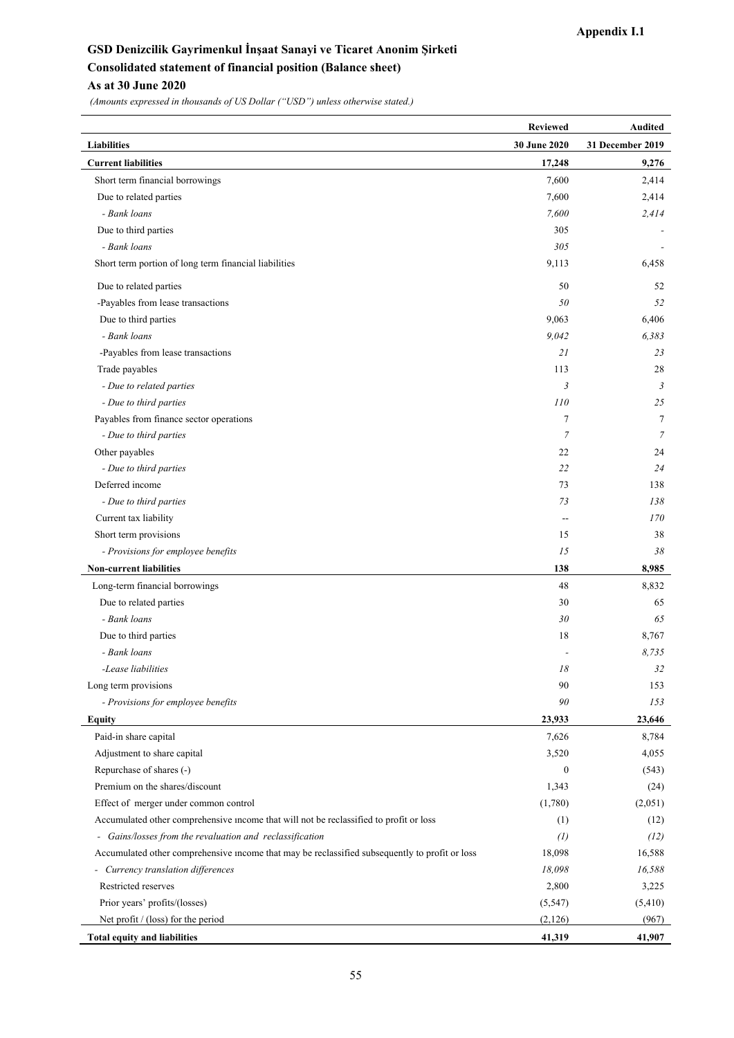**Appendix I.1**

# GSD Denizcilik Gayrimenkul İnşaat Sanayi ve Ticaret Anonim Şirketi

## Consolidated statement of financial position (Balance sheet)

## As at 30 June 2020

*(Amounts expressed in thousands of US Dollar ("USD") unless otherwise stated.)*

| | Reviewed | Audited |
|---|---|---|
| **Liabilities** | **30 June 2020** | **31 December 2019** |
| **Current liabilities** | **17,248** | **9,276** |
| Short term financial borrowings | 7,600 | 2,414 |
| Due to related parties | 7,600 | 2,414 |
| *- Bank loans* | *7,600* | *2,414* |
| Due to third parties | 305 | - |
| *- Bank loans* | *305* | - |
| Short term portion of long term financial liabilities | 9,113 | 6,458 |
| Due to related parties | 50 | 52 |
| -Payables from lease transactions | *50* | *52* |
| Due to third parties | 9,063 | 6,406 |
| *- Bank loans* | *9,042* | *6,383* |
| -Payables from lease transactions | *21* | *23* |
| Trade payables | 113 | 28 |
| *- Due to related parties* | *3* | *3* |
| *- Due to third parties* | *110* | *25* |
| Payables from finance sector operations | 7 | 7 |
| *- Due to third parties* | *7* | *7* |
| Other payables | 22 | 24 |
| *- Due to third parties* | *22* | *24* |
| Deferred income | 73 | 138 |
| *- Due to third parties* | *73* | *138* |
| Current tax liability | -- | *170* |
| Short term provisions | 15 | 38 |
| *- Provisions for employee benefits* | *15* | *38* |
| **Non-current liabilities** | **138** | **8,985** |
| Long-term financial borrowings | 48 | 8,832 |
| Due to related parties | 30 | 65 |
| *- Bank loans* | *30* | *65* |
| Due to third parties | 18 | 8,767 |
| *- Bank loans* | - | *8,735* |
| *-Lease liabilities* | *18* | *32* |
| Long term provisions | 90 | 153 |
| *- Provisions for employee benefits* | *90* | *153* |
| **Equity** | **23,933** | **23,646** |
| Paid-in share capital | 7,626 | 8,784 |
| Adjustment to share capital | 3,520 | 4,055 |
| Repurchase of shares (-) | 0 | (543) |
| Premium on the shares/discount | 1,343 | (24) |
| Effect of merger under common control | (1,780) | (2,051) |
| Accumulated other comprehensive income that will not be reclassified to profit or loss | (1) | (12) |
| *- Gains/losses from the revaluation and reclassification* | *(1)* | *(12)* |
| Accumulated other comprehensive income that may be reclassified subsequently to profit or loss | 18,098 | 16,588 |
| *- Currency translation differences* | *18,098* | *16,588* |
| Restricted reserves | 2,800 | 3,225 |
| Prior years' profits/(losses) | (5,547) | (5,410) |
| Net profit / (loss) for the period | (2,126) | (967) |
| **Total equity and liabilities** | **41,319** | **41,907** |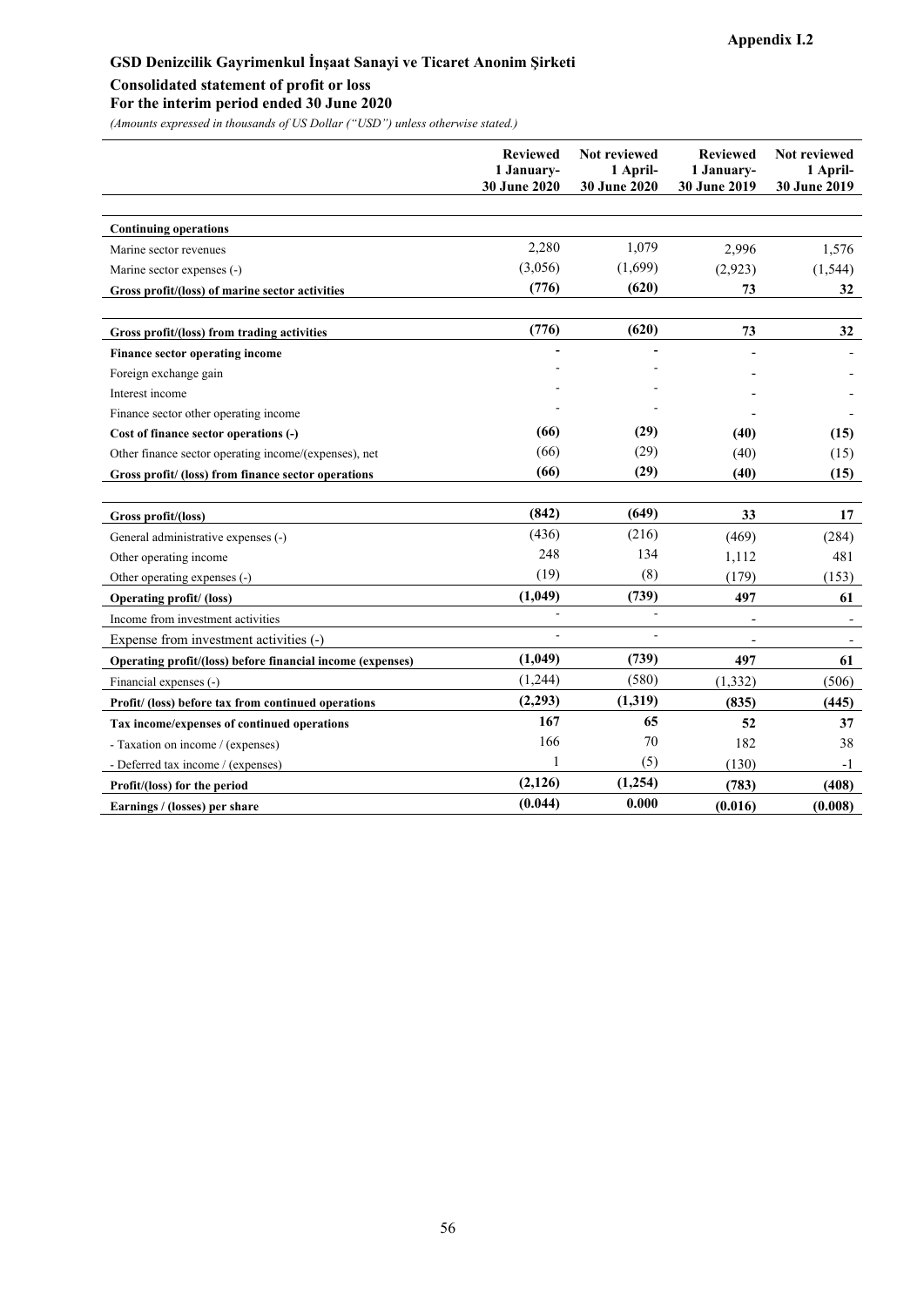**Appendix I.2**

# GSD Denizcilik Gayrimenkul İnşaat Sanayi ve Ticaret Anonim Şirketi

## Consolidated statement of profit or loss

## For the interim period ended 30 June 2020

*(Amounts expressed in thousands of US Dollar ("USD") unless otherwise stated.)*

| | Reviewed 1 January- 30 June 2020 | Not reviewed 1 April- 30 June 2020 | Reviewed 1 January- 30 June 2019 | Not reviewed 1 April- 30 June 2019 |
|---|---|---|---|---|
| **Continuing operations** | | | | |
| Marine sector revenues | 2,280 | 1,079 | 2,996 | 1,576 |
| Marine sector expenses (-) | (3,056) | (1,699) | (2,923) | (1,544) |
| **Gross profit/(loss) of marine sector activities** | **(776)** | **(620)** | **73** | **32** |
| **Gross profit/(loss) from trading activities** | **(776)** | **(620)** | **73** | **32** |
| **Finance sector operating income** | **-** | **-** | - | - |
| Foreign exchange gain | - | - | - | - |
| Interest income | - | - | - | - |
| Finance sector other operating income | - | - | - | - |
| **Cost of finance sector operations (-)** | **(66)** | **(29)** | **(40)** | **(15)** |
| Other finance sector operating income/(expenses), net | (66) | (29) | (40) | (15) |
| **Gross profit/ (loss) from finance sector operations** | **(66)** | **(29)** | **(40)** | **(15)** |
| **Gross profit/(loss)** | **(842)** | **(649)** | **33** | **17** |
| General administrative expenses (-) | (436) | (216) | (469) | (284) |
| Other operating income | 248 | 134 | 1,112 | 481 |
| Other operating expenses (-) | (19) | (8) | (179) | (153) |
| **Operating profit/ (loss)** | **(1,049)** | **(739)** | **497** | **61** |
| Income from investment activities | - | - | - | - |
| Expense from investment activities (-) | - | - | - | - |
| **Operating profit/(loss) before financial income (expenses)** | **(1,049)** | **(739)** | **497** | **61** |
| Financial expenses (-) | (1,244) | (580) | (1,332) | (506) |
| **Profit/ (loss) before tax from continued operations** | **(2,293)** | **(1,319)** | **(835)** | **(445)** |
| **Tax income/expenses of continued operations** | **167** | **65** | **52** | **37** |
| - Taxation on income / (expenses) | 166 | 70 | 182 | 38 |
| - Deferred tax income / (expenses) | 1 | (5) | (130) | -1 |
| **Profit/(loss) for the period** | **(2,126)** | **(1,254)** | **(783)** | **(408)** |
| **Earnings / (losses) per share** | **(0.044)** | **0.000** | **(0.016)** | **(0.008)** |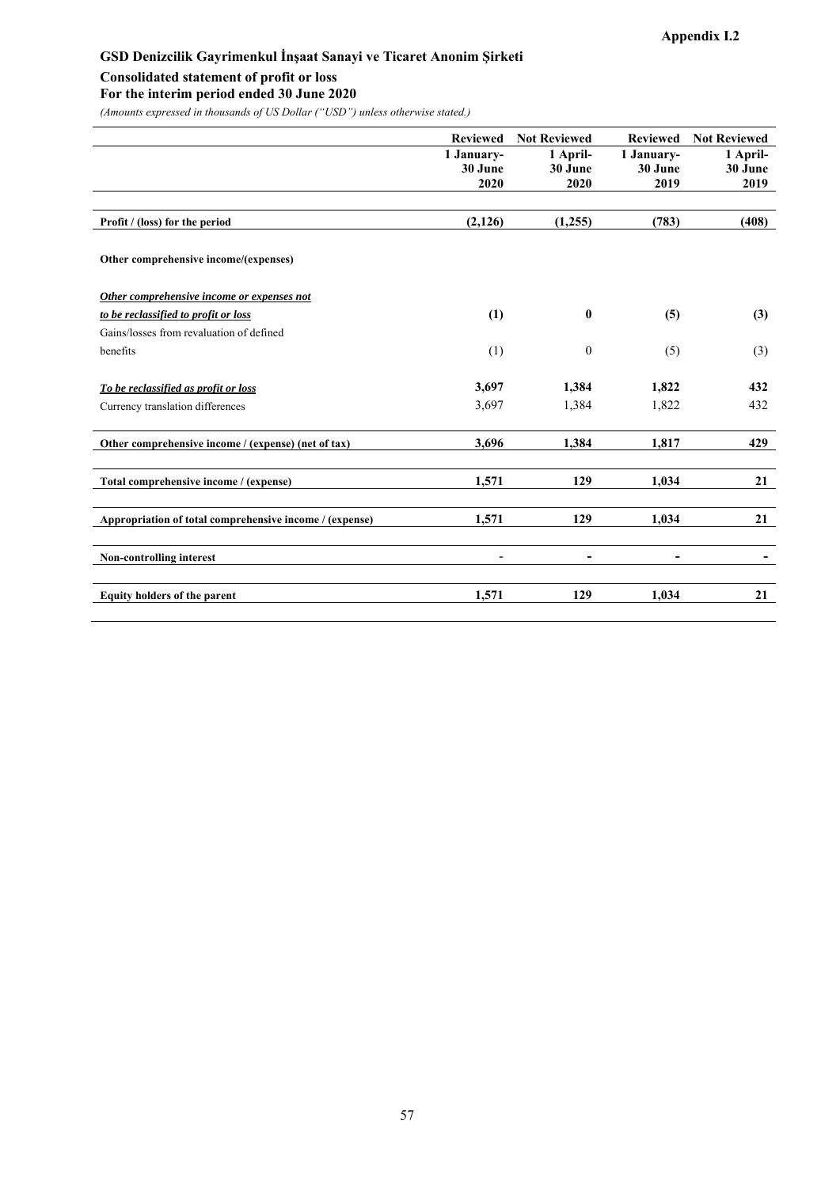**Appendix I.2**

**GSD Denizcilik Gayrimenkul İnşaat Sanayi ve Ticaret Anonim Şirketi**

**Consolidated statement of profit or loss**

**For the interim period ended 30 June 2020**

*(Amounts expressed in thousands of US Dollar ("USD") unless otherwise stated.)*

| | Reviewed | Not Reviewed | Reviewed | Not Reviewed |
|---|---|---|---|---|
| | 1 January- 30 June 2020 | 1 April- 30 June 2020 | 1 January- 30 June 2019 | 1 April- 30 June 2019 |
| **Profit / (loss) for the period** | **(2,126)** | **(1,255)** | **(783)** | **(408)** |
| **Other comprehensive income/(expenses)** | | | | |
| ***Other comprehensive income or expenses not to be reclassified to profit or loss*** | **(1)** | **0** | **(5)** | **(3)** |
| Gains/losses from revaluation of defined benefits | (1) | 0 | (5) | (3) |
| ***To be reclassified as profit or loss*** | **3,697** | **1,384** | **1,822** | **432** |
| Currency translation differences | 3,697 | 1,384 | 1,822 | 432 |
| **Other comprehensive income / (expense) (net of tax)** | **3,696** | **1,384** | **1,817** | **429** |
| **Total comprehensive income / (expense)** | **1,571** | **129** | **1,034** | **21** |
| **Appropriation of total comprehensive income / (expense)** | **1,571** | **129** | **1,034** | **21** |
| **Non-controlling interest** | - | - | - | - |
| **Equity holders of the parent** | **1,571** | **129** | **1,034** | **21** |